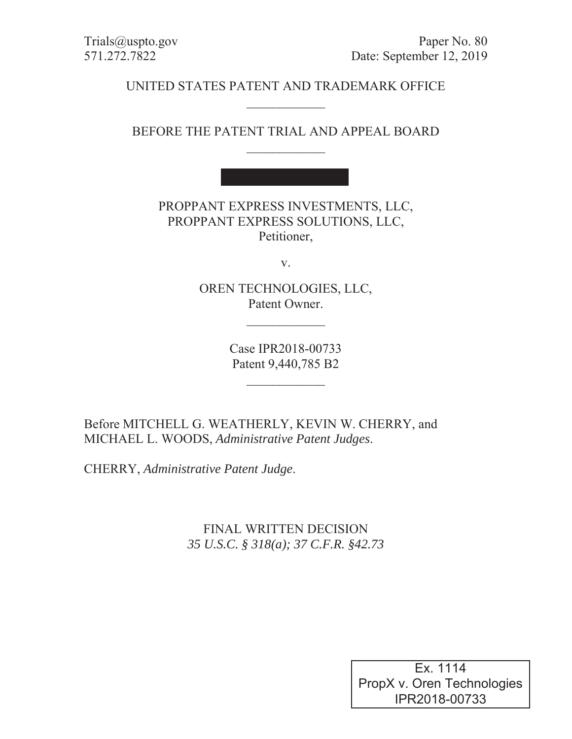Trials@uspto.gov
571.272.7822

Paper No. 80
Date: September 12, 2019

UNITED STATES PATENT AND TRADEMARK OFFICE

---

BEFORE THE PATENT TRIAL AND APPEAL BOARD

---

PROPPANT EXPRESS INVESTMENTS, LLC,
PROPPANT EXPRESS SOLUTIONS, LLC,
Petitioner,

v.

OREN TECHNOLOGIES, LLC,
Patent Owner.

---

Case IPR2018-00733
Patent 9,440,785 B2

---

Before MITCHELL G. WEATHERLY, KEVIN W. CHERRY, and MICHAEL L. WOODS, *Administrative Patent Judges.*

CHERRY, *Administrative Patent Judge*.

FINAL WRITTEN DECISION
*35 U.S.C. § 318(a); 37 C.F.R. §42.73*

Ex. 1114
PropX v. Oren Technologies
IPR2018-00733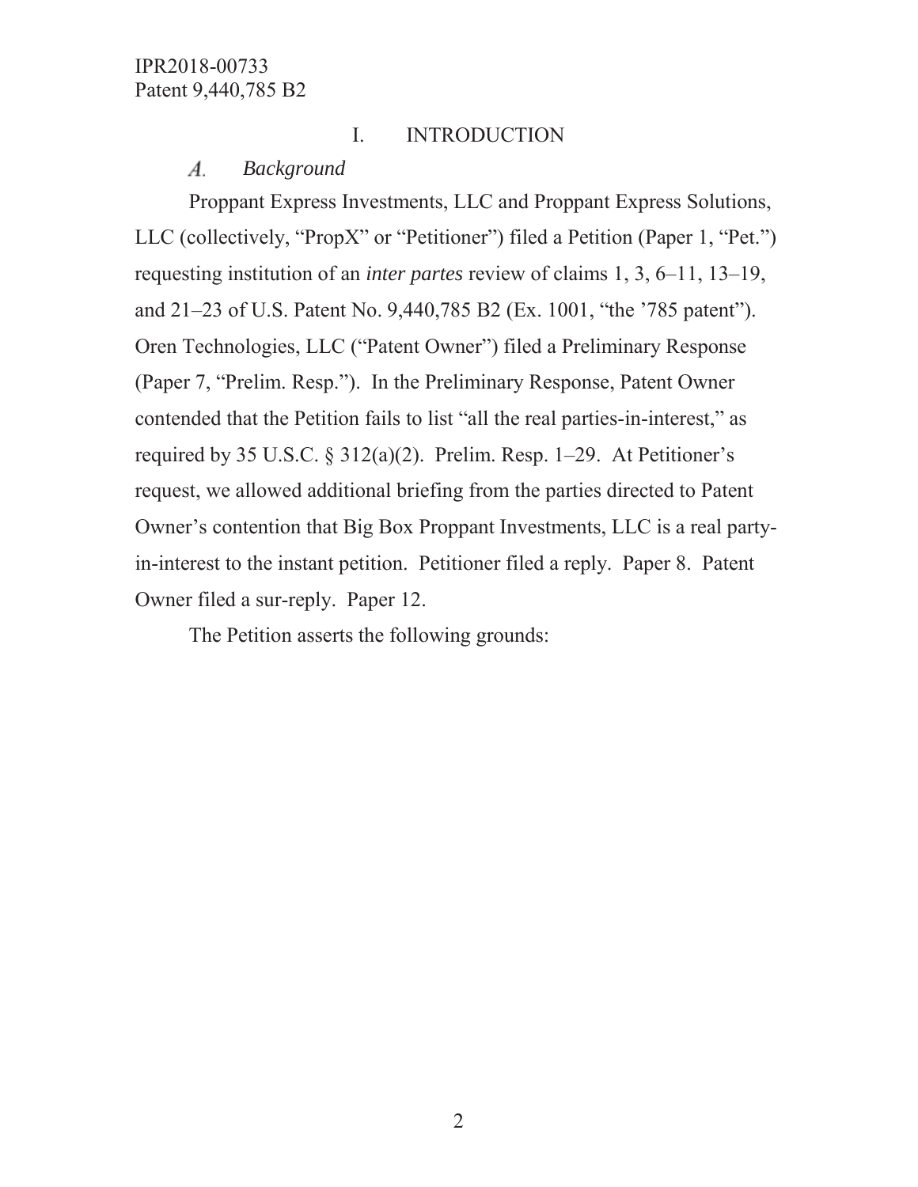# I. INTRODUCTION

## *A. Background*

Proppant Express Investments, LLC and Proppant Express Solutions, LLC (collectively, "PropX" or "Petitioner") filed a Petition (Paper 1, "Pet.") requesting institution of an *inter partes* review of claims 1, 3, 6–11, 13–19, and 21–23 of U.S. Patent No. 9,440,785 B2 (Ex. 1001, "the '785 patent"). Oren Technologies, LLC ("Patent Owner") filed a Preliminary Response (Paper 7, "Prelim. Resp."). In the Preliminary Response, Patent Owner contended that the Petition fails to list "all the real parties-in-interest," as required by 35 U.S.C. § 312(a)(2). Prelim. Resp. 1–29. At Petitioner's request, we allowed additional briefing from the parties directed to Patent Owner's contention that Big Box Proppant Investments, LLC is a real party-in-interest to the instant petition. Petitioner filed a reply. Paper 8. Patent Owner filed a sur-reply. Paper 12.

The Petition asserts the following grounds: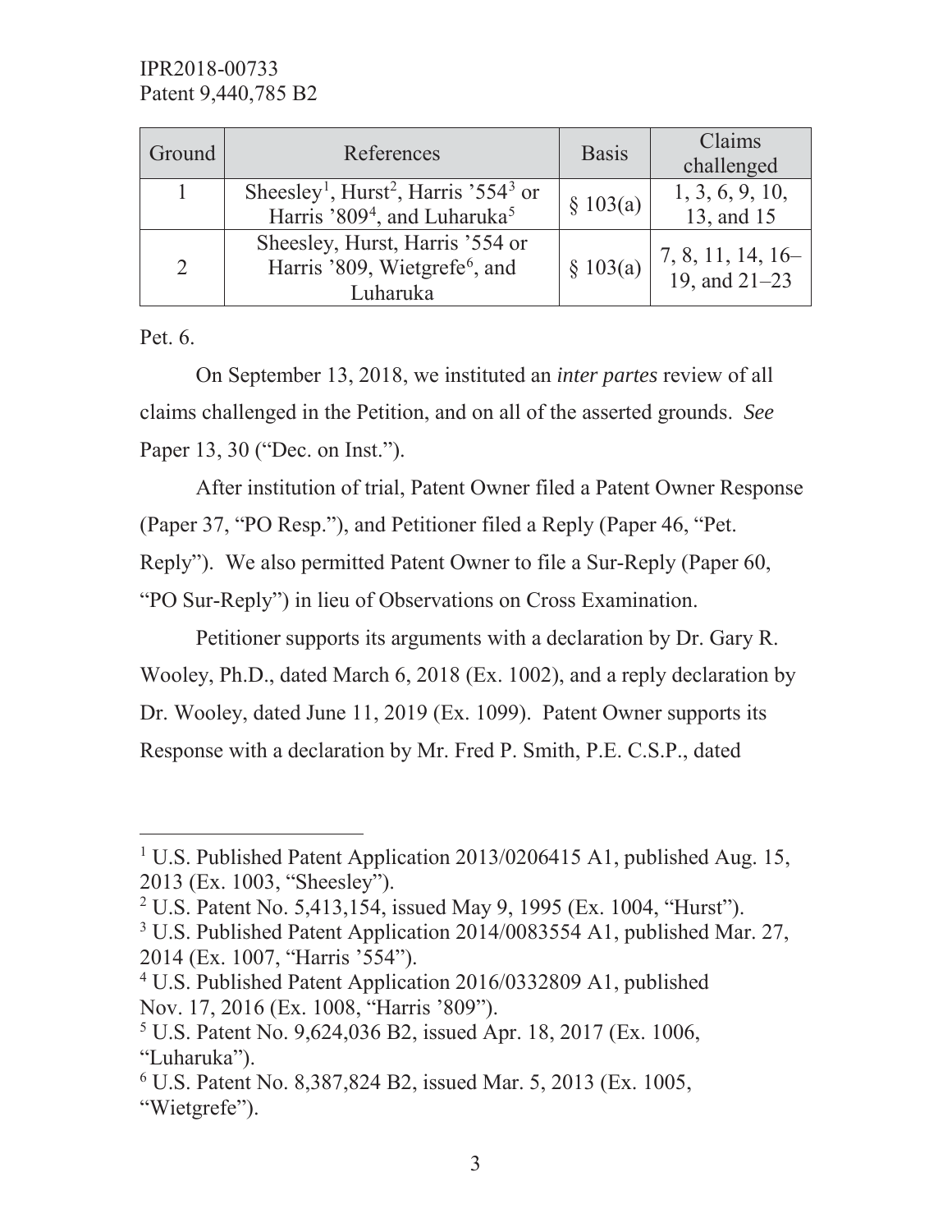| Ground | References | Basis | Claims challenged |
|---|---|---|---|
| 1 | Sheesley[1], Hurst[2], Harris '554[3] or Harris '809[4], and Luharuka[5] | § 103(a) | 1, 3, 6, 9, 10, 13, and 15 |
| 2 | Sheesley, Hurst, Harris '554 or Harris '809, Wietgrefe[6], and Luharuka | § 103(a) | 7, 8, 11, 14, 16–19, and 21–23 |

Pet. 6.

On September 13, 2018, we instituted an *inter partes* review of all claims challenged in the Petition, and on all of the asserted grounds. *See* Paper 13, 30 ("Dec. on Inst.").

After institution of trial, Patent Owner filed a Patent Owner Response (Paper 37, "PO Resp."), and Petitioner filed a Reply (Paper 46, "Pet. Reply"). We also permitted Patent Owner to file a Sur-Reply (Paper 60, "PO Sur-Reply") in lieu of Observations on Cross Examination.

Petitioner supports its arguments with a declaration by Dr. Gary R. Wooley, Ph.D., dated March 6, 2018 (Ex. 1002), and a reply declaration by Dr. Wooley, dated June 11, 2019 (Ex. 1099). Patent Owner supports its Response with a declaration by Mr. Fred P. Smith, P.E. C.S.P., dated

---

[1] U.S. Published Patent Application 2013/0206415 A1, published Aug. 15, 2013 (Ex. 1003, "Sheesley").

[2] U.S. Patent No. 5,413,154, issued May 9, 1995 (Ex. 1004, "Hurst").

[3] U.S. Published Patent Application 2014/0083554 A1, published Mar. 27, 2014 (Ex. 1007, "Harris '554").

[4] U.S. Published Patent Application 2016/0332809 A1, published Nov. 17, 2016 (Ex. 1008, "Harris '809").

[5] U.S. Patent No. 9,624,036 B2, issued Apr. 18, 2017 (Ex. 1006, "Luharuka").

[6] U.S. Patent No. 8,387,824 B2, issued Mar. 5, 2013 (Ex. 1005, "Wietgrefe").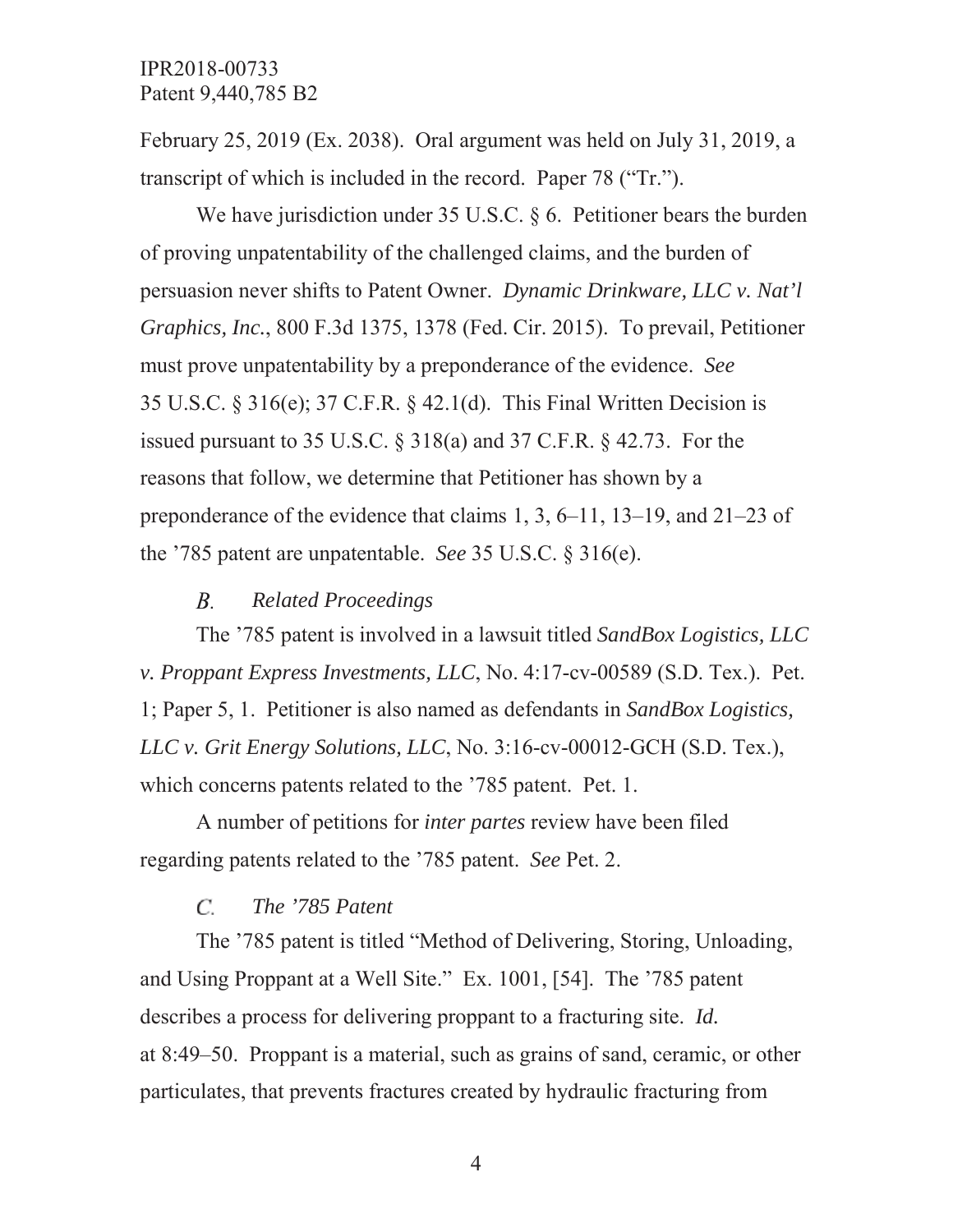February 25, 2019 (Ex. 2038). Oral argument was held on July 31, 2019, a transcript of which is included in the record. Paper 78 ("Tr.").

We have jurisdiction under 35 U.S.C. § 6. Petitioner bears the burden of proving unpatentability of the challenged claims, and the burden of persuasion never shifts to Patent Owner. *Dynamic Drinkware, LLC v. Nat'l Graphics, Inc.*, 800 F.3d 1375, 1378 (Fed. Cir. 2015). To prevail, Petitioner must prove unpatentability by a preponderance of the evidence. *See* 35 U.S.C. § 316(e); 37 C.F.R. § 42.1(d). This Final Written Decision is issued pursuant to 35 U.S.C. § 318(a) and 37 C.F.R. § 42.73. For the reasons that follow, we determine that Petitioner has shown by a preponderance of the evidence that claims 1, 3, 6–11, 13–19, and 21–23 of the '785 patent are unpatentable. *See* 35 U.S.C. § 316(e).

### *B. Related Proceedings*

The '785 patent is involved in a lawsuit titled *SandBox Logistics, LLC v. Proppant Express Investments, LLC*, No. 4:17-cv-00589 (S.D. Tex.). Pet. 1; Paper 5, 1. Petitioner is also named as defendants in *SandBox Logistics, LLC v. Grit Energy Solutions, LLC*, No. 3:16-cv-00012-GCH (S.D. Tex.), which concerns patents related to the '785 patent. Pet. 1.

A number of petitions for *inter partes* review have been filed regarding patents related to the '785 patent. *See* Pet. 2.

### *C. The '785 Patent*

The '785 patent is titled "Method of Delivering, Storing, Unloading, and Using Proppant at a Well Site." Ex. 1001, [54]. The '785 patent describes a process for delivering proppant to a fracturing site. *Id.* at 8:49–50. Proppant is a material, such as grains of sand, ceramic, or other particulates, that prevents fractures created by hydraulic fracturing from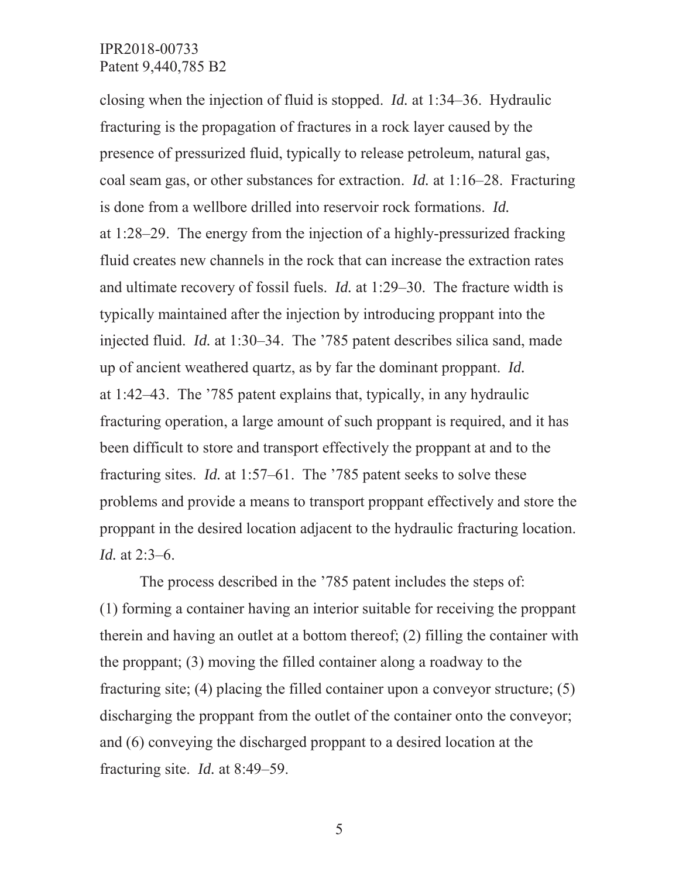closing when the injection of fluid is stopped. *Id.* at 1:34–36. Hydraulic fracturing is the propagation of fractures in a rock layer caused by the presence of pressurized fluid, typically to release petroleum, natural gas, coal seam gas, or other substances for extraction. *Id.* at 1:16–28. Fracturing is done from a wellbore drilled into reservoir rock formations. *Id.* at 1:28–29. The energy from the injection of a highly-pressurized fracking fluid creates new channels in the rock that can increase the extraction rates and ultimate recovery of fossil fuels. *Id.* at 1:29–30. The fracture width is typically maintained after the injection by introducing proppant into the injected fluid. *Id.* at 1:30–34. The '785 patent describes silica sand, made up of ancient weathered quartz, as by far the dominant proppant. *Id.* at 1:42–43. The '785 patent explains that, typically, in any hydraulic fracturing operation, a large amount of such proppant is required, and it has been difficult to store and transport effectively the proppant at and to the fracturing sites. *Id.* at 1:57–61. The '785 patent seeks to solve these problems and provide a means to transport proppant effectively and store the proppant in the desired location adjacent to the hydraulic fracturing location. *Id.* at 2:3–6.

The process described in the '785 patent includes the steps of: (1) forming a container having an interior suitable for receiving the proppant therein and having an outlet at a bottom thereof; (2) filling the container with the proppant; (3) moving the filled container along a roadway to the fracturing site; (4) placing the filled container upon a conveyor structure; (5) discharging the proppant from the outlet of the container onto the conveyor; and (6) conveying the discharged proppant to a desired location at the fracturing site. *Id.* at 8:49–59.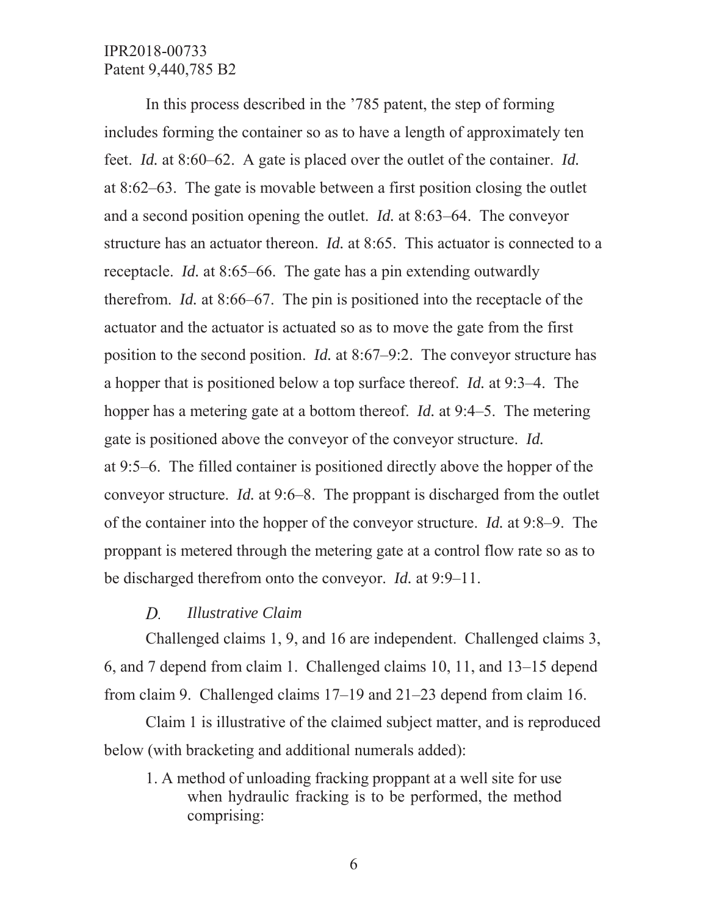In this process described in the '785 patent, the step of forming includes forming the container so as to have a length of approximately ten feet. *Id.* at 8:60–62. A gate is placed over the outlet of the container. *Id.* at 8:62–63. The gate is movable between a first position closing the outlet and a second position opening the outlet. *Id.* at 8:63–64. The conveyor structure has an actuator thereon. *Id.* at 8:65. This actuator is connected to a receptacle. *Id.* at 8:65–66. The gate has a pin extending outwardly therefrom. *Id.* at 8:66–67. The pin is positioned into the receptacle of the actuator and the actuator is actuated so as to move the gate from the first position to the second position. *Id.* at 8:67–9:2. The conveyor structure has a hopper that is positioned below a top surface thereof. *Id.* at 9:3–4. The hopper has a metering gate at a bottom thereof. *Id.* at 9:4–5. The metering gate is positioned above the conveyor of the conveyor structure. *Id.* at 9:5–6. The filled container is positioned directly above the hopper of the conveyor structure. *Id.* at 9:6–8. The proppant is discharged from the outlet of the container into the hopper of the conveyor structure. *Id.* at 9:8–9. The proppant is metered through the metering gate at a control flow rate so as to be discharged therefrom onto the conveyor. *Id.* at 9:9–11.

### *D. Illustrative Claim*

Challenged claims 1, 9, and 16 are independent. Challenged claims 3, 6, and 7 depend from claim 1. Challenged claims 10, 11, and 13–15 depend from claim 9. Challenged claims 17–19 and 21–23 depend from claim 16.

Claim 1 is illustrative of the claimed subject matter, and is reproduced below (with bracketing and additional numerals added):

> 1. A method of unloading fracking proppant at a well site for use when hydraulic fracking is to be performed, the method comprising: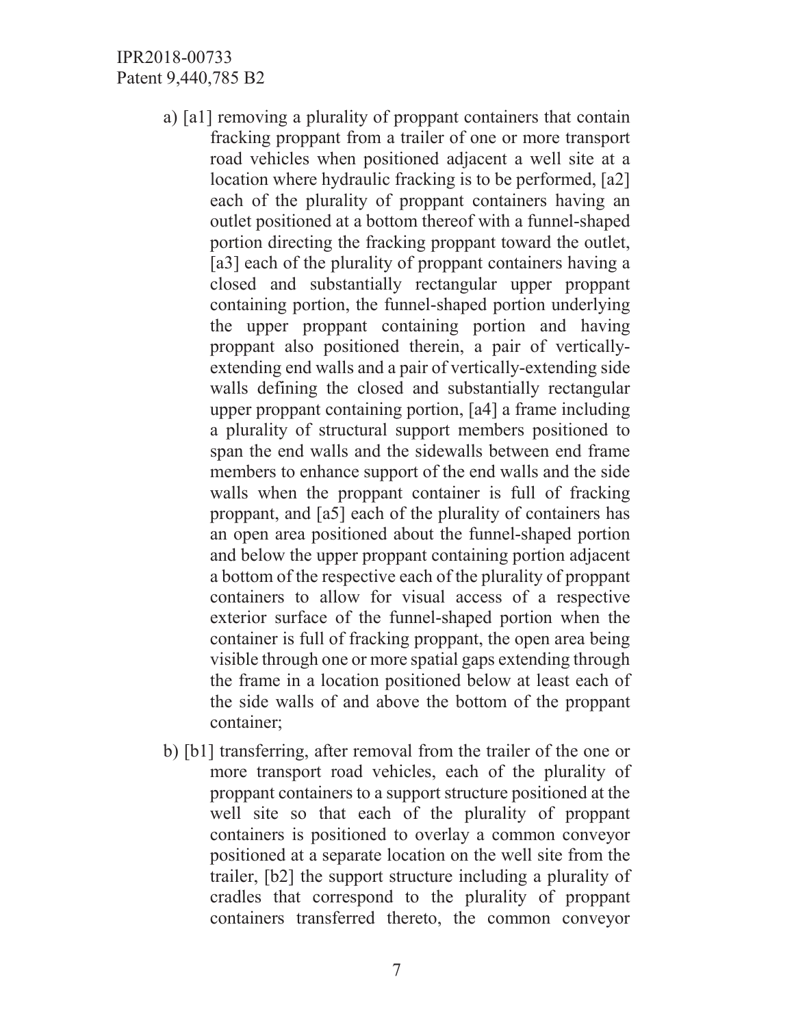a) [a1] removing a plurality of proppant containers that contain fracking proppant from a trailer of one or more transport road vehicles when positioned adjacent a well site at a location where hydraulic fracking is to be performed, [a2] each of the plurality of proppant containers having an outlet positioned at a bottom thereof with a funnel-shaped portion directing the fracking proppant toward the outlet, [a3] each of the plurality of proppant containers having a closed and substantially rectangular upper proppant containing portion, the funnel-shaped portion underlying the upper proppant containing portion and having proppant also positioned therein, a pair of vertically-extending end walls and a pair of vertically-extending side walls defining the closed and substantially rectangular upper proppant containing portion, [a4] a frame including a plurality of structural support members positioned to span the end walls and the sidewalls between end frame members to enhance support of the end walls and the side walls when the proppant container is full of fracking proppant, and [a5] each of the plurality of containers has an open area positioned about the funnel-shaped portion and below the upper proppant containing portion adjacent a bottom of the respective each of the plurality of proppant containers to allow for visual access of a respective exterior surface of the funnel-shaped portion when the container is full of fracking proppant, the open area being visible through one or more spatial gaps extending through the frame in a location positioned below at least each of the side walls of and above the bottom of the proppant container;

b) [b1] transferring, after removal from the trailer of the one or more transport road vehicles, each of the plurality of proppant containers to a support structure positioned at the well site so that each of the plurality of proppant containers is positioned to overlay a common conveyor positioned at a separate location on the well site from the trailer, [b2] the support structure including a plurality of cradles that correspond to the plurality of proppant containers transferred thereto, the common conveyor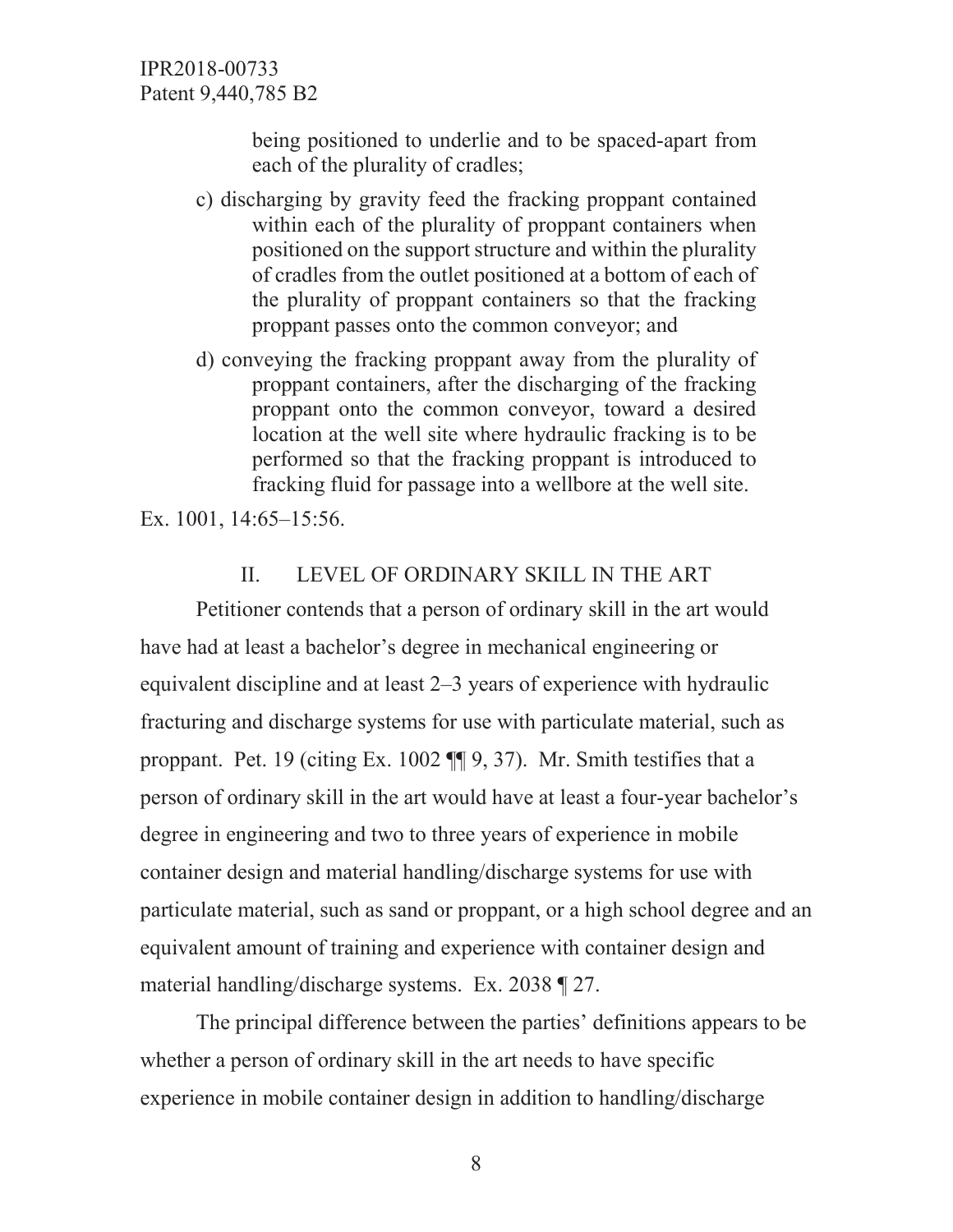being positioned to underlie and to be spaced-apart from each of the plurality of cradles;

c) discharging by gravity feed the fracking proppant contained within each of the plurality of proppant containers when positioned on the support structure and within the plurality of cradles from the outlet positioned at a bottom of each of the plurality of proppant containers so that the fracking proppant passes onto the common conveyor; and

d) conveying the fracking proppant away from the plurality of proppant containers, after the discharging of the fracking proppant onto the common conveyor, toward a desired location at the well site where hydraulic fracking is to be performed so that the fracking proppant is introduced to fracking fluid for passage into a wellbore at the well site.

Ex. 1001, 14:65–15:56.

## II. LEVEL OF ORDINARY SKILL IN THE ART

Petitioner contends that a person of ordinary skill in the art would have had at least a bachelor's degree in mechanical engineering or equivalent discipline and at least 2–3 years of experience with hydraulic fracturing and discharge systems for use with particulate material, such as proppant. Pet. 19 (citing Ex. 1002 ¶¶ 9, 37). Mr. Smith testifies that a person of ordinary skill in the art would have at least a four-year bachelor's degree in engineering and two to three years of experience in mobile container design and material handling/discharge systems for use with particulate material, such as sand or proppant, or a high school degree and an equivalent amount of training and experience with container design and material handling/discharge systems. Ex. 2038 ¶ 27.

The principal difference between the parties' definitions appears to be whether a person of ordinary skill in the art needs to have specific experience in mobile container design in addition to handling/discharge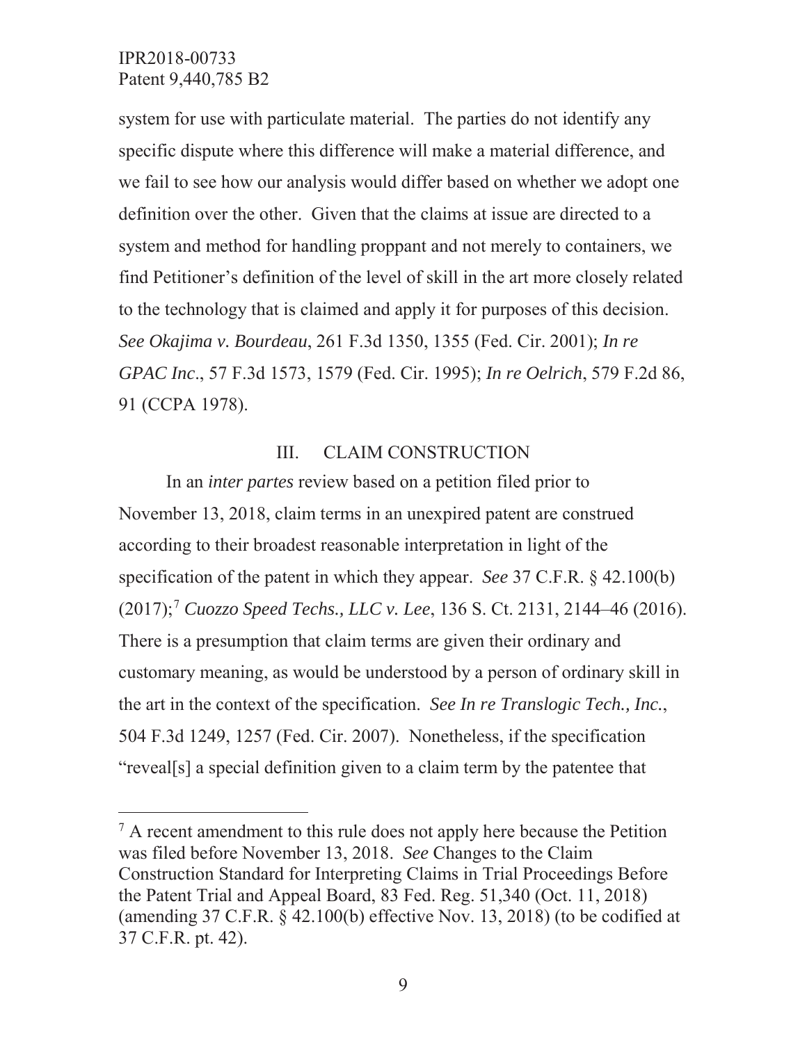system for use with particulate material. The parties do not identify any specific dispute where this difference will make a material difference, and we fail to see how our analysis would differ based on whether we adopt one definition over the other. Given that the claims at issue are directed to a system and method for handling proppant and not merely to containers, we find Petitioner's definition of the level of skill in the art more closely related to the technology that is claimed and apply it for purposes of this decision. *See Okajima v. Bourdeau*, 261 F.3d 1350, 1355 (Fed. Cir. 2001); *In re GPAC Inc.*, 57 F.3d 1573, 1579 (Fed. Cir. 1995); *In re Oelrich*, 579 F.2d 86, 91 (CCPA 1978).

## III. CLAIM CONSTRUCTION

In an *inter partes* review based on a petition filed prior to November 13, 2018, claim terms in an unexpired patent are construed according to their broadest reasonable interpretation in light of the specification of the patent in which they appear. *See* 37 C.F.R. § 42.100(b) (2017);[7] *Cuozzo Speed Techs., LLC v. Lee*, 136 S. Ct. 2131, 2144–46 (2016). There is a presumption that claim terms are given their ordinary and customary meaning, as would be understood by a person of ordinary skill in the art in the context of the specification. *See In re Translogic Tech., Inc.*, 504 F.3d 1249, 1257 (Fed. Cir. 2007). Nonetheless, if the specification "reveal[s] a special definition given to a claim term by the patentee that

[7] A recent amendment to this rule does not apply here because the Petition was filed before November 13, 2018. *See* Changes to the Claim Construction Standard for Interpreting Claims in Trial Proceedings Before the Patent Trial and Appeal Board, 83 Fed. Reg. 51,340 (Oct. 11, 2018) (amending 37 C.F.R. § 42.100(b) effective Nov. 13, 2018) (to be codified at 37 C.F.R. pt. 42).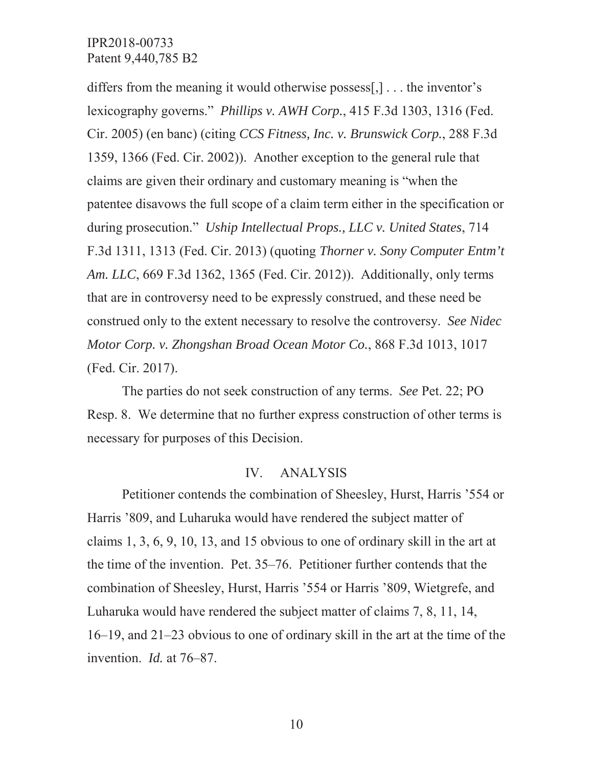differs from the meaning it would otherwise possess[,] . . . the inventor's lexicography governs." *Phillips v. AWH Corp.*, 415 F.3d 1303, 1316 (Fed. Cir. 2005) (en banc) (citing *CCS Fitness, Inc. v. Brunswick Corp.*, 288 F.3d 1359, 1366 (Fed. Cir. 2002)). Another exception to the general rule that claims are given their ordinary and customary meaning is "when the patentee disavows the full scope of a claim term either in the specification or during prosecution." *Uship Intellectual Props., LLC v. United States*, 714 F.3d 1311, 1313 (Fed. Cir. 2013) (quoting *Thorner v. Sony Computer Entm't Am. LLC*, 669 F.3d 1362, 1365 (Fed. Cir. 2012)). Additionally, only terms that are in controversy need to be expressly construed, and these need be construed only to the extent necessary to resolve the controversy. *See Nidec Motor Corp. v. Zhongshan Broad Ocean Motor Co.*, 868 F.3d 1013, 1017 (Fed. Cir. 2017).

The parties do not seek construction of any terms. *See* Pet. 22; PO Resp. 8. We determine that no further express construction of other terms is necessary for purposes of this Decision.

## IV. ANALYSIS

Petitioner contends the combination of Sheesley, Hurst, Harris '554 or Harris '809, and Luharuka would have rendered the subject matter of claims 1, 3, 6, 9, 10, 13, and 15 obvious to one of ordinary skill in the art at the time of the invention. Pet. 35–76. Petitioner further contends that the combination of Sheesley, Hurst, Harris '554 or Harris '809, Wietgrefe, and Luharuka would have rendered the subject matter of claims 7, 8, 11, 14, 16–19, and 21–23 obvious to one of ordinary skill in the art at the time of the invention. *Id.* at 76–87.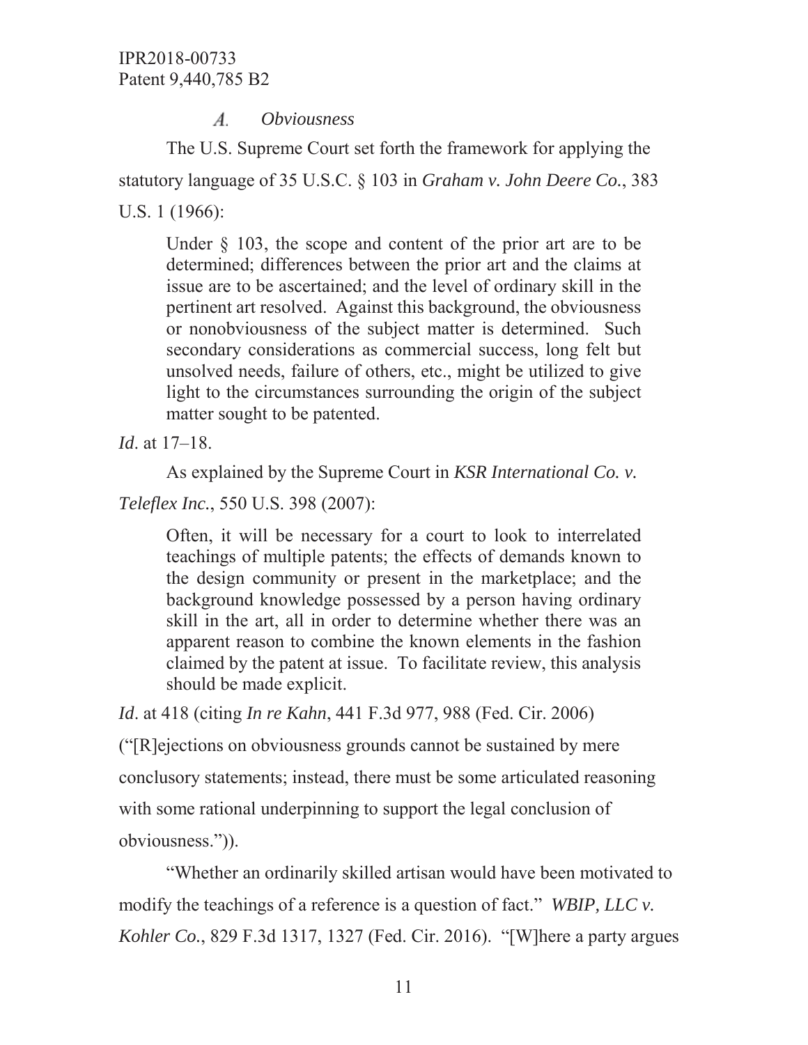### *A. Obviousness*

The U.S. Supreme Court set forth the framework for applying the statutory language of 35 U.S.C. § 103 in *Graham v. John Deere Co.*, 383 U.S. 1 (1966):

> Under § 103, the scope and content of the prior art are to be determined; differences between the prior art and the claims at issue are to be ascertained; and the level of ordinary skill in the pertinent art resolved. Against this background, the obviousness or nonobviousness of the subject matter is determined. Such secondary considerations as commercial success, long felt but unsolved needs, failure of others, etc., might be utilized to give light to the circumstances surrounding the origin of the subject matter sought to be patented.

*Id*. at 17–18.

As explained by the Supreme Court in *KSR International Co. v. Teleflex Inc.*, 550 U.S. 398 (2007):

> Often, it will be necessary for a court to look to interrelated teachings of multiple patents; the effects of demands known to the design community or present in the marketplace; and the background knowledge possessed by a person having ordinary skill in the art, all in order to determine whether there was an apparent reason to combine the known elements in the fashion claimed by the patent at issue. To facilitate review, this analysis should be made explicit.

*Id*. at 418 (citing *In re Kahn*, 441 F.3d 977, 988 (Fed. Cir. 2006) ("[R]ejections on obviousness grounds cannot be sustained by mere conclusory statements; instead, there must be some articulated reasoning with some rational underpinning to support the legal conclusion of obviousness.")).

"Whether an ordinarily skilled artisan would have been motivated to modify the teachings of a reference is a question of fact." *WBIP, LLC v. Kohler Co.*, 829 F.3d 1317, 1327 (Fed. Cir. 2016). "[W]here a party argues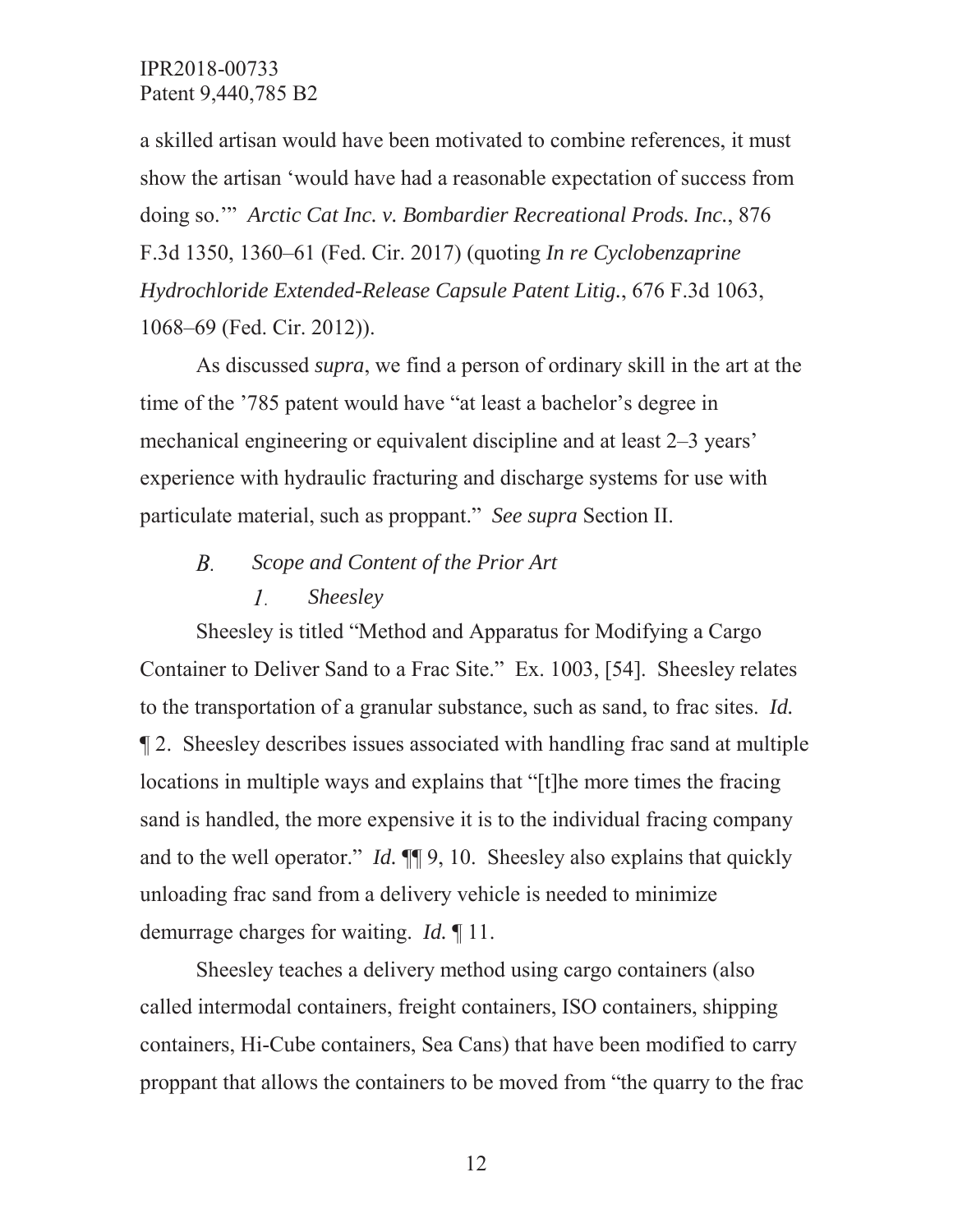a skilled artisan would have been motivated to combine references, it must show the artisan 'would have had a reasonable expectation of success from doing so.'" *Arctic Cat Inc. v. Bombardier Recreational Prods. Inc.*, 876 F.3d 1350, 1360–61 (Fed. Cir. 2017) (quoting *In re Cyclobenzaprine Hydrochloride Extended-Release Capsule Patent Litig.*, 676 F.3d 1063, 1068–69 (Fed. Cir. 2012)).

As discussed *supra*, we find a person of ordinary skill in the art at the time of the '785 patent would have "at least a bachelor's degree in mechanical engineering or equivalent discipline and at least 2–3 years' experience with hydraulic fracturing and discharge systems for use with particulate material, such as proppant." *See supra* Section II.

### *B. Scope and Content of the Prior Art*

#### *1. Sheesley*

Sheesley is titled "Method and Apparatus for Modifying a Cargo Container to Deliver Sand to a Frac Site." Ex. 1003, [54]. Sheesley relates to the transportation of a granular substance, such as sand, to frac sites. *Id.* ¶ 2. Sheesley describes issues associated with handling frac sand at multiple locations in multiple ways and explains that "[t]he more times the fracing sand is handled, the more expensive it is to the individual fracing company and to the well operator." *Id.* ¶¶ 9, 10. Sheesley also explains that quickly unloading frac sand from a delivery vehicle is needed to minimize demurrage charges for waiting. *Id.* ¶ 11.

Sheesley teaches a delivery method using cargo containers (also called intermodal containers, freight containers, ISO containers, shipping containers, Hi-Cube containers, Sea Cans) that have been modified to carry proppant that allows the containers to be moved from "the quarry to the frac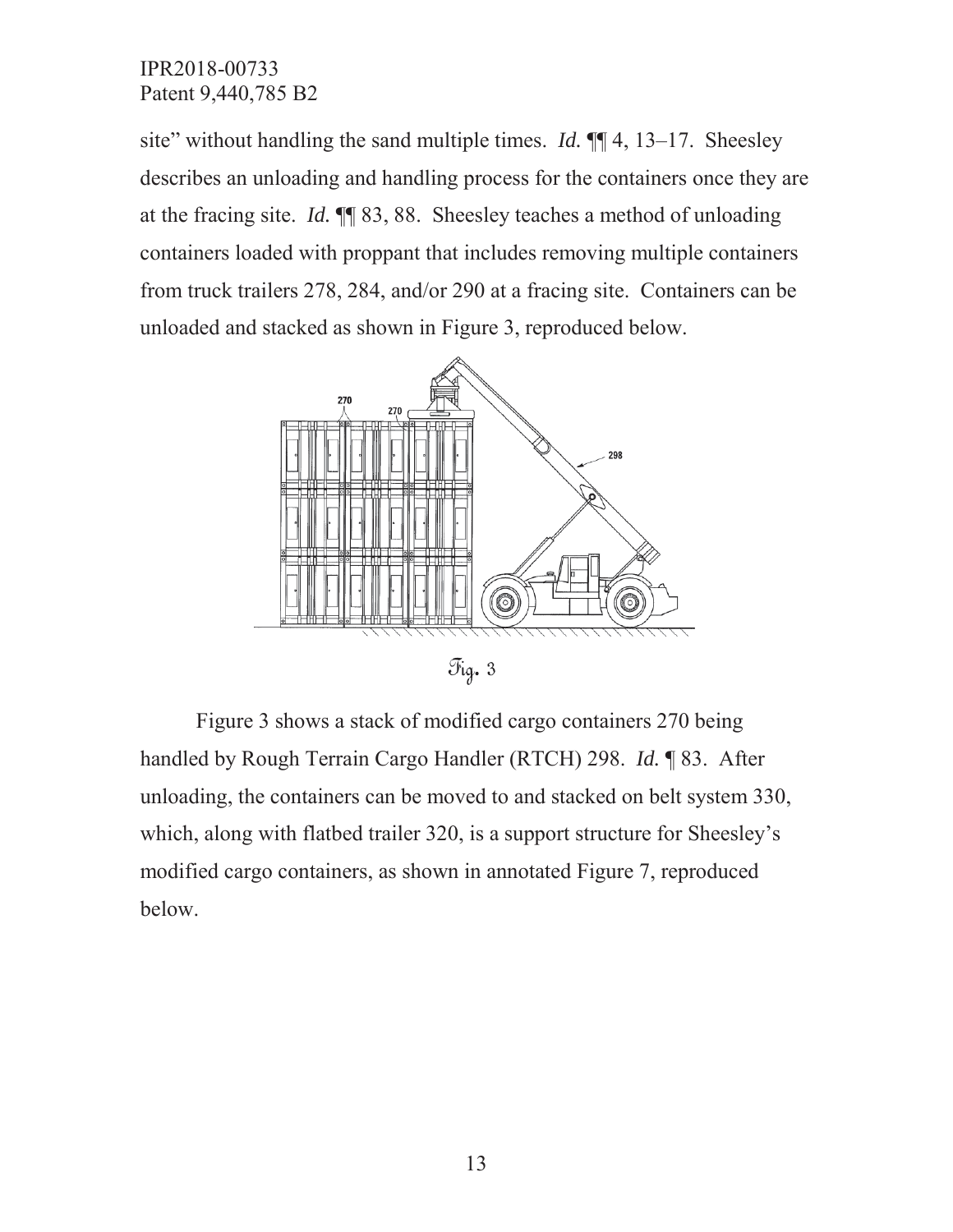site" without handling the sand multiple times. *Id.* ¶¶ 4, 13–17. Sheesley describes an unloading and handling process for the containers once they are at the fracing site. *Id.* ¶¶ 83, 88. Sheesley teaches a method of unloading containers loaded with proppant that includes removing multiple containers from truck trailers 278, 284, and/or 290 at a fracing site. Containers can be unloaded and stacked as shown in Figure 3, reproduced below.

270
270
298

Fig. 3

Figure 3 shows a stack of modified cargo containers 270 being handled by Rough Terrain Cargo Handler (RTCH) 298. *Id.* ¶ 83. After unloading, the containers can be moved to and stacked on belt system 330, which, along with flatbed trailer 320, is a support structure for Sheesley's modified cargo containers, as shown in annotated Figure 7, reproduced below.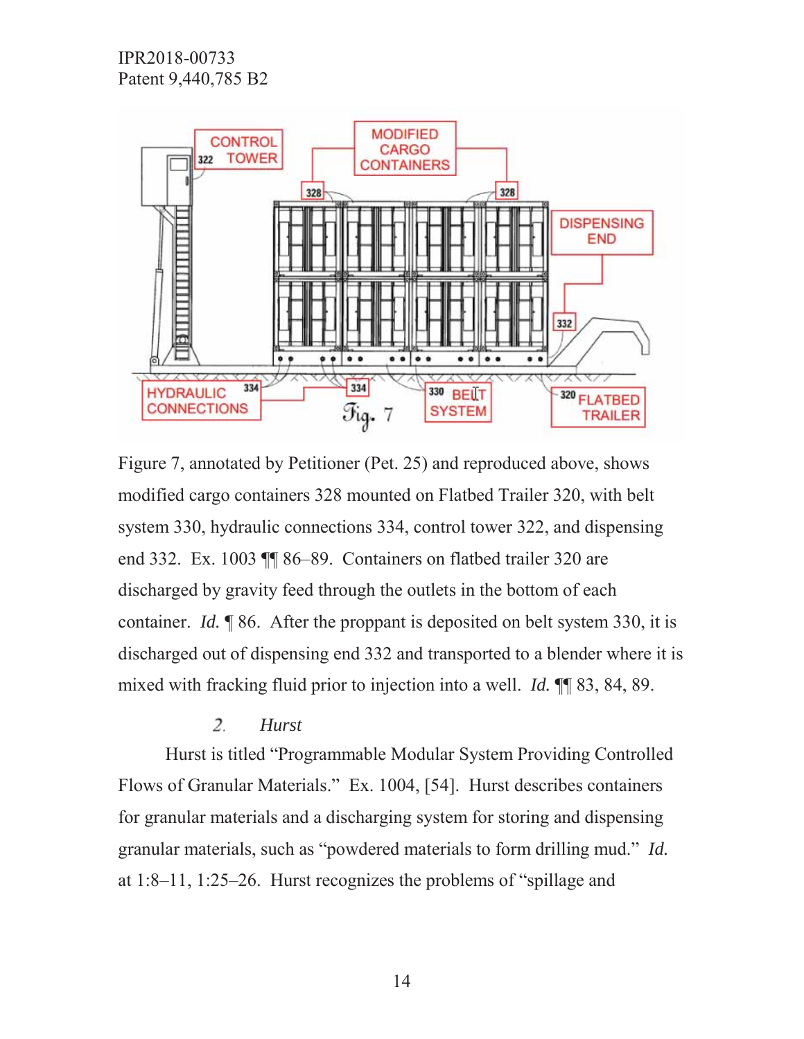Figure 7, annotated by Petitioner (Pet. 25) and reproduced above, shows modified cargo containers 328 mounted on Flatbed Trailer 320, with belt system 330, hydraulic connections 334, control tower 322, and dispensing end 332. Ex. 1003 ¶¶ 86–89. Containers on flatbed trailer 320 are discharged by gravity feed through the outlets in the bottom of each container. *Id.* ¶ 86. After the proppant is deposited on belt system 330, it is discharged out of dispensing end 332 and transported to a blender where it is mixed with fracking fluid prior to injection into a well. *Id.* ¶¶ 83, 84, 89.

### 2. *Hurst*

Hurst is titled "Programmable Modular System Providing Controlled Flows of Granular Materials." Ex. 1004, [54]. Hurst describes containers for granular materials and a discharging system for storing and dispensing granular materials, such as "powdered materials to form drilling mud." *Id.* at 1:8–11, 1:25–26. Hurst recognizes the problems of "spillage and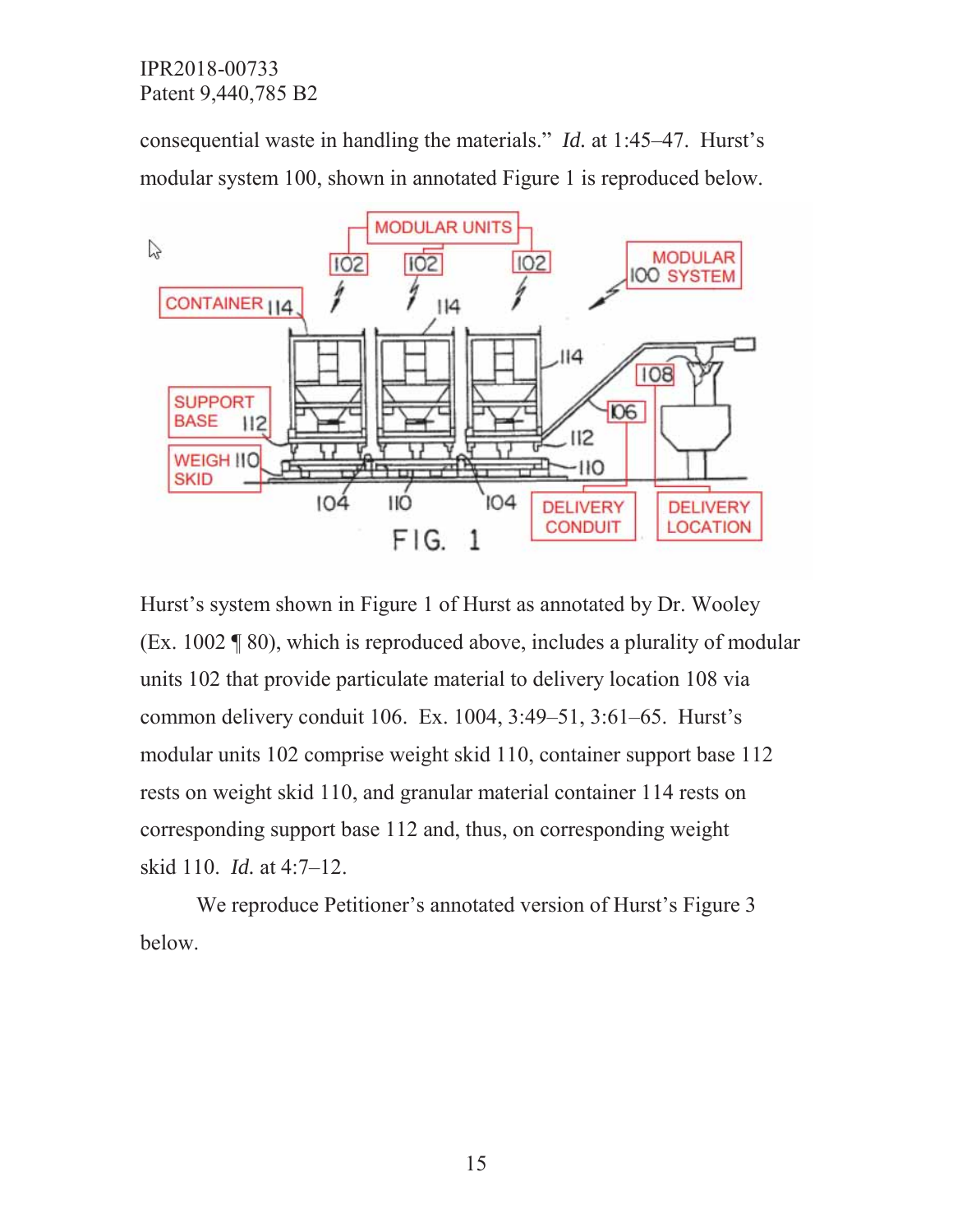consequential waste in handling the materials." *Id.* at 1:45–47. Hurst's modular system 100, shown in annotated Figure 1 is reproduced below.

MODULAR UNITS
102
102
102
MODULAR 100 SYSTEM
CONTAINER 114
114
114
108
106
SUPPORT BASE 112
112
WEIGH 110 SKID
110
104
110
104
DELIVERY CONDUIT
DELIVERY LOCATION
FIG. 1

Hurst's system shown in Figure 1 of Hurst as annotated by Dr. Wooley (Ex. 1002 ¶ 80), which is reproduced above, includes a plurality of modular units 102 that provide particulate material to delivery location 108 via common delivery conduit 106. Ex. 1004, 3:49–51, 3:61–65. Hurst's modular units 102 comprise weight skid 110, container support base 112 rests on weight skid 110, and granular material container 114 rests on corresponding support base 112 and, thus, on corresponding weight skid 110. *Id.* at 4:7–12.

We reproduce Petitioner's annotated version of Hurst's Figure 3 below.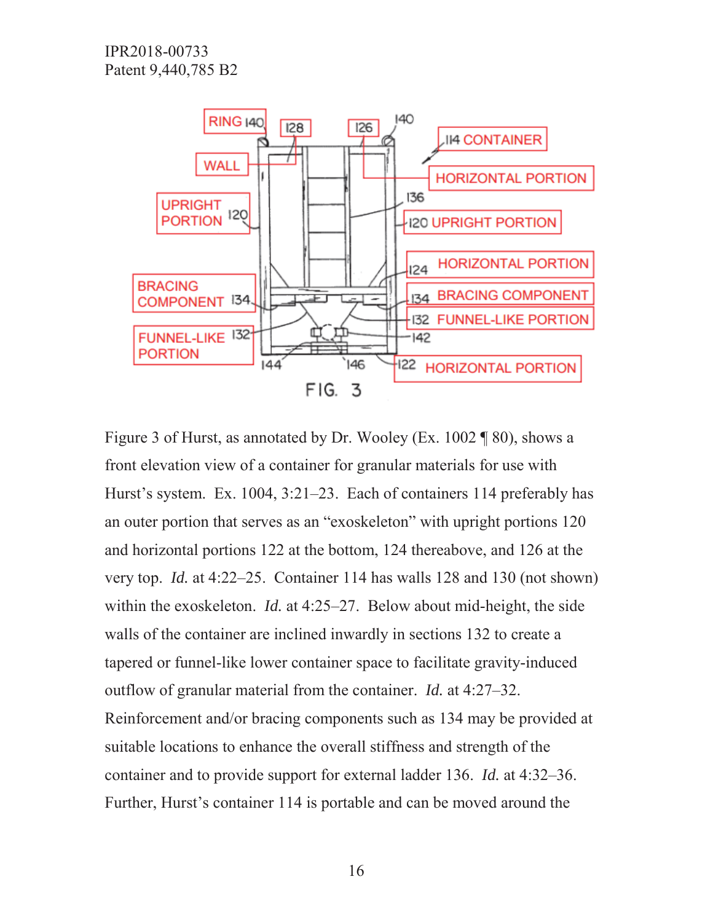RING 140
128
126
140
114 CONTAINER
WALL
HORIZONTAL PORTION
136
UPRIGHT PORTION 120
120 UPRIGHT PORTION
124 HORIZONTAL PORTION
BRACING COMPONENT 134
134 BRACING COMPONENT
132 FUNNEL-LIKE PORTION
FUNNEL-LIKE PORTION 132
142
144
146
122 HORIZONTAL PORTION
FIG. 3

Figure 3 of Hurst, as annotated by Dr. Wooley (Ex. 1002 ¶ 80), shows a front elevation view of a container for granular materials for use with Hurst's system. Ex. 1004, 3:21–23. Each of containers 114 preferably has an outer portion that serves as an "exoskeleton" with upright portions 120 and horizontal portions 122 at the bottom, 124 thereabove, and 126 at the very top. *Id.* at 4:22–25. Container 114 has walls 128 and 130 (not shown) within the exoskeleton. *Id.* at 4:25–27. Below about mid-height, the side walls of the container are inclined inwardly in sections 132 to create a tapered or funnel-like lower container space to facilitate gravity-induced outflow of granular material from the container. *Id.* at 4:27–32. Reinforcement and/or bracing components such as 134 may be provided at suitable locations to enhance the overall stiffness and strength of the container and to provide support for external ladder 136. *Id.* at 4:32–36. Further, Hurst's container 114 is portable and can be moved around the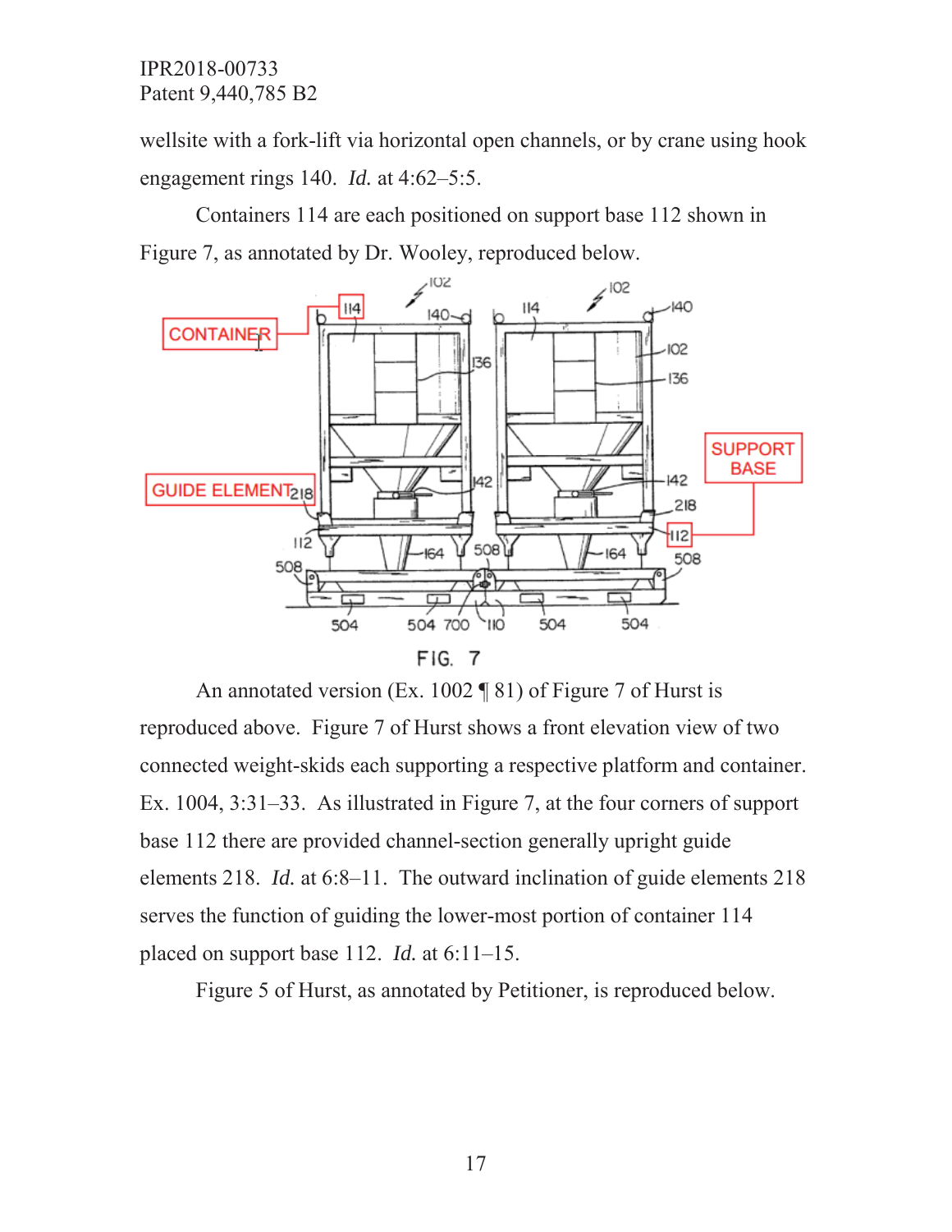wellsite with a fork-lift via horizontal open channels, or by crane using hook engagement rings 140. *Id.* at 4:62–5:5.

Containers 114 are each positioned on support base 112 shown in Figure 7, as annotated by Dr. Wooley, reproduced below.

CONTAINER
114
102
140
102
140
114
102
136
136
SUPPORT BASE
GUIDE ELEMENT 218
142
142
218
112
112
164
508
164
508
508
504
504
700
110
504
504

FIG. 7

An annotated version (Ex. 1002 ¶ 81) of Figure 7 of Hurst is reproduced above. Figure 7 of Hurst shows a front elevation view of two connected weight-skids each supporting a respective platform and container. Ex. 1004, 3:31–33. As illustrated in Figure 7, at the four corners of support base 112 there are provided channel-section generally upright guide elements 218. *Id.* at 6:8–11. The outward inclination of guide elements 218 serves the function of guiding the lower-most portion of container 114 placed on support base 112. *Id.* at 6:11–15.

Figure 5 of Hurst, as annotated by Petitioner, is reproduced below.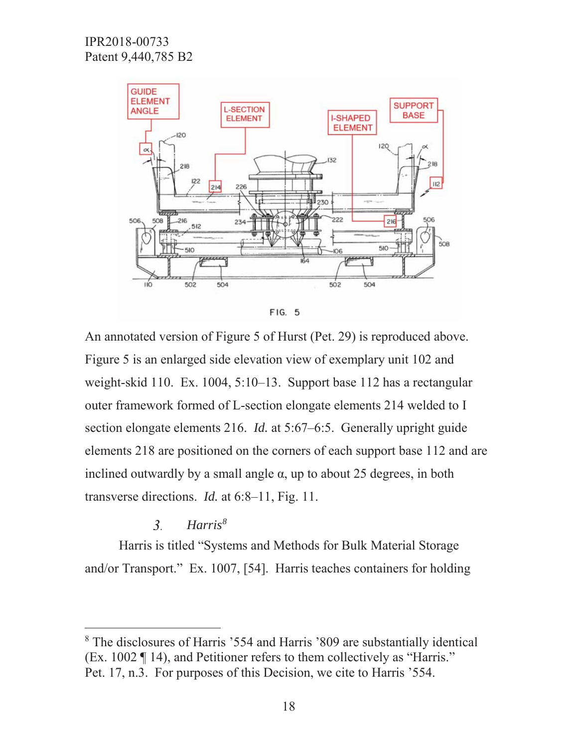GUIDE ELEMENT ANGLE

L-SECTION ELEMENT

I-SHAPED ELEMENT

SUPPORT BASE

120

α

218

122

214

226

132

120

α

218

112

230

506

508

216

512

234

222

216

506

508

510

106

510

164

110

502

504

502

504

FIG. 5

An annotated version of Figure 5 of Hurst (Pet. 29) is reproduced above. Figure 5 is an enlarged side elevation view of exemplary unit 102 and weight-skid 110. Ex. 1004, 5:10–13. Support base 112 has a rectangular outer framework formed of L-section elongate elements 214 welded to I section elongate elements 216. *Id.* at 5:67–6:5. Generally upright guide elements 218 are positioned on the corners of each support base 112 and are inclined outwardly by a small angle α, up to about 25 degrees, in both transverse directions. *Id.* at 6:8–11, Fig. 11.

### 3. *Harris*[8]

Harris is titled "Systems and Methods for Bulk Material Storage and/or Transport." Ex. 1007, [54]. Harris teaches containers for holding

---

[8] The disclosures of Harris '554 and Harris '809 are substantially identical (Ex. 1002 ¶ 14), and Petitioner refers to them collectively as "Harris." Pet. 17, n.3. For purposes of this Decision, we cite to Harris '554.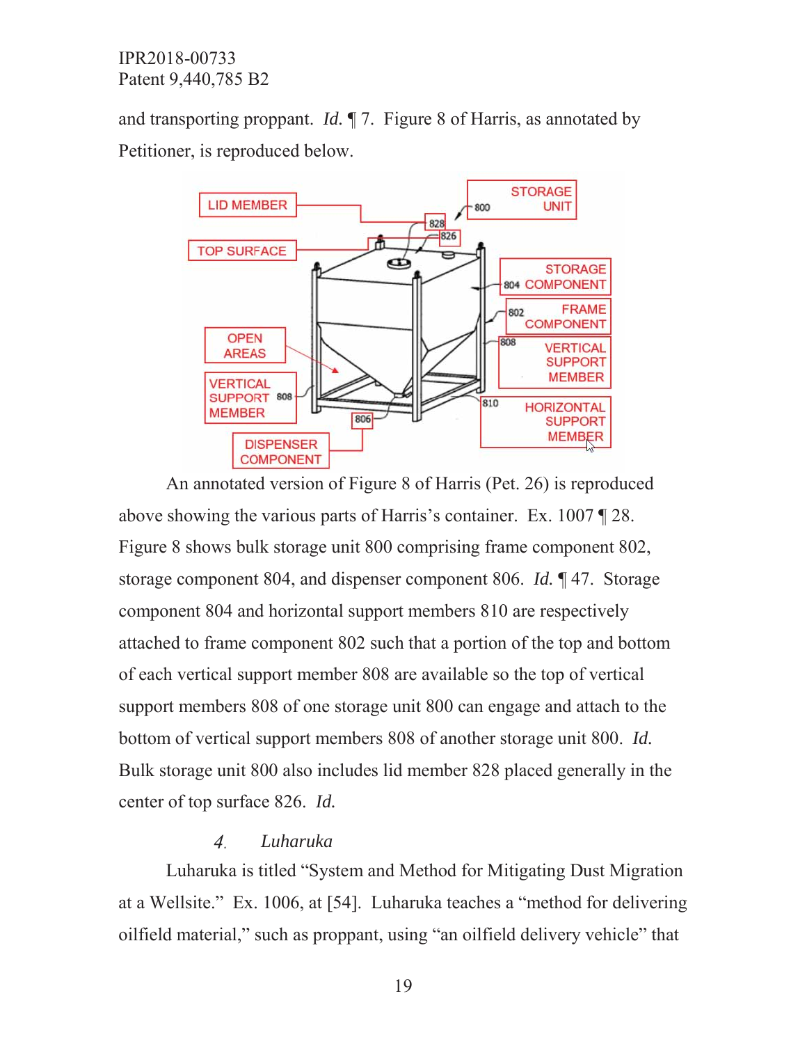and transporting proppant. *Id.* ¶ 7. Figure 8 of Harris, as annotated by Petitioner, is reproduced below.

LID MEMBER
STORAGE UNIT
800
828
826
TOP SURFACE
STORAGE COMPONENT
804
FRAME COMPONENT
802
OPEN AREAS
808
VERTICAL SUPPORT MEMBER
VERTICAL SUPPORT MEMBER
808
810
HORIZONTAL SUPPORT MEMBER
806
DISPENSER COMPONENT

An annotated version of Figure 8 of Harris (Pet. 26) is reproduced above showing the various parts of Harris's container. Ex. 1007 ¶ 28. Figure 8 shows bulk storage unit 800 comprising frame component 802, storage component 804, and dispenser component 806. *Id.* ¶ 47. Storage component 804 and horizontal support members 810 are respectively attached to frame component 802 such that a portion of the top and bottom of each vertical support member 808 are available so the top of vertical support members 808 of one storage unit 800 can engage and attach to the bottom of vertical support members 808 of another storage unit 800. *Id.* Bulk storage unit 800 also includes lid member 828 placed generally in the center of top surface 826. *Id.*

#### *4. Luharuka*

Luharuka is titled "System and Method for Mitigating Dust Migration at a Wellsite." Ex. 1006, at [54]. Luharuka teaches a "method for delivering oilfield material," such as proppant, using "an oilfield delivery vehicle" that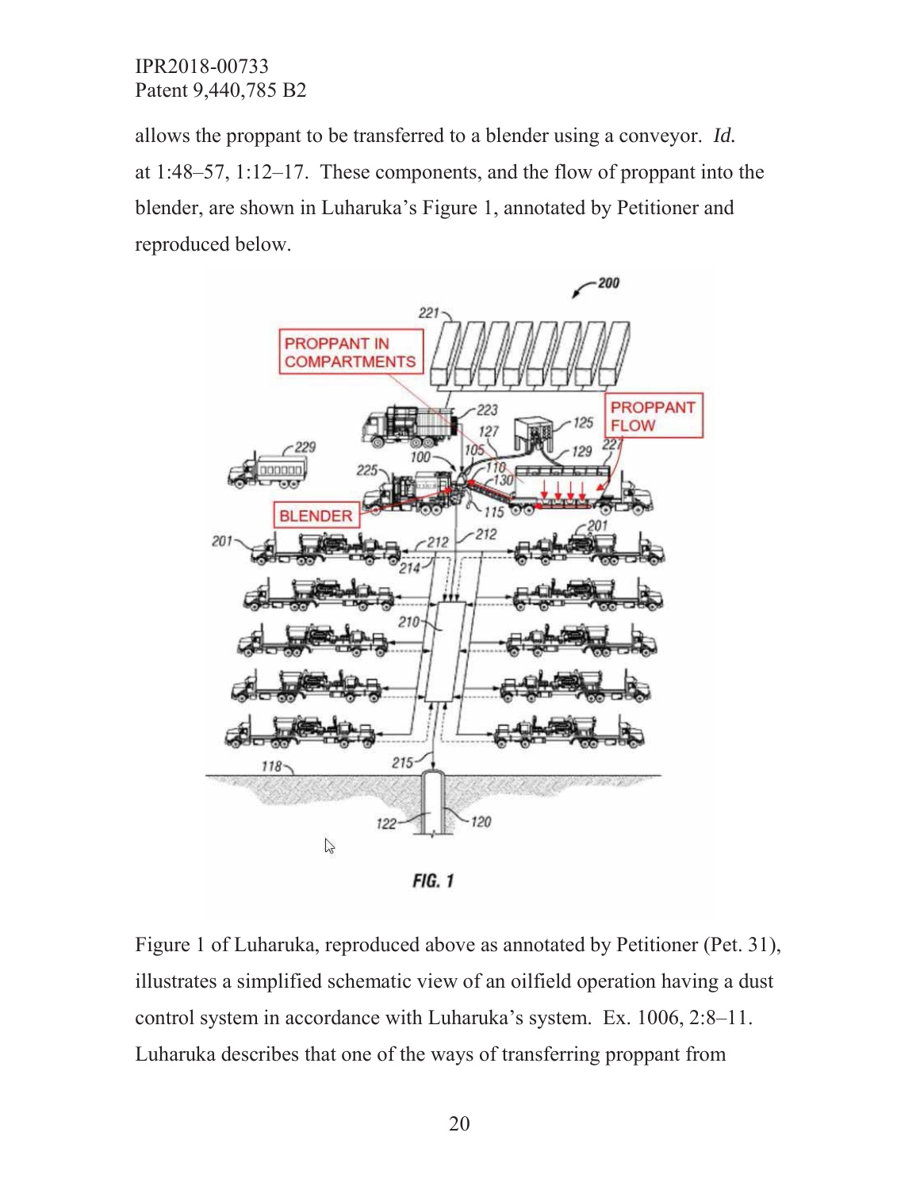allows the proppant to be transferred to a blender using a conveyor. *Id.* at 1:48–57, 1:12–17. These components, and the flow of proppant into the blender, are shown in Luharuka's Figure 1, annotated by Petitioner and reproduced below.

Figure 1 of Luharuka, reproduced above as annotated by Petitioner (Pet. 31), illustrates a simplified schematic view of an oilfield operation having a dust control system in accordance with Luharuka's system. Ex. 1006, 2:8–11. Luharuka describes that one of the ways of transferring proppant from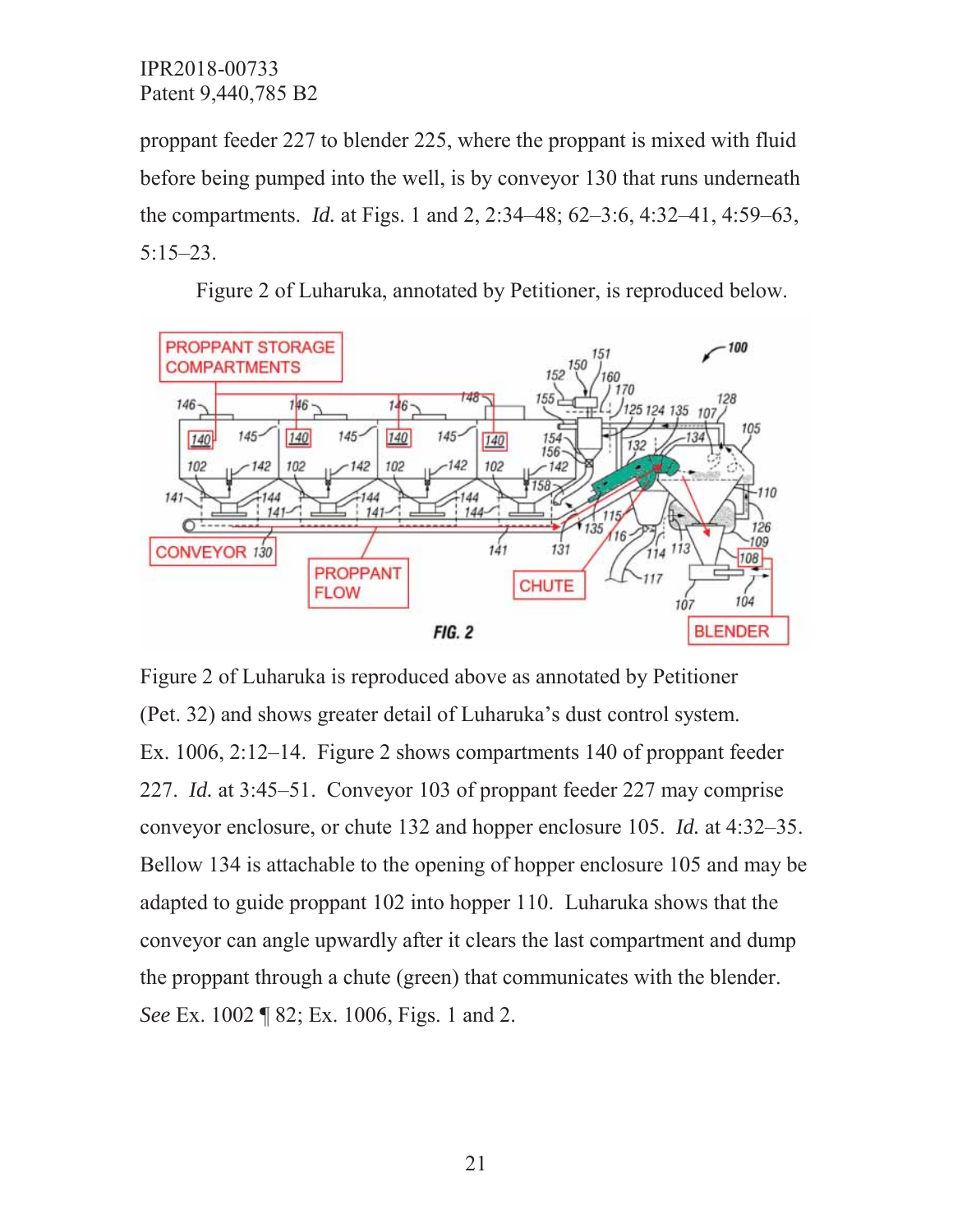proppant feeder 227 to blender 225, where the proppant is mixed with fluid before being pumped into the well, is by conveyor 130 that runs underneath the compartments. *Id.* at Figs. 1 and 2, 2:34–48; 62–3:6, 4:32–41, 4:59–63, 5:15–23.

Figure 2 of Luharuka, annotated by Petitioner, is reproduced below.

PROPPANT STORAGE COMPARTMENTS

CONVEYOR 130

PROPPANT FLOW

CHUTE

BLENDER

FIG. 2

Figure 2 of Luharuka is reproduced above as annotated by Petitioner (Pet. 32) and shows greater detail of Luharuka's dust control system. Ex. 1006, 2:12–14. Figure 2 shows compartments 140 of proppant feeder 227. *Id.* at 3:45–51. Conveyor 103 of proppant feeder 227 may comprise conveyor enclosure, or chute 132 and hopper enclosure 105. *Id.* at 4:32–35. Bellow 134 is attachable to the opening of hopper enclosure 105 and may be adapted to guide proppant 102 into hopper 110. Luharuka shows that the conveyor can angle upwardly after it clears the last compartment and dump the proppant through a chute (green) that communicates with the blender. *See* Ex. 1002 ¶ 82; Ex. 1006, Figs. 1 and 2.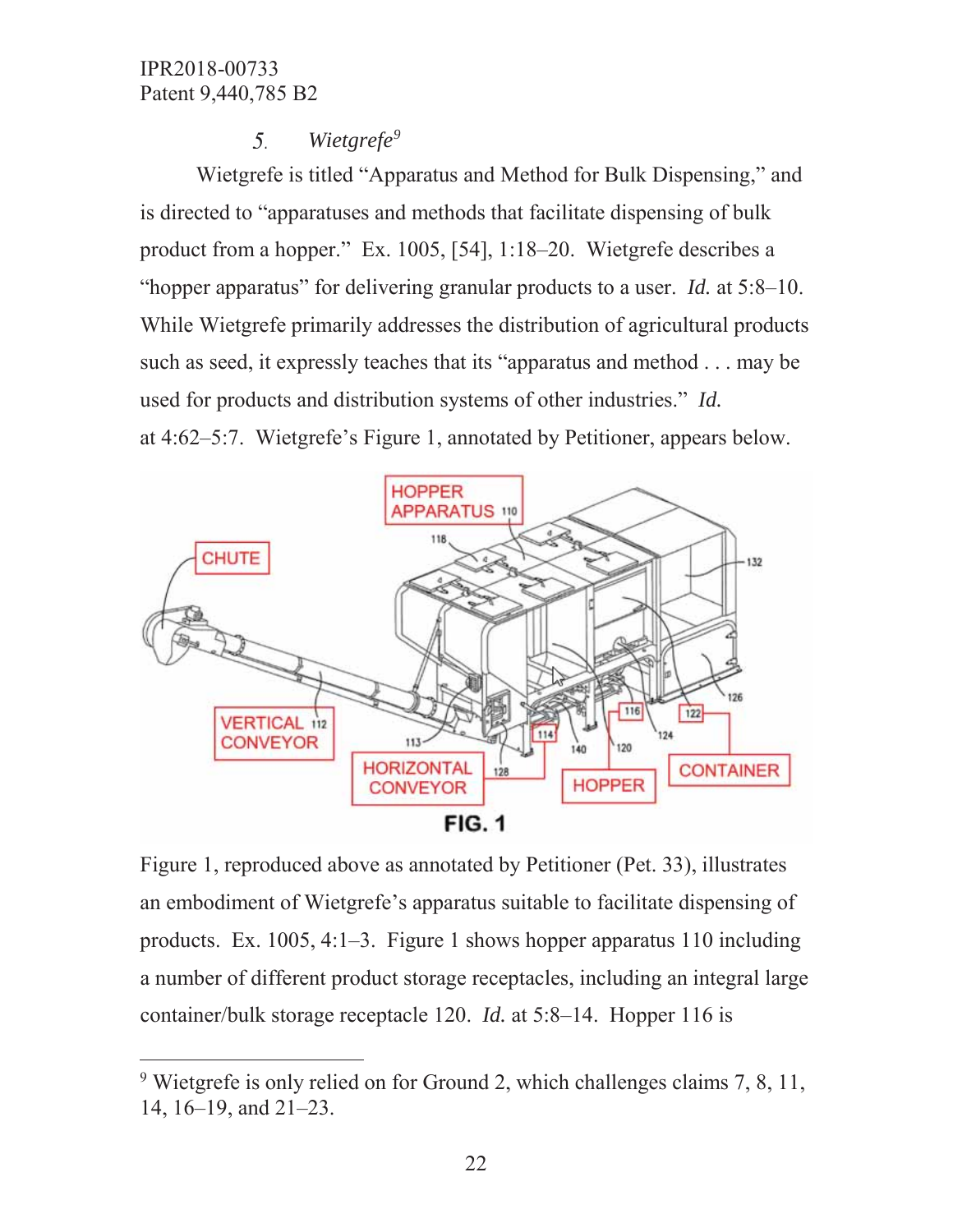### 5. *Wietgrefe*[9]

Wietgrefe is titled "Apparatus and Method for Bulk Dispensing," and is directed to "apparatuses and methods that facilitate dispensing of bulk product from a hopper." Ex. 1005, [54], 1:18–20. Wietgrefe describes a "hopper apparatus" for delivering granular products to a user. *Id.* at 5:8–10. While Wietgrefe primarily addresses the distribution of agricultural products such as seed, it expressly teaches that its "apparatus and method . . . may be used for products and distribution systems of other industries." *Id.* at 4:62–5:7. Wietgrefe's Figure 1, annotated by Petitioner, appears below.

HOPPER APPARATUS 110
CHUTE
VERTICAL CONVEYOR 112
HORIZONTAL CONVEYOR
HOPPER
CONTAINER
118
132
126
116
122
124
114
113
140
120
128
FIG. 1

Figure 1, reproduced above as annotated by Petitioner (Pet. 33), illustrates an embodiment of Wietgrefe's apparatus suitable to facilitate dispensing of products. Ex. 1005, 4:1–3. Figure 1 shows hopper apparatus 110 including a number of different product storage receptacles, including an integral large container/bulk storage receptacle 120. *Id.* at 5:8–14. Hopper 116 is

[9] Wietgrefe is only relied on for Ground 2, which challenges claims 7, 8, 11, 14, 16–19, and 21–23.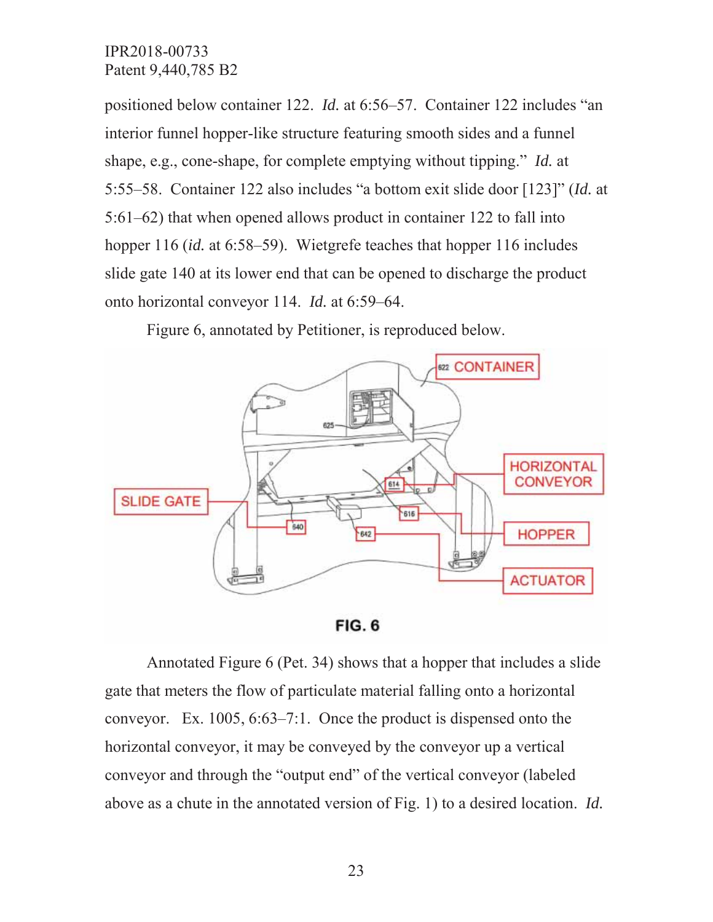positioned below container 122. *Id.* at 6:56–57. Container 122 includes "an interior funnel hopper-like structure featuring smooth sides and a funnel shape, e.g., cone-shape, for complete emptying without tipping." *Id.* at 5:55–58. Container 122 also includes "a bottom exit slide door [123]" (*Id.* at 5:61–62) that when opened allows product in container 122 to fall into hopper 116 (*id.* at 6:58–59). Wietgrefe teaches that hopper 116 includes slide gate 140 at its lower end that can be opened to discharge the product onto horizontal conveyor 114. *Id.* at 6:59–64.

Figure 6, annotated by Petitioner, is reproduced below.

622 CONTAINER

625

HORIZONTAL CONVEYOR

614

SLIDE GATE

640

616

HOPPER

642

ACTUATOR

FIG. 6

Annotated Figure 6 (Pet. 34) shows that a hopper that includes a slide gate that meters the flow of particulate material falling onto a horizontal conveyor. Ex. 1005, 6:63–7:1. Once the product is dispensed onto the horizontal conveyor, it may be conveyed by the conveyor up a vertical conveyor and through the "output end" of the vertical conveyor (labeled above as a chute in the annotated version of Fig. 1) to a desired location. *Id.*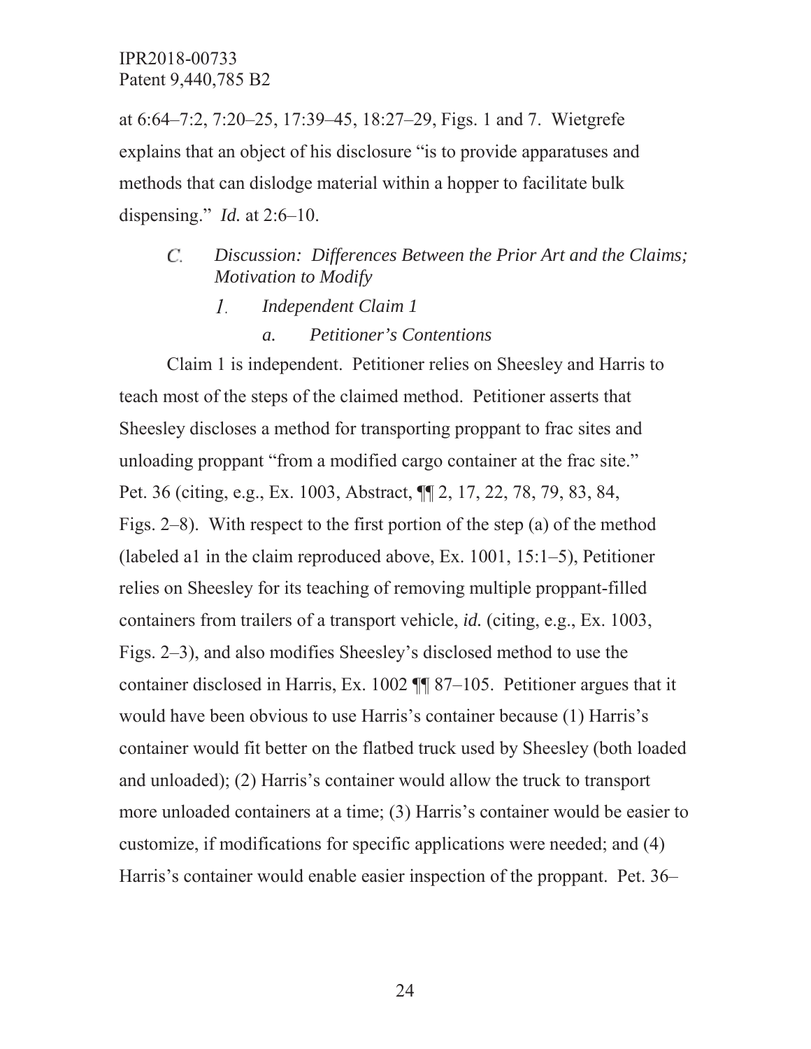at 6:64–7:2, 7:20–25, 17:39–45, 18:27–29, Figs. 1 and 7. Wietgrefe explains that an object of his disclosure "is to provide apparatuses and methods that can dislodge material within a hopper to facilitate bulk dispensing." *Id.* at 2:6–10.

### C. *Discussion: Differences Between the Prior Art and the Claims; Motivation to Modify*

#### 1. *Independent Claim 1*

##### a. *Petitioner's Contentions*

Claim 1 is independent. Petitioner relies on Sheesley and Harris to teach most of the steps of the claimed method. Petitioner asserts that Sheesley discloses a method for transporting proppant to frac sites and unloading proppant "from a modified cargo container at the frac site." Pet. 36 (citing, e.g., Ex. 1003, Abstract, ¶¶ 2, 17, 22, 78, 79, 83, 84, Figs. 2–8). With respect to the first portion of the step (a) of the method (labeled a1 in the claim reproduced above, Ex. 1001, 15:1–5), Petitioner relies on Sheesley for its teaching of removing multiple proppant-filled containers from trailers of a transport vehicle, *id.* (citing, e.g., Ex. 1003, Figs. 2–3), and also modifies Sheesley's disclosed method to use the container disclosed in Harris, Ex. 1002 ¶¶ 87–105. Petitioner argues that it would have been obvious to use Harris's container because (1) Harris's container would fit better on the flatbed truck used by Sheesley (both loaded and unloaded); (2) Harris's container would allow the truck to transport more unloaded containers at a time; (3) Harris's container would be easier to customize, if modifications for specific applications were needed; and (4) Harris's container would enable easier inspection of the proppant. Pet. 36–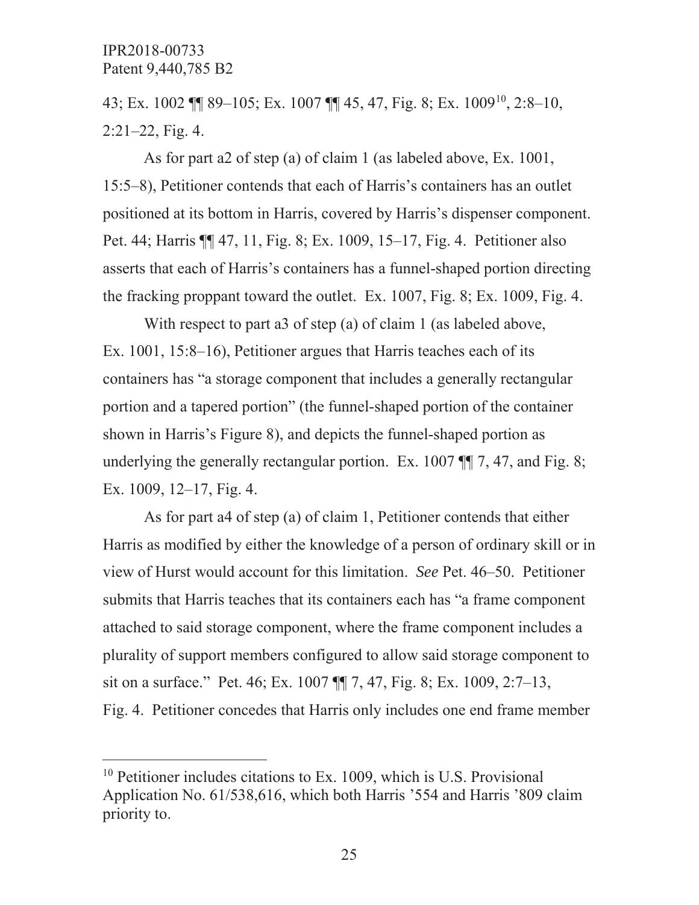43; Ex. 1002 ¶¶ 89–105; Ex. 1007 ¶¶ 45, 47, Fig. 8; Ex. 1009[10], 2:8–10, 2:21–22, Fig. 4.

As for part a2 of step (a) of claim 1 (as labeled above, Ex. 1001, 15:5–8), Petitioner contends that each of Harris's containers has an outlet positioned at its bottom in Harris, covered by Harris's dispenser component. Pet. 44; Harris ¶¶ 47, 11, Fig. 8; Ex. 1009, 15–17, Fig. 4. Petitioner also asserts that each of Harris's containers has a funnel-shaped portion directing the fracking proppant toward the outlet. Ex. 1007, Fig. 8; Ex. 1009, Fig. 4.

With respect to part a3 of step (a) of claim 1 (as labeled above, Ex. 1001, 15:8–16), Petitioner argues that Harris teaches each of its containers has "a storage component that includes a generally rectangular portion and a tapered portion" (the funnel-shaped portion of the container shown in Harris's Figure 8), and depicts the funnel-shaped portion as underlying the generally rectangular portion. Ex. 1007 ¶¶ 7, 47, and Fig. 8; Ex. 1009, 12–17, Fig. 4.

As for part a4 of step (a) of claim 1, Petitioner contends that either Harris as modified by either the knowledge of a person of ordinary skill or in view of Hurst would account for this limitation. *See* Pet. 46–50. Petitioner submits that Harris teaches that its containers each has "a frame component attached to said storage component, where the frame component includes a plurality of support members configured to allow said storage component to sit on a surface." Pet. 46; Ex. 1007 ¶¶ 7, 47, Fig. 8; Ex. 1009, 2:7–13, Fig. 4. Petitioner concedes that Harris only includes one end frame member

---

[10] Petitioner includes citations to Ex. 1009, which is U.S. Provisional Application No. 61/538,616, which both Harris '554 and Harris '809 claim priority to.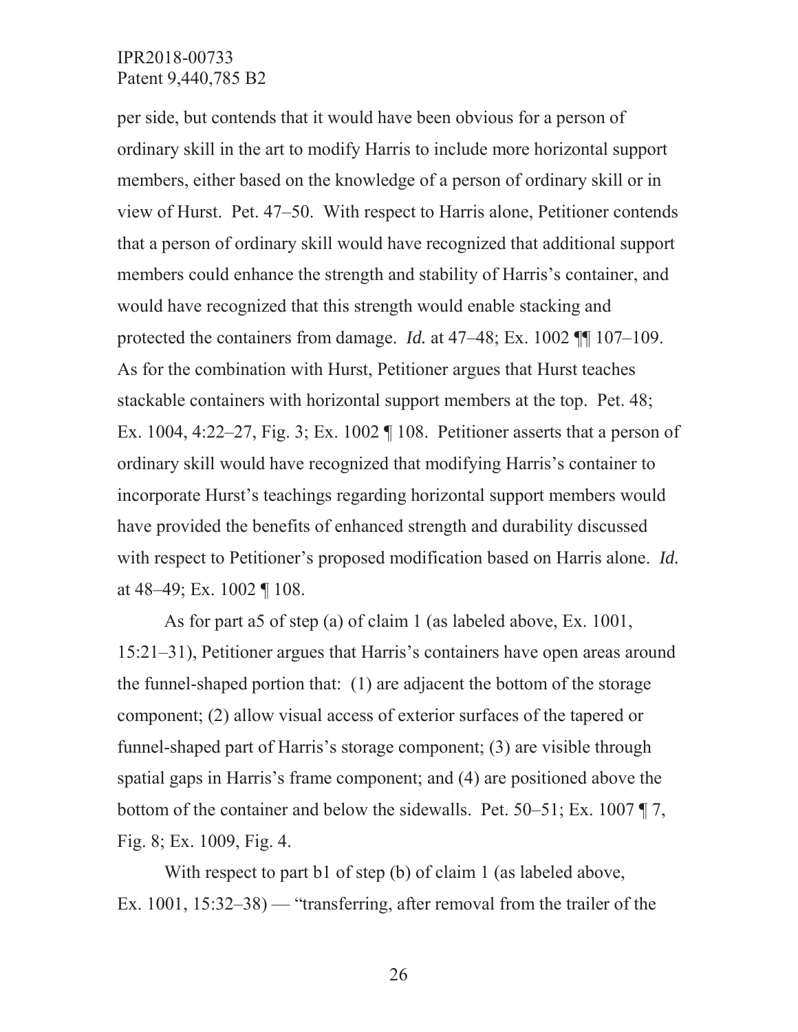per side, but contends that it would have been obvious for a person of ordinary skill in the art to modify Harris to include more horizontal support members, either based on the knowledge of a person of ordinary skill or in view of Hurst. Pet. 47–50. With respect to Harris alone, Petitioner contends that a person of ordinary skill would have recognized that additional support members could enhance the strength and stability of Harris's container, and would have recognized that this strength would enable stacking and protected the containers from damage. *Id.* at 47–48; Ex. 1002 ¶¶ 107–109. As for the combination with Hurst, Petitioner argues that Hurst teaches stackable containers with horizontal support members at the top. Pet. 48; Ex. 1004, 4:22–27, Fig. 3; Ex. 1002 ¶ 108. Petitioner asserts that a person of ordinary skill would have recognized that modifying Harris's container to incorporate Hurst's teachings regarding horizontal support members would have provided the benefits of enhanced strength and durability discussed with respect to Petitioner's proposed modification based on Harris alone. *Id.* at 48–49; Ex. 1002 ¶ 108.

As for part a5 of step (a) of claim 1 (as labeled above, Ex. 1001, 15:21–31), Petitioner argues that Harris's containers have open areas around the funnel-shaped portion that: (1) are adjacent the bottom of the storage component; (2) allow visual access of exterior surfaces of the tapered or funnel-shaped part of Harris's storage component; (3) are visible through spatial gaps in Harris's frame component; and (4) are positioned above the bottom of the container and below the sidewalls. Pet. 50–51; Ex. 1007 ¶ 7, Fig. 8; Ex. 1009, Fig. 4.

With respect to part b1 of step (b) of claim 1 (as labeled above, Ex. 1001, 15:32–38) — "transferring, after removal from the trailer of the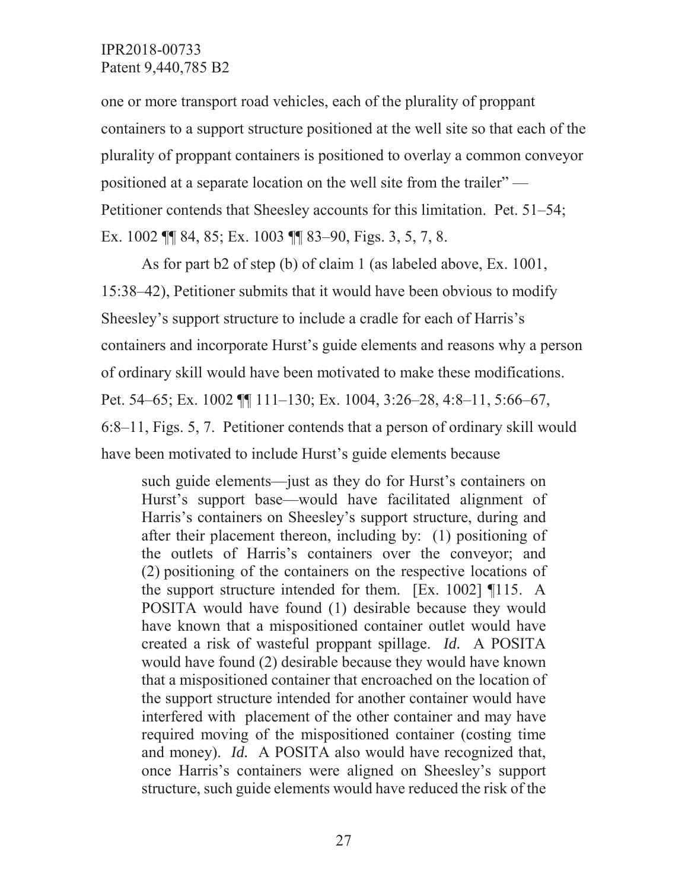one or more transport road vehicles, each of the plurality of proppant containers to a support structure positioned at the well site so that each of the plurality of proppant containers is positioned to overlay a common conveyor positioned at a separate location on the well site from the trailer" — Petitioner contends that Sheesley accounts for this limitation. Pet. 51–54; Ex. 1002 ¶¶ 84, 85; Ex. 1003 ¶¶ 83–90, Figs. 3, 5, 7, 8.

As for part b2 of step (b) of claim 1 (as labeled above, Ex. 1001, 15:38–42), Petitioner submits that it would have been obvious to modify Sheesley's support structure to include a cradle for each of Harris's containers and incorporate Hurst's guide elements and reasons why a person of ordinary skill would have been motivated to make these modifications. Pet. 54–65; Ex. 1002 ¶¶ 111–130; Ex. 1004, 3:26–28, 4:8–11, 5:66–67, 6:8–11, Figs. 5, 7. Petitioner contends that a person of ordinary skill would have been motivated to include Hurst's guide elements because

> such guide elements—just as they do for Hurst's containers on Hurst's support base—would have facilitated alignment of Harris's containers on Sheesley's support structure, during and after their placement thereon, including by: (1) positioning of the outlets of Harris's containers over the conveyor; and (2) positioning of the containers on the respective locations of the support structure intended for them. [Ex. 1002] ¶115. A POSITA would have found (1) desirable because they would have known that a mispositioned container outlet would have created a risk of wasteful proppant spillage. *Id.* A POSITA would have found (2) desirable because they would have known that a mispositioned container that encroached on the location of the support structure intended for another container would have interfered with placement of the other container and may have required moving of the mispositioned container (costing time and money). *Id.* A POSITA also would have recognized that, once Harris's containers were aligned on Sheesley's support structure, such guide elements would have reduced the risk of the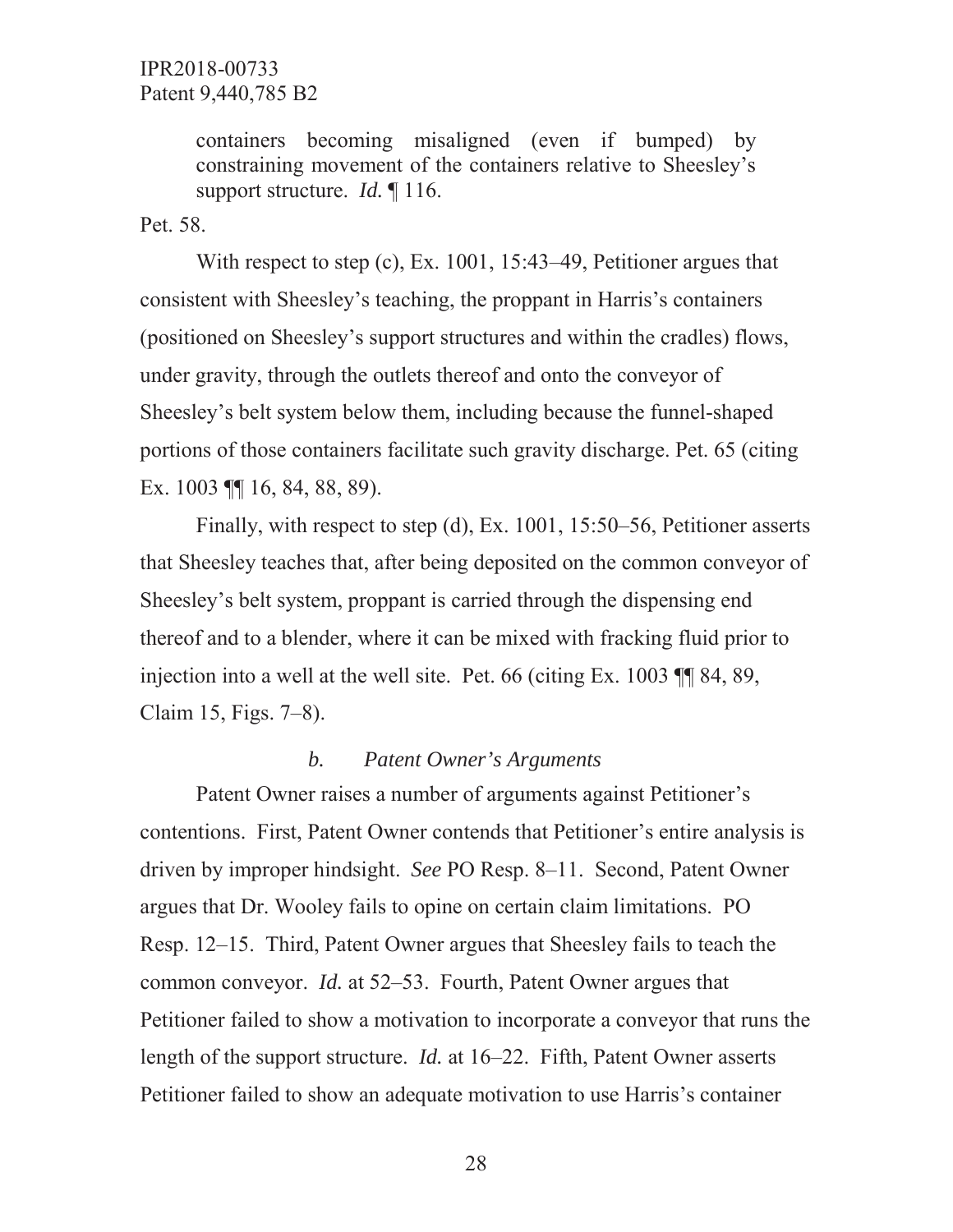> containers becoming misaligned (even if bumped) by constraining movement of the containers relative to Sheesley's support structure. *Id.* ¶ 116.

Pet. 58.

With respect to step (c), Ex. 1001, 15:43–49, Petitioner argues that consistent with Sheesley's teaching, the proppant in Harris's containers (positioned on Sheesley's support structures and within the cradles) flows, under gravity, through the outlets thereof and onto the conveyor of Sheesley's belt system below them, including because the funnel-shaped portions of those containers facilitate such gravity discharge. Pet. 65 (citing Ex. 1003 ¶¶ 16, 84, 88, 89).

Finally, with respect to step (d), Ex. 1001, 15:50–56, Petitioner asserts that Sheesley teaches that, after being deposited on the common conveyor of Sheesley's belt system, proppant is carried through the dispensing end thereof and to a blender, where it can be mixed with fracking fluid prior to injection into a well at the well site. Pet. 66 (citing Ex. 1003 ¶¶ 84, 89, Claim 15, Figs. 7–8).

#### *b. Patent Owner's Arguments*

Patent Owner raises a number of arguments against Petitioner's contentions. First, Patent Owner contends that Petitioner's entire analysis is driven by improper hindsight. *See* PO Resp. 8–11. Second, Patent Owner argues that Dr. Wooley fails to opine on certain claim limitations. PO Resp. 12–15. Third, Patent Owner argues that Sheesley fails to teach the common conveyor. *Id.* at 52–53. Fourth, Patent Owner argues that Petitioner failed to show a motivation to incorporate a conveyor that runs the length of the support structure. *Id.* at 16–22. Fifth, Patent Owner asserts Petitioner failed to show an adequate motivation to use Harris's container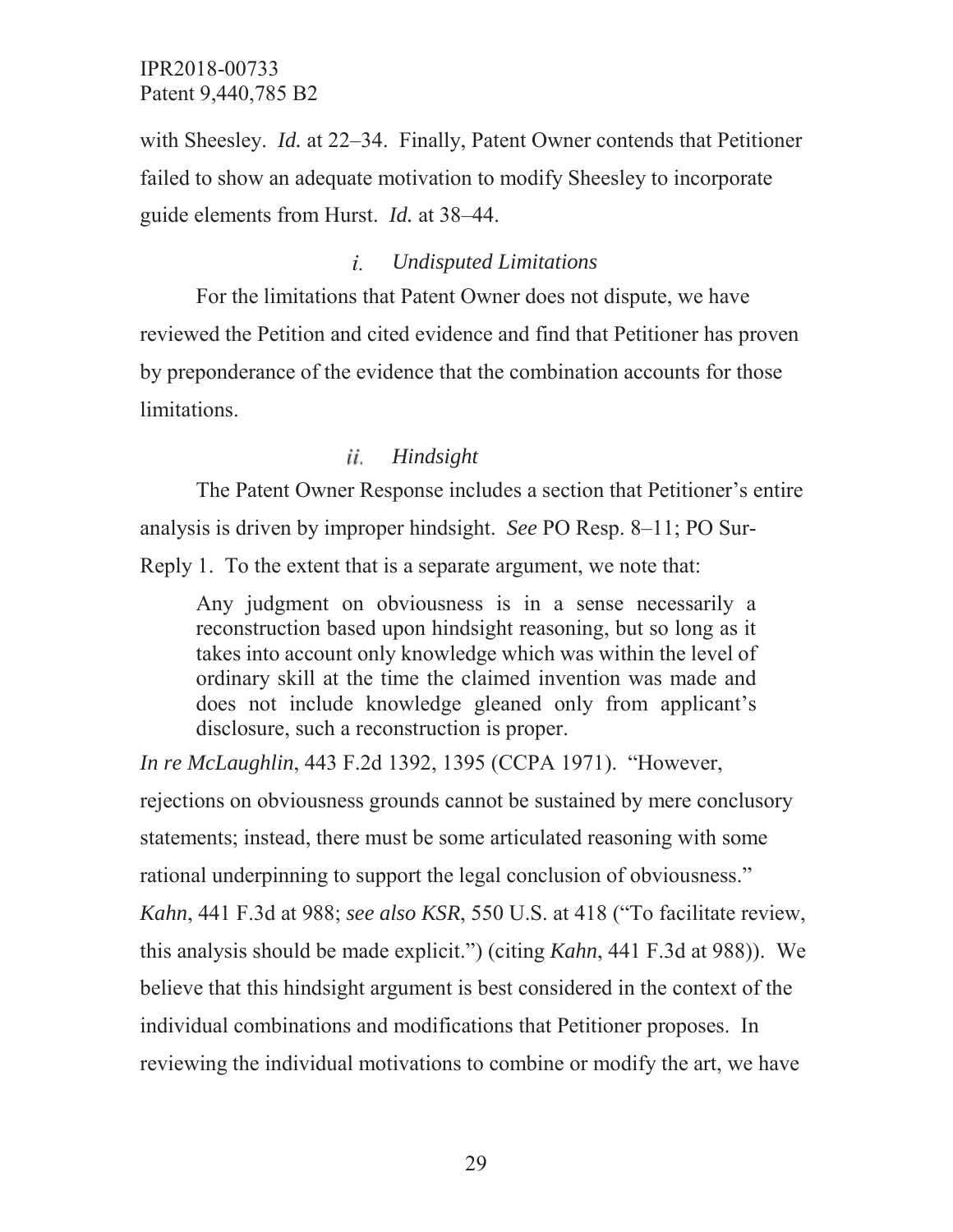with Sheesley. *Id.* at 22–34. Finally, Patent Owner contends that Petitioner failed to show an adequate motivation to modify Sheesley to incorporate guide elements from Hurst. *Id.* at 38–44.

#### *i. Undisputed Limitations*

For the limitations that Patent Owner does not dispute, we have reviewed the Petition and cited evidence and find that Petitioner has proven by preponderance of the evidence that the combination accounts for those limitations.

#### *ii. Hindsight*

The Patent Owner Response includes a section that Petitioner's entire analysis is driven by improper hindsight. *See* PO Resp. 8–11; PO Sur-Reply 1. To the extent that is a separate argument, we note that:

> Any judgment on obviousness is in a sense necessarily a reconstruction based upon hindsight reasoning, but so long as it takes into account only knowledge which was within the level of ordinary skill at the time the claimed invention was made and does not include knowledge gleaned only from applicant's disclosure, such a reconstruction is proper.

*In re McLaughlin*, 443 F.2d 1392, 1395 (CCPA 1971). "However, rejections on obviousness grounds cannot be sustained by mere conclusory statements; instead, there must be some articulated reasoning with some rational underpinning to support the legal conclusion of obviousness." *Kahn*, 441 F.3d at 988; *see also KSR*, 550 U.S. at 418 ("To facilitate review, this analysis should be made explicit.") (citing *Kahn*, 441 F.3d at 988)). We believe that this hindsight argument is best considered in the context of the individual combinations and modifications that Petitioner proposes. In reviewing the individual motivations to combine or modify the art, we have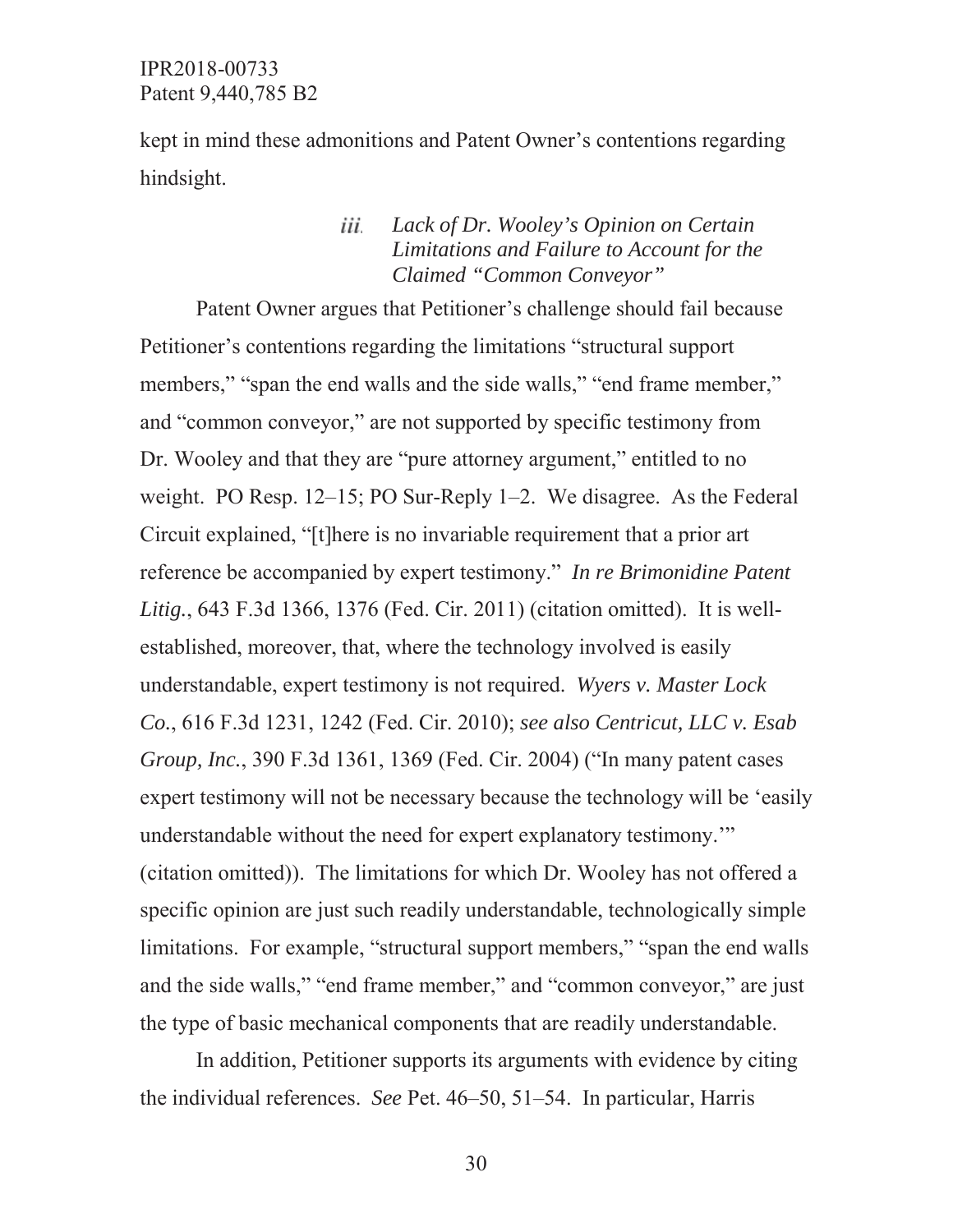kept in mind these admonitions and Patent Owner's contentions regarding hindsight.

##### *iii. Lack of Dr. Wooley's Opinion on Certain Limitations and Failure to Account for the Claimed "Common Conveyor"*

Patent Owner argues that Petitioner's challenge should fail because Petitioner's contentions regarding the limitations "structural support members," "span the end walls and the side walls," "end frame member," and "common conveyor," are not supported by specific testimony from Dr. Wooley and that they are "pure attorney argument," entitled to no weight. PO Resp. 12–15; PO Sur-Reply 1–2. We disagree. As the Federal Circuit explained, "[t]here is no invariable requirement that a prior art reference be accompanied by expert testimony." *In re Brimonidine Patent Litig.*, 643 F.3d 1366, 1376 (Fed. Cir. 2011) (citation omitted). It is well-established, moreover, that, where the technology involved is easily understandable, expert testimony is not required. *Wyers v. Master Lock Co.*, 616 F.3d 1231, 1242 (Fed. Cir. 2010); *see also Centricut, LLC v. Esab Group, Inc.*, 390 F.3d 1361, 1369 (Fed. Cir. 2004) ("In many patent cases expert testimony will not be necessary because the technology will be 'easily understandable without the need for expert explanatory testimony.'" (citation omitted)). The limitations for which Dr. Wooley has not offered a specific opinion are just such readily understandable, technologically simple limitations. For example, "structural support members," "span the end walls and the side walls," "end frame member," and "common conveyor," are just the type of basic mechanical components that are readily understandable.

In addition, Petitioner supports its arguments with evidence by citing the individual references. *See* Pet. 46–50, 51–54. In particular, Harris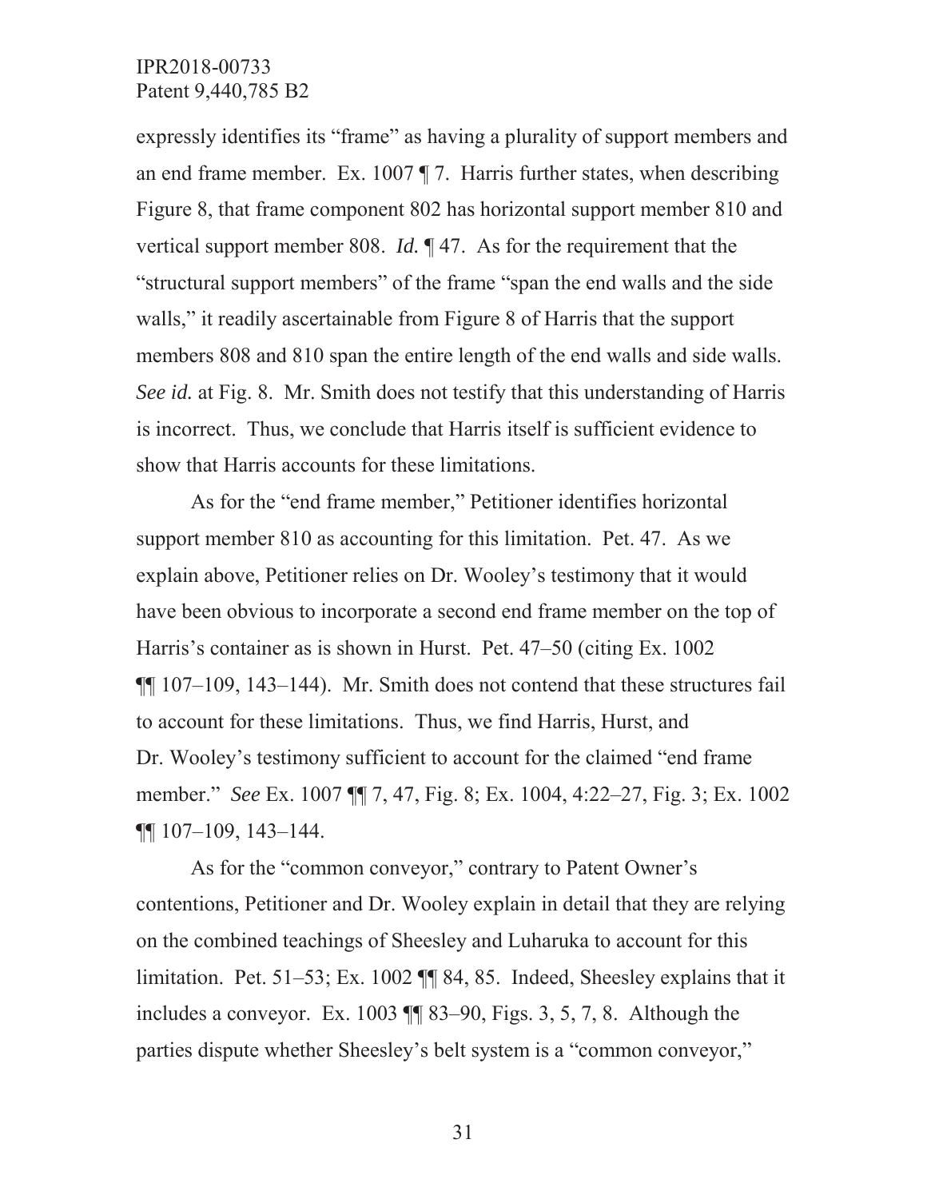expressly identifies its "frame" as having a plurality of support members and an end frame member. Ex. 1007 ¶ 7. Harris further states, when describing Figure 8, that frame component 802 has horizontal support member 810 and vertical support member 808. *Id.* ¶ 47. As for the requirement that the "structural support members" of the frame "span the end walls and the side walls," it readily ascertainable from Figure 8 of Harris that the support members 808 and 810 span the entire length of the end walls and side walls. *See id.* at Fig. 8. Mr. Smith does not testify that this understanding of Harris is incorrect. Thus, we conclude that Harris itself is sufficient evidence to show that Harris accounts for these limitations.

As for the "end frame member," Petitioner identifies horizontal support member 810 as accounting for this limitation. Pet. 47. As we explain above, Petitioner relies on Dr. Wooley's testimony that it would have been obvious to incorporate a second end frame member on the top of Harris's container as is shown in Hurst. Pet. 47–50 (citing Ex. 1002 ¶¶ 107–109, 143–144). Mr. Smith does not contend that these structures fail to account for these limitations. Thus, we find Harris, Hurst, and Dr. Wooley's testimony sufficient to account for the claimed "end frame member." *See* Ex. 1007 ¶¶ 7, 47, Fig. 8; Ex. 1004, 4:22–27, Fig. 3; Ex. 1002 ¶¶ 107–109, 143–144.

As for the "common conveyor," contrary to Patent Owner's contentions, Petitioner and Dr. Wooley explain in detail that they are relying on the combined teachings of Sheesley and Luharuka to account for this limitation. Pet. 51–53; Ex. 1002 ¶¶ 84, 85. Indeed, Sheesley explains that it includes a conveyor. Ex. 1003 ¶¶ 83–90, Figs. 3, 5, 7, 8. Although the parties dispute whether Sheesley's belt system is a "common conveyor,"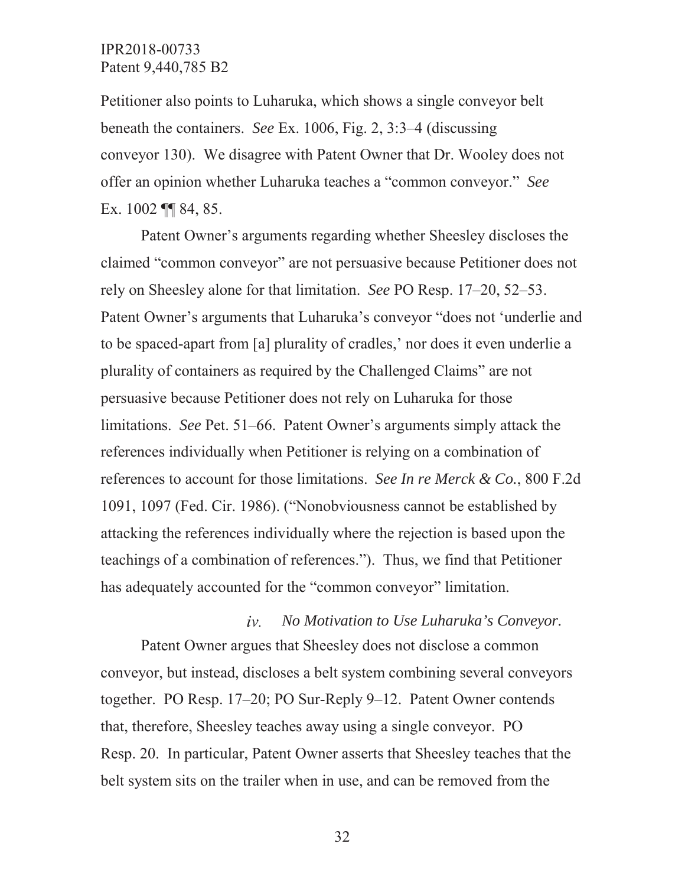Petitioner also points to Luharuka, which shows a single conveyor belt beneath the containers. *See* Ex. 1006, Fig. 2, 3:3–4 (discussing conveyor 130). We disagree with Patent Owner that Dr. Wooley does not offer an opinion whether Luharuka teaches a "common conveyor." *See* Ex. 1002 ¶¶ 84, 85.

Patent Owner's arguments regarding whether Sheesley discloses the claimed "common conveyor" are not persuasive because Petitioner does not rely on Sheesley alone for that limitation. *See* PO Resp. 17–20, 52–53. Patent Owner's arguments that Luharuka's conveyor "does not 'underlie and to be spaced-apart from [a] plurality of cradles,' nor does it even underlie a plurality of containers as required by the Challenged Claims" are not persuasive because Petitioner does not rely on Luharuka for those limitations. *See* Pet. 51–66. Patent Owner's arguments simply attack the references individually when Petitioner is relying on a combination of references to account for those limitations. *See In re Merck & Co.*, 800 F.2d 1091, 1097 (Fed. Cir. 1986). ("Nonobviousness cannot be established by attacking the references individually where the rejection is based upon the teachings of a combination of references."). Thus, we find that Petitioner has adequately accounted for the "common conveyor" limitation.

*iv. No Motivation to Use Luharuka's Conveyor.*

Patent Owner argues that Sheesley does not disclose a common conveyor, but instead, discloses a belt system combining several conveyors together. PO Resp. 17–20; PO Sur-Reply 9–12. Patent Owner contends that, therefore, Sheesley teaches away using a single conveyor. PO Resp. 20. In particular, Patent Owner asserts that Sheesley teaches that the belt system sits on the trailer when in use, and can be removed from the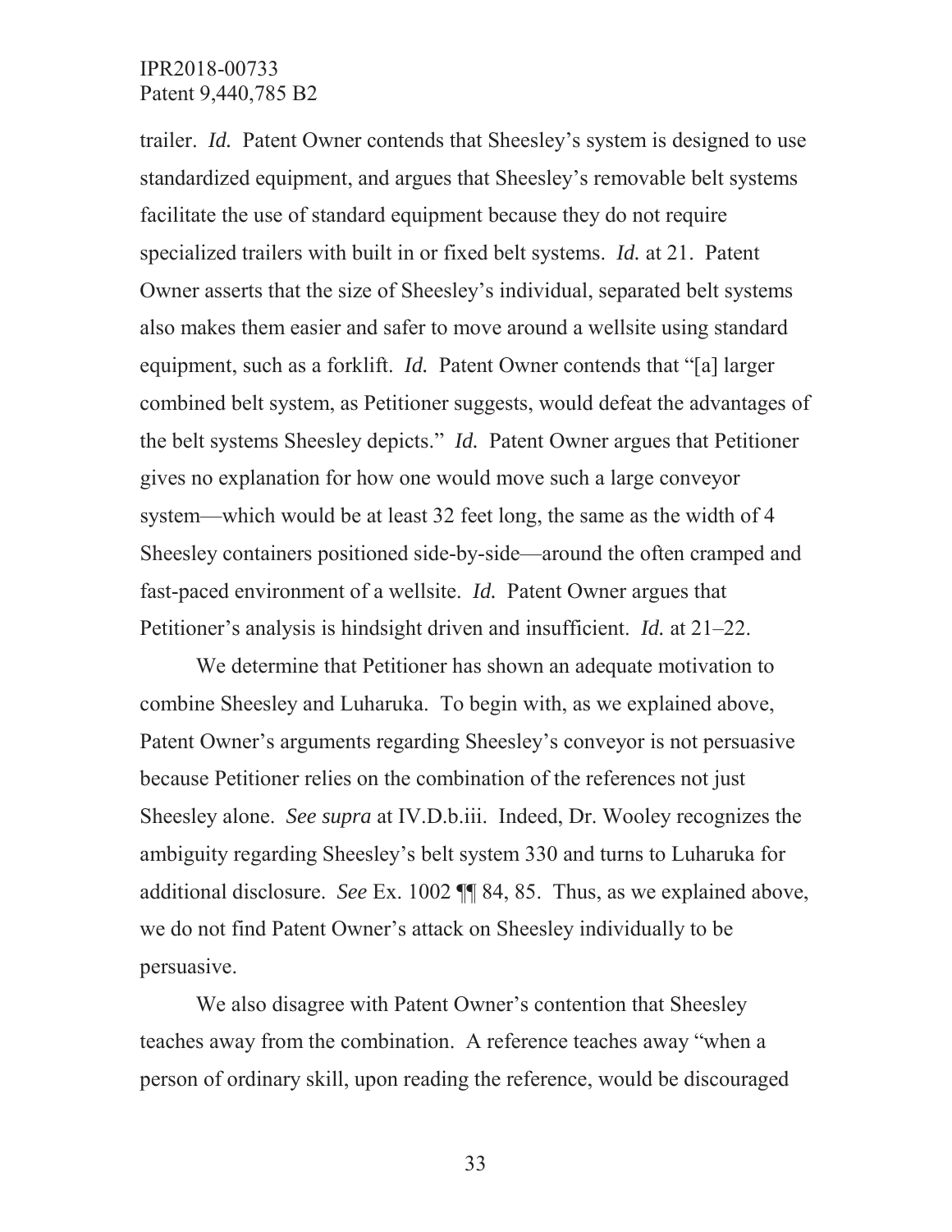trailer. *Id.* Patent Owner contends that Sheesley's system is designed to use standardized equipment, and argues that Sheesley's removable belt systems facilitate the use of standard equipment because they do not require specialized trailers with built in or fixed belt systems. *Id.* at 21. Patent Owner asserts that the size of Sheesley's individual, separated belt systems also makes them easier and safer to move around a wellsite using standard equipment, such as a forklift. *Id.* Patent Owner contends that "[a] larger combined belt system, as Petitioner suggests, would defeat the advantages of the belt systems Sheesley depicts." *Id.* Patent Owner argues that Petitioner gives no explanation for how one would move such a large conveyor system—which would be at least 32 feet long, the same as the width of 4 Sheesley containers positioned side-by-side—around the often cramped and fast-paced environment of a wellsite. *Id.* Patent Owner argues that Petitioner's analysis is hindsight driven and insufficient. *Id.* at 21–22.

We determine that Petitioner has shown an adequate motivation to combine Sheesley and Luharuka. To begin with, as we explained above, Patent Owner's arguments regarding Sheesley's conveyor is not persuasive because Petitioner relies on the combination of the references not just Sheesley alone. *See supra* at IV.D.b.iii. Indeed, Dr. Wooley recognizes the ambiguity regarding Sheesley's belt system 330 and turns to Luharuka for additional disclosure. *See* Ex. 1002 ¶¶ 84, 85. Thus, as we explained above, we do not find Patent Owner's attack on Sheesley individually to be persuasive.

We also disagree with Patent Owner's contention that Sheesley teaches away from the combination. A reference teaches away "when a person of ordinary skill, upon reading the reference, would be discouraged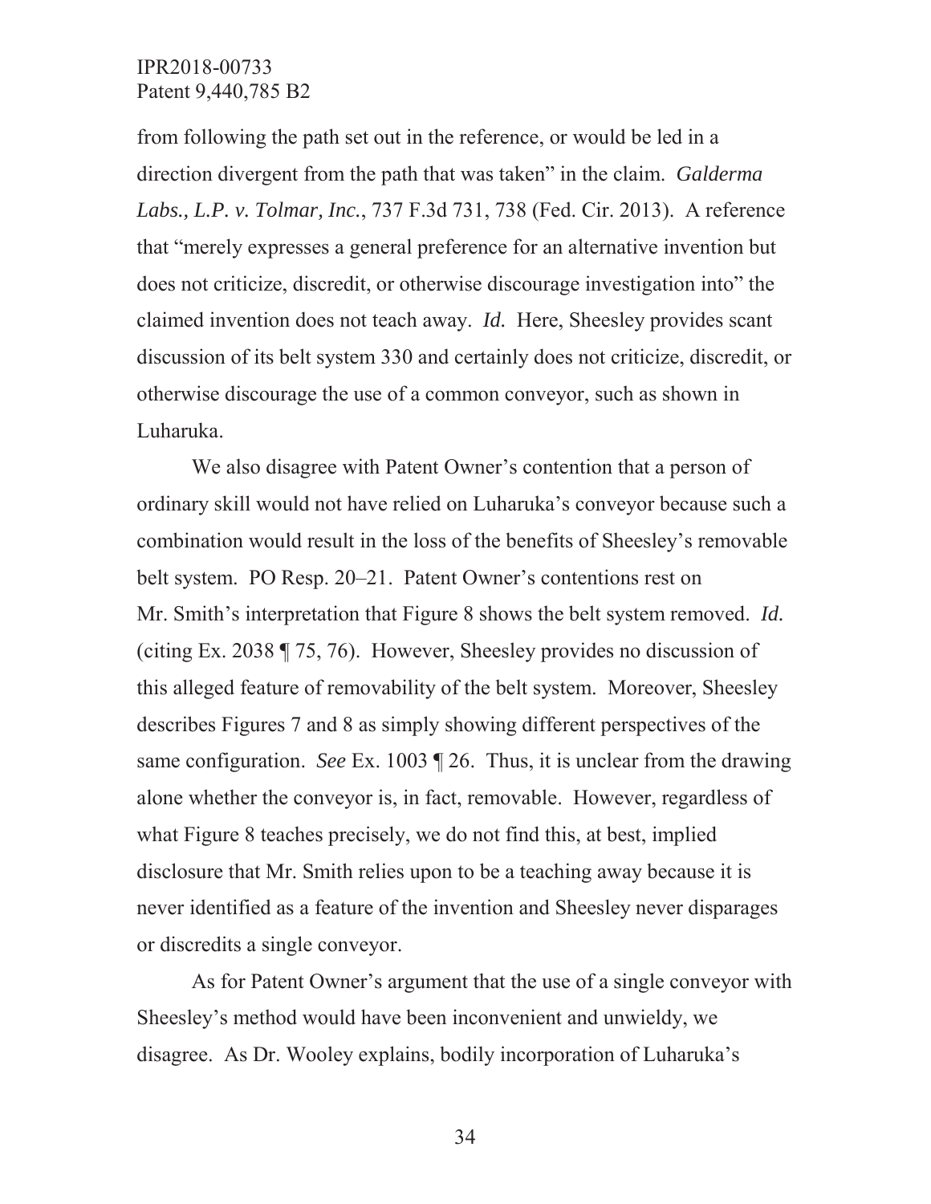from following the path set out in the reference, or would be led in a direction divergent from the path that was taken" in the claim. *Galderma Labs., L.P. v. Tolmar, Inc.*, 737 F.3d 731, 738 (Fed. Cir. 2013). A reference that "merely expresses a general preference for an alternative invention but does not criticize, discredit, or otherwise discourage investigation into" the claimed invention does not teach away. *Id.* Here, Sheesley provides scant discussion of its belt system 330 and certainly does not criticize, discredit, or otherwise discourage the use of a common conveyor, such as shown in Luharuka.

We also disagree with Patent Owner's contention that a person of ordinary skill would not have relied on Luharuka's conveyor because such a combination would result in the loss of the benefits of Sheesley's removable belt system. PO Resp. 20–21. Patent Owner's contentions rest on Mr. Smith's interpretation that Figure 8 shows the belt system removed. *Id.* (citing Ex. 2038 ¶ 75, 76). However, Sheesley provides no discussion of this alleged feature of removability of the belt system. Moreover, Sheesley describes Figures 7 and 8 as simply showing different perspectives of the same configuration. *See* Ex. 1003 ¶ 26. Thus, it is unclear from the drawing alone whether the conveyor is, in fact, removable. However, regardless of what Figure 8 teaches precisely, we do not find this, at best, implied disclosure that Mr. Smith relies upon to be a teaching away because it is never identified as a feature of the invention and Sheesley never disparages or discredits a single conveyor.

As for Patent Owner's argument that the use of a single conveyor with Sheesley's method would have been inconvenient and unwieldy, we disagree. As Dr. Wooley explains, bodily incorporation of Luharuka's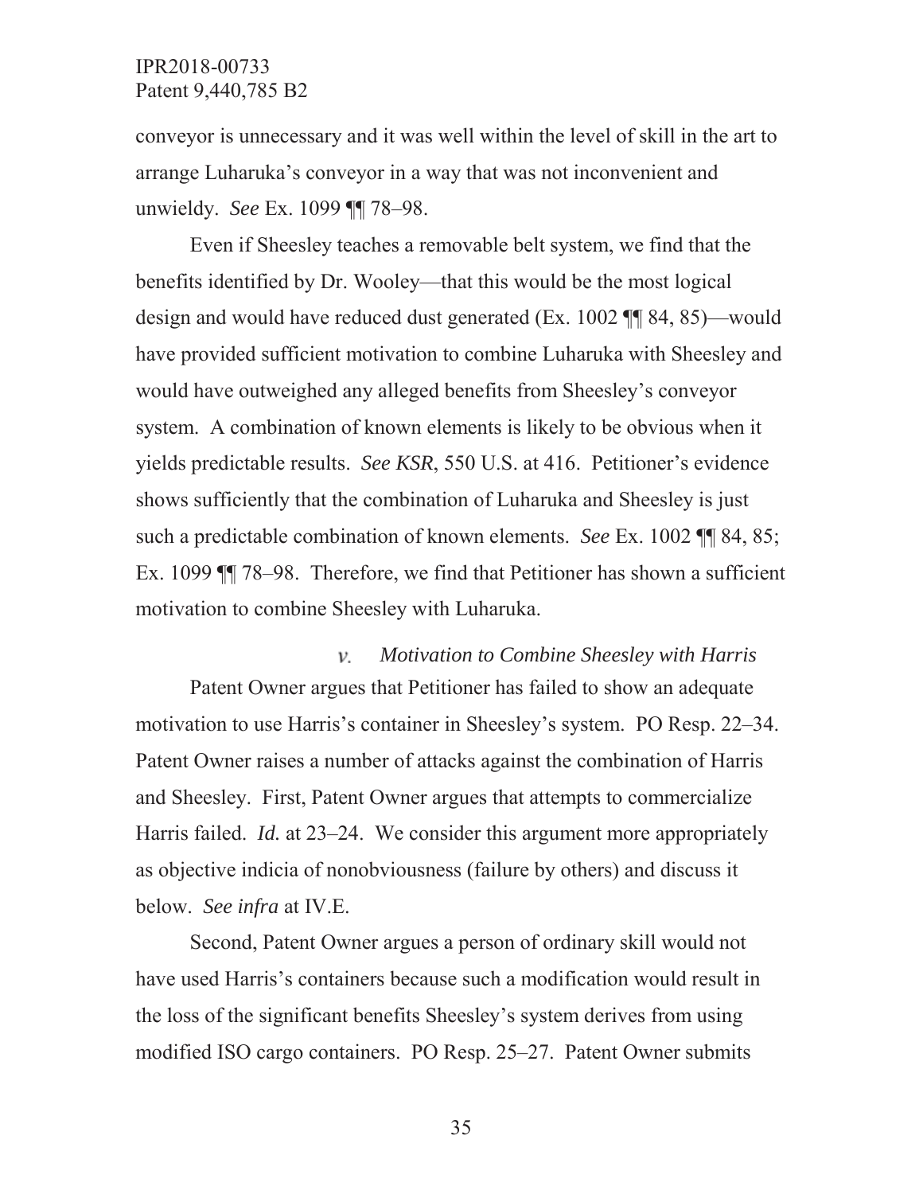conveyor is unnecessary and it was well within the level of skill in the art to arrange Luharuka's conveyor in a way that was not inconvenient and unwieldy. *See* Ex. 1099 ¶¶ 78–98.

Even if Sheesley teaches a removable belt system, we find that the benefits identified by Dr. Wooley—that this would be the most logical design and would have reduced dust generated (Ex. 1002 ¶¶ 84, 85)—would have provided sufficient motivation to combine Luharuka with Sheesley and would have outweighed any alleged benefits from Sheesley's conveyor system. A combination of known elements is likely to be obvious when it yields predictable results. *See KSR*, 550 U.S. at 416. Petitioner's evidence shows sufficiently that the combination of Luharuka and Sheesley is just such a predictable combination of known elements. *See* Ex. 1002 ¶¶ 84, 85; Ex. 1099 ¶¶ 78–98. Therefore, we find that Petitioner has shown a sufficient motivation to combine Sheesley with Luharuka.

#### *v. Motivation to Combine Sheesley with Harris*

Patent Owner argues that Petitioner has failed to show an adequate motivation to use Harris's container in Sheesley's system. PO Resp. 22–34. Patent Owner raises a number of attacks against the combination of Harris and Sheesley. First, Patent Owner argues that attempts to commercialize Harris failed. *Id.* at 23–24. We consider this argument more appropriately as objective indicia of nonobviousness (failure by others) and discuss it below. *See infra* at IV.E.

Second, Patent Owner argues a person of ordinary skill would not have used Harris's containers because such a modification would result in the loss of the significant benefits Sheesley's system derives from using modified ISO cargo containers. PO Resp. 25–27. Patent Owner submits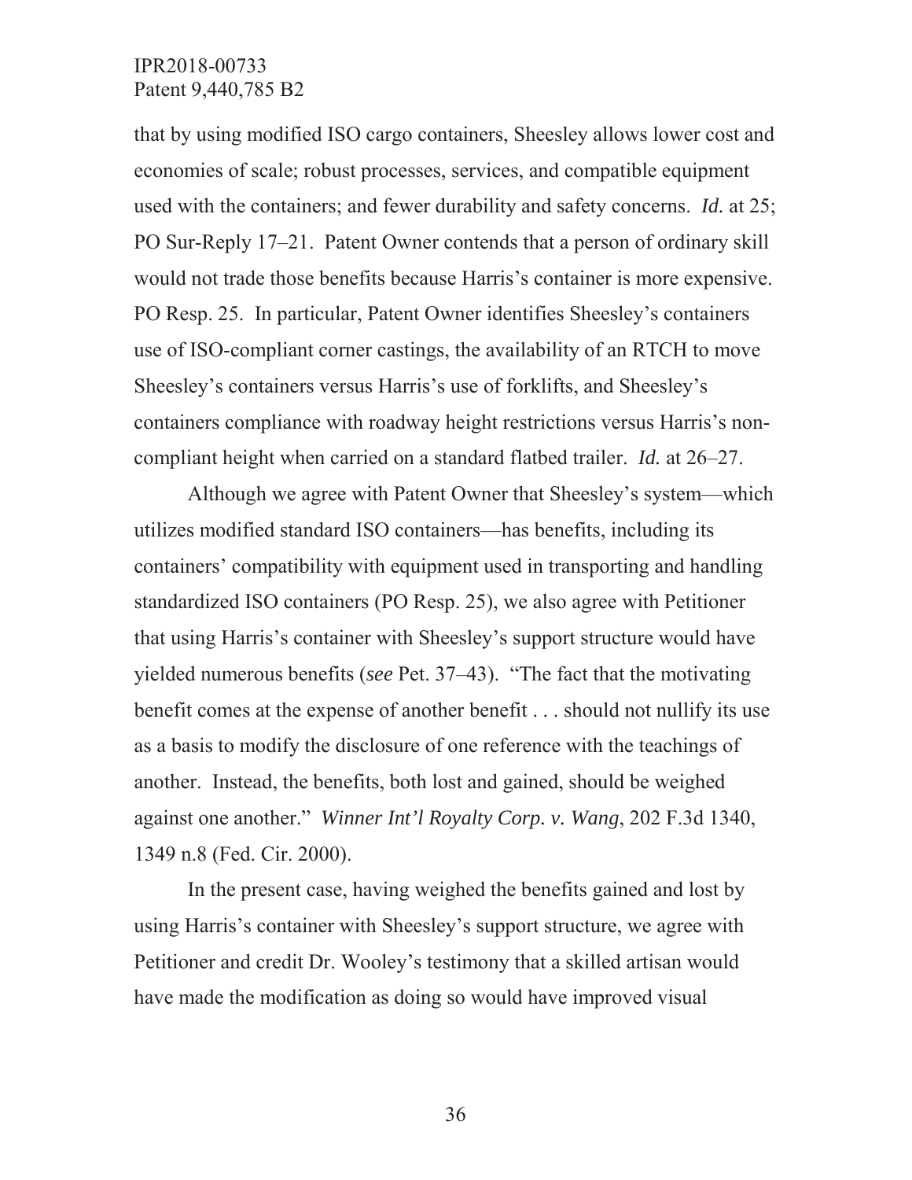that by using modified ISO cargo containers, Sheesley allows lower cost and economies of scale; robust processes, services, and compatible equipment used with the containers; and fewer durability and safety concerns. *Id.* at 25; PO Sur-Reply 17–21. Patent Owner contends that a person of ordinary skill would not trade those benefits because Harris's container is more expensive. PO Resp. 25. In particular, Patent Owner identifies Sheesley's containers use of ISO-compliant corner castings, the availability of an RTCH to move Sheesley's containers versus Harris's use of forklifts, and Sheesley's containers compliance with roadway height restrictions versus Harris's non-compliant height when carried on a standard flatbed trailer. *Id.* at 26–27.

Although we agree with Patent Owner that Sheesley's system—which utilizes modified standard ISO containers—has benefits, including its containers' compatibility with equipment used in transporting and handling standardized ISO containers (PO Resp. 25), we also agree with Petitioner that using Harris's container with Sheesley's support structure would have yielded numerous benefits (*see* Pet. 37–43). "The fact that the motivating benefit comes at the expense of another benefit . . . should not nullify its use as a basis to modify the disclosure of one reference with the teachings of another. Instead, the benefits, both lost and gained, should be weighed against one another." *Winner Int'l Royalty Corp. v. Wang*, 202 F.3d 1340, 1349 n.8 (Fed. Cir. 2000).

In the present case, having weighed the benefits gained and lost by using Harris's container with Sheesley's support structure, we agree with Petitioner and credit Dr. Wooley's testimony that a skilled artisan would have made the modification as doing so would have improved visual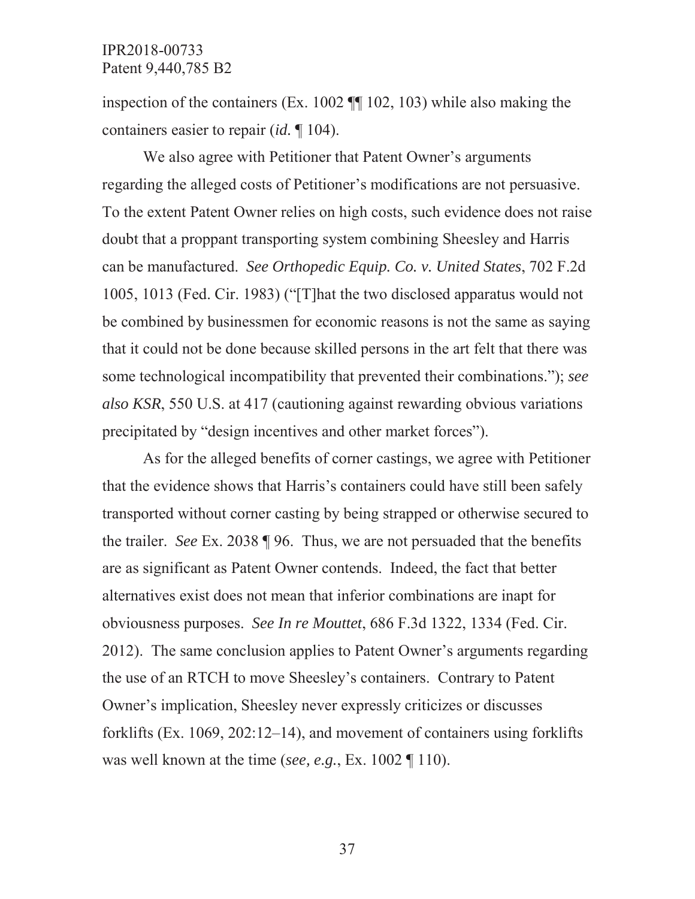inspection of the containers (Ex. 1002 ¶¶ 102, 103) while also making the containers easier to repair (*id.* ¶ 104).

We also agree with Petitioner that Patent Owner's arguments regarding the alleged costs of Petitioner's modifications are not persuasive. To the extent Patent Owner relies on high costs, such evidence does not raise doubt that a proppant transporting system combining Sheesley and Harris can be manufactured. *See Orthopedic Equip. Co. v. United States*, 702 F.2d 1005, 1013 (Fed. Cir. 1983) ("[T]hat the two disclosed apparatus would not be combined by businessmen for economic reasons is not the same as saying that it could not be done because skilled persons in the art felt that there was some technological incompatibility that prevented their combinations."); *see also KSR*, 550 U.S. at 417 (cautioning against rewarding obvious variations precipitated by "design incentives and other market forces").

As for the alleged benefits of corner castings, we agree with Petitioner that the evidence shows that Harris's containers could have still been safely transported without corner casting by being strapped or otherwise secured to the trailer. *See* Ex. 2038 ¶ 96. Thus, we are not persuaded that the benefits are as significant as Patent Owner contends. Indeed, the fact that better alternatives exist does not mean that inferior combinations are inapt for obviousness purposes. *See In re Mouttet*, 686 F.3d 1322, 1334 (Fed. Cir. 2012). The same conclusion applies to Patent Owner's arguments regarding the use of an RTCH to move Sheesley's containers. Contrary to Patent Owner's implication, Sheesley never expressly criticizes or discusses forklifts (Ex. 1069, 202:12–14), and movement of containers using forklifts was well known at the time (*see, e.g.*, Ex. 1002 ¶ 110).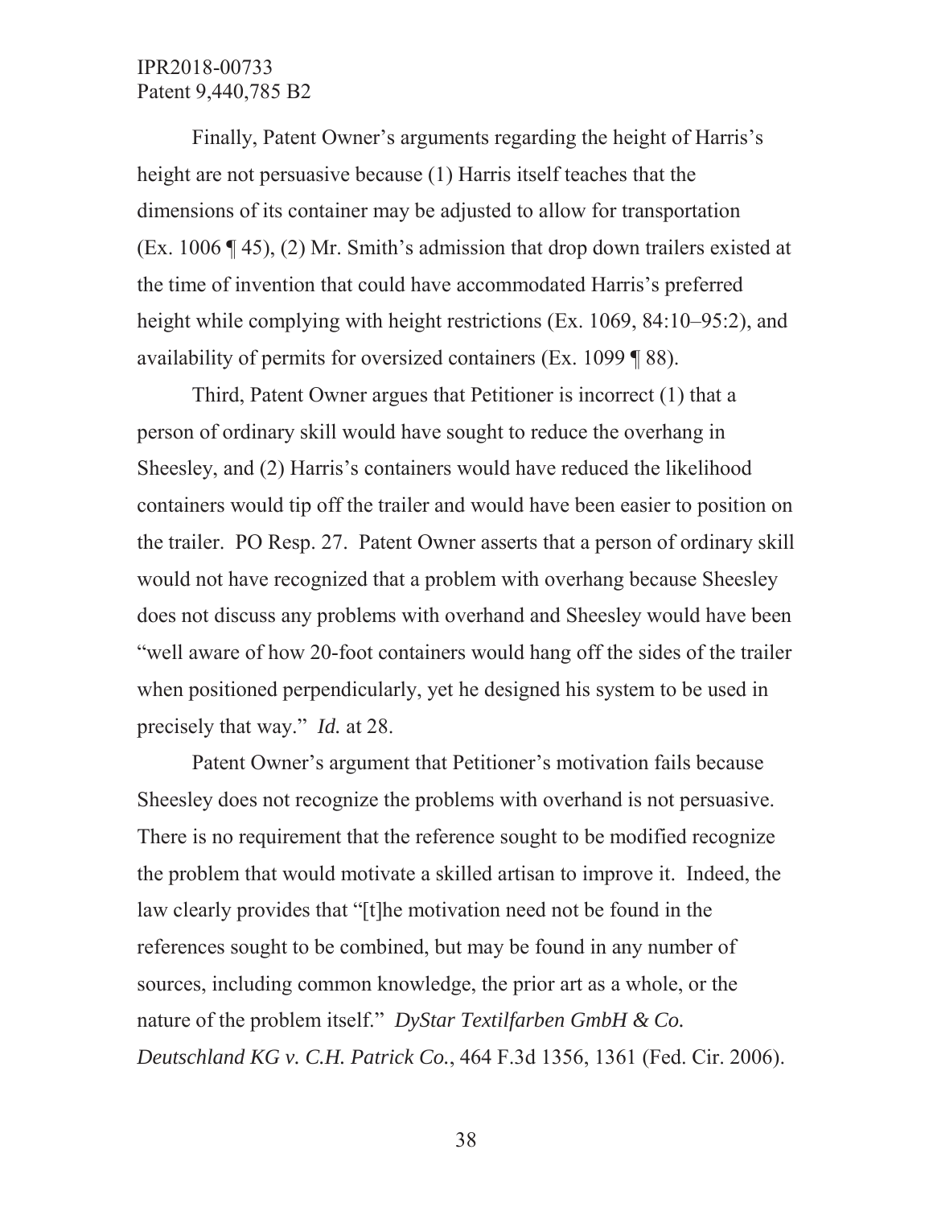Finally, Patent Owner's arguments regarding the height of Harris's height are not persuasive because (1) Harris itself teaches that the dimensions of its container may be adjusted to allow for transportation (Ex. 1006 ¶ 45), (2) Mr. Smith's admission that drop down trailers existed at the time of invention that could have accommodated Harris's preferred height while complying with height restrictions (Ex. 1069, 84:10–95:2), and availability of permits for oversized containers (Ex. 1099 ¶ 88).

Third, Patent Owner argues that Petitioner is incorrect (1) that a person of ordinary skill would have sought to reduce the overhang in Sheesley, and (2) Harris's containers would have reduced the likelihood containers would tip off the trailer and would have been easier to position on the trailer. PO Resp. 27. Patent Owner asserts that a person of ordinary skill would not have recognized that a problem with overhang because Sheesley does not discuss any problems with overhand and Sheesley would have been "well aware of how 20-foot containers would hang off the sides of the trailer when positioned perpendicularly, yet he designed his system to be used in precisely that way." *Id.* at 28.

Patent Owner's argument that Petitioner's motivation fails because Sheesley does not recognize the problems with overhand is not persuasive. There is no requirement that the reference sought to be modified recognize the problem that would motivate a skilled artisan to improve it. Indeed, the law clearly provides that "[t]he motivation need not be found in the references sought to be combined, but may be found in any number of sources, including common knowledge, the prior art as a whole, or the nature of the problem itself." *DyStar Textilfarben GmbH & Co. Deutschland KG v. C.H. Patrick Co.*, 464 F.3d 1356, 1361 (Fed. Cir. 2006).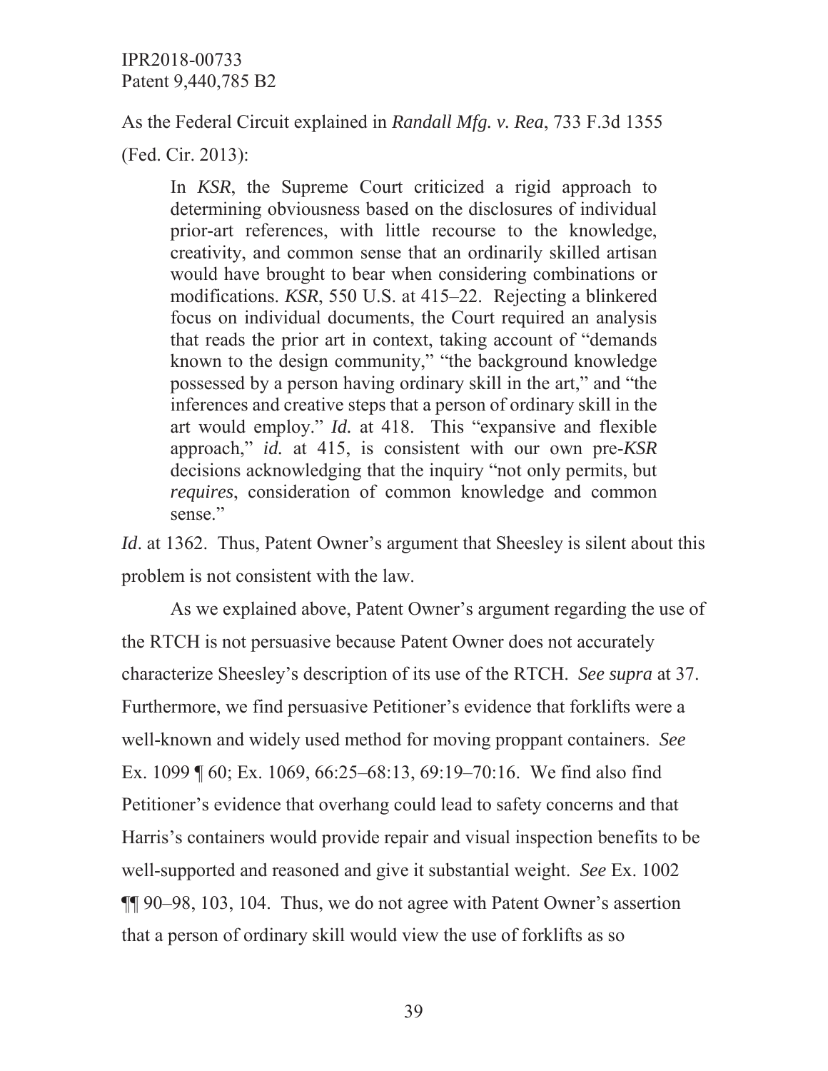As the Federal Circuit explained in *Randall Mfg. v. Rea*, 733 F.3d 1355 (Fed. Cir. 2013):

> In *KSR*, the Supreme Court criticized a rigid approach to determining obviousness based on the disclosures of individual prior-art references, with little recourse to the knowledge, creativity, and common sense that an ordinarily skilled artisan would have brought to bear when considering combinations or modifications. *KSR*, 550 U.S. at 415–22. Rejecting a blinkered focus on individual documents, the Court required an analysis that reads the prior art in context, taking account of "demands known to the design community," "the background knowledge possessed by a person having ordinary skill in the art," and "the inferences and creative steps that a person of ordinary skill in the art would employ." *Id.* at 418. This "expansive and flexible approach," *id.* at 415, is consistent with our own pre-*KSR* decisions acknowledging that the inquiry "not only permits, but *requires*, consideration of common knowledge and common sense."

*Id*. at 1362. Thus, Patent Owner's argument that Sheesley is silent about this problem is not consistent with the law.

As we explained above, Patent Owner's argument regarding the use of the RTCH is not persuasive because Patent Owner does not accurately characterize Sheesley's description of its use of the RTCH. *See supra* at 37. Furthermore, we find persuasive Petitioner's evidence that forklifts were a well-known and widely used method for moving proppant containers. *See* Ex. 1099 ¶ 60; Ex. 1069, 66:25–68:13, 69:19–70:16. We find also find Petitioner's evidence that overhang could lead to safety concerns and that Harris's containers would provide repair and visual inspection benefits to be well-supported and reasoned and give it substantial weight. *See* Ex. 1002 ¶¶ 90–98, 103, 104. Thus, we do not agree with Patent Owner's assertion that a person of ordinary skill would view the use of forklifts as so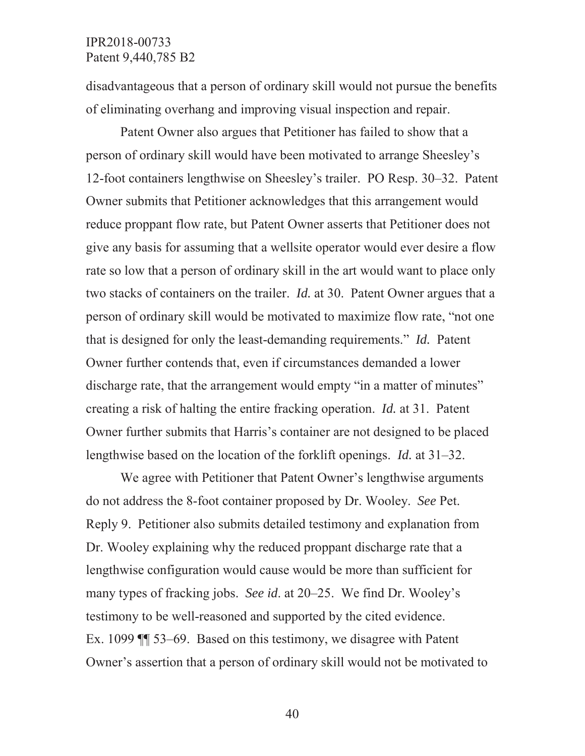disadvantageous that a person of ordinary skill would not pursue the benefits of eliminating overhang and improving visual inspection and repair.

Patent Owner also argues that Petitioner has failed to show that a person of ordinary skill would have been motivated to arrange Sheesley's 12-foot containers lengthwise on Sheesley's trailer. PO Resp. 30–32. Patent Owner submits that Petitioner acknowledges that this arrangement would reduce proppant flow rate, but Patent Owner asserts that Petitioner does not give any basis for assuming that a wellsite operator would ever desire a flow rate so low that a person of ordinary skill in the art would want to place only two stacks of containers on the trailer. *Id.* at 30. Patent Owner argues that a person of ordinary skill would be motivated to maximize flow rate, "not one that is designed for only the least-demanding requirements." *Id.* Patent Owner further contends that, even if circumstances demanded a lower discharge rate, that the arrangement would empty "in a matter of minutes" creating a risk of halting the entire fracking operation. *Id.* at 31. Patent Owner further submits that Harris's container are not designed to be placed lengthwise based on the location of the forklift openings. *Id.* at 31–32.

We agree with Petitioner that Patent Owner's lengthwise arguments do not address the 8-foot container proposed by Dr. Wooley. *See* Pet. Reply 9. Petitioner also submits detailed testimony and explanation from Dr. Wooley explaining why the reduced proppant discharge rate that a lengthwise configuration would cause would be more than sufficient for many types of fracking jobs. *See id*. at 20–25. We find Dr. Wooley's testimony to be well-reasoned and supported by the cited evidence. Ex. 1099 ¶¶ 53–69. Based on this testimony, we disagree with Patent Owner's assertion that a person of ordinary skill would not be motivated to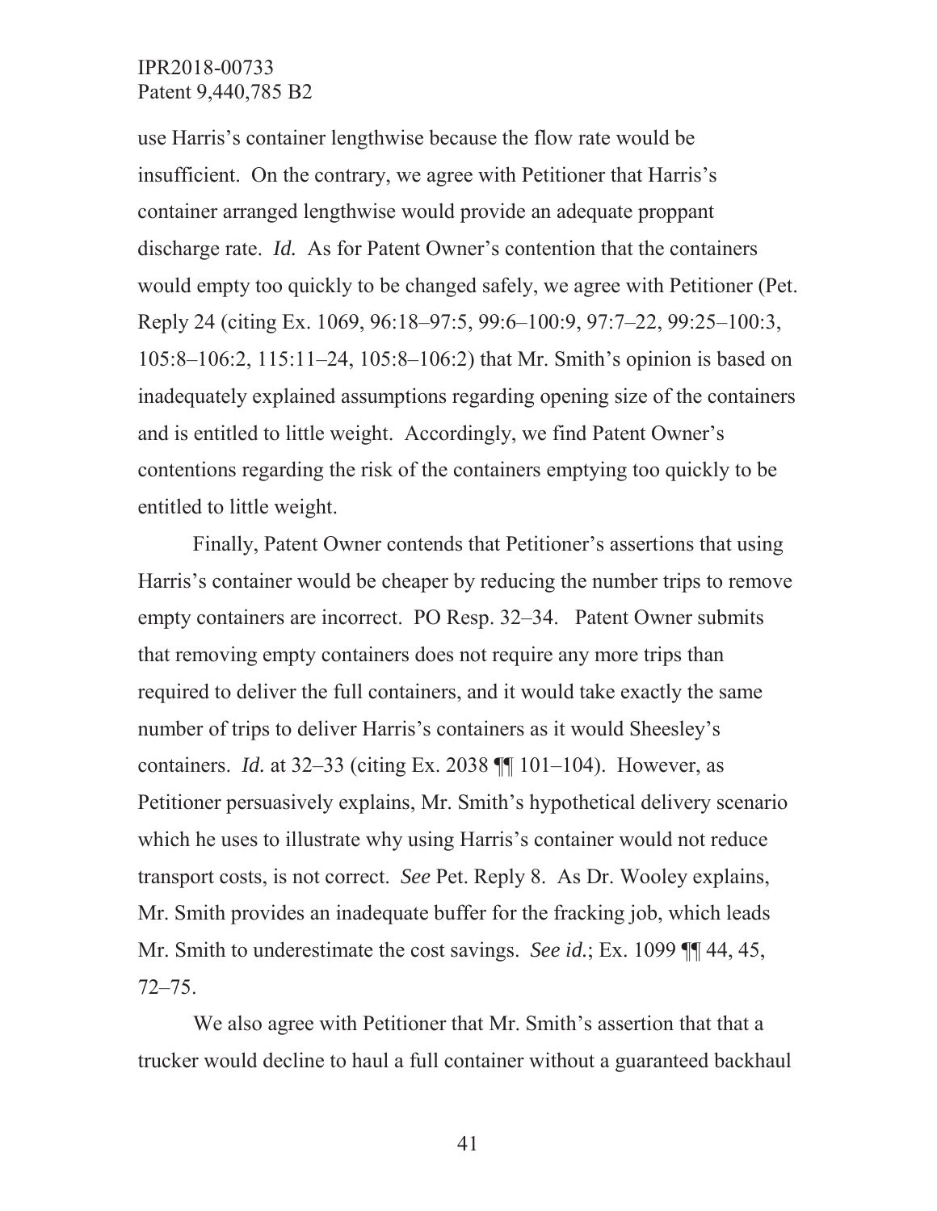use Harris's container lengthwise because the flow rate would be insufficient. On the contrary, we agree with Petitioner that Harris's container arranged lengthwise would provide an adequate proppant discharge rate. *Id.* As for Patent Owner's contention that the containers would empty too quickly to be changed safely, we agree with Petitioner (Pet. Reply 24 (citing Ex. 1069, 96:18–97:5, 99:6–100:9, 97:7–22, 99:25–100:3, 105:8–106:2, 115:11–24, 105:8–106:2) that Mr. Smith's opinion is based on inadequately explained assumptions regarding opening size of the containers and is entitled to little weight. Accordingly, we find Patent Owner's contentions regarding the risk of the containers emptying too quickly to be entitled to little weight.

Finally, Patent Owner contends that Petitioner's assertions that using Harris's container would be cheaper by reducing the number trips to remove empty containers are incorrect. PO Resp. 32–34. Patent Owner submits that removing empty containers does not require any more trips than required to deliver the full containers, and it would take exactly the same number of trips to deliver Harris's containers as it would Sheesley's containers. *Id.* at 32–33 (citing Ex. 2038 ¶¶ 101–104). However, as Petitioner persuasively explains, Mr. Smith's hypothetical delivery scenario which he uses to illustrate why using Harris's container would not reduce transport costs, is not correct. *See* Pet. Reply 8. As Dr. Wooley explains, Mr. Smith provides an inadequate buffer for the fracking job, which leads Mr. Smith to underestimate the cost savings. *See id.*; Ex. 1099 ¶¶ 44, 45, 72–75.

We also agree with Petitioner that Mr. Smith's assertion that that a trucker would decline to haul a full container without a guaranteed backhaul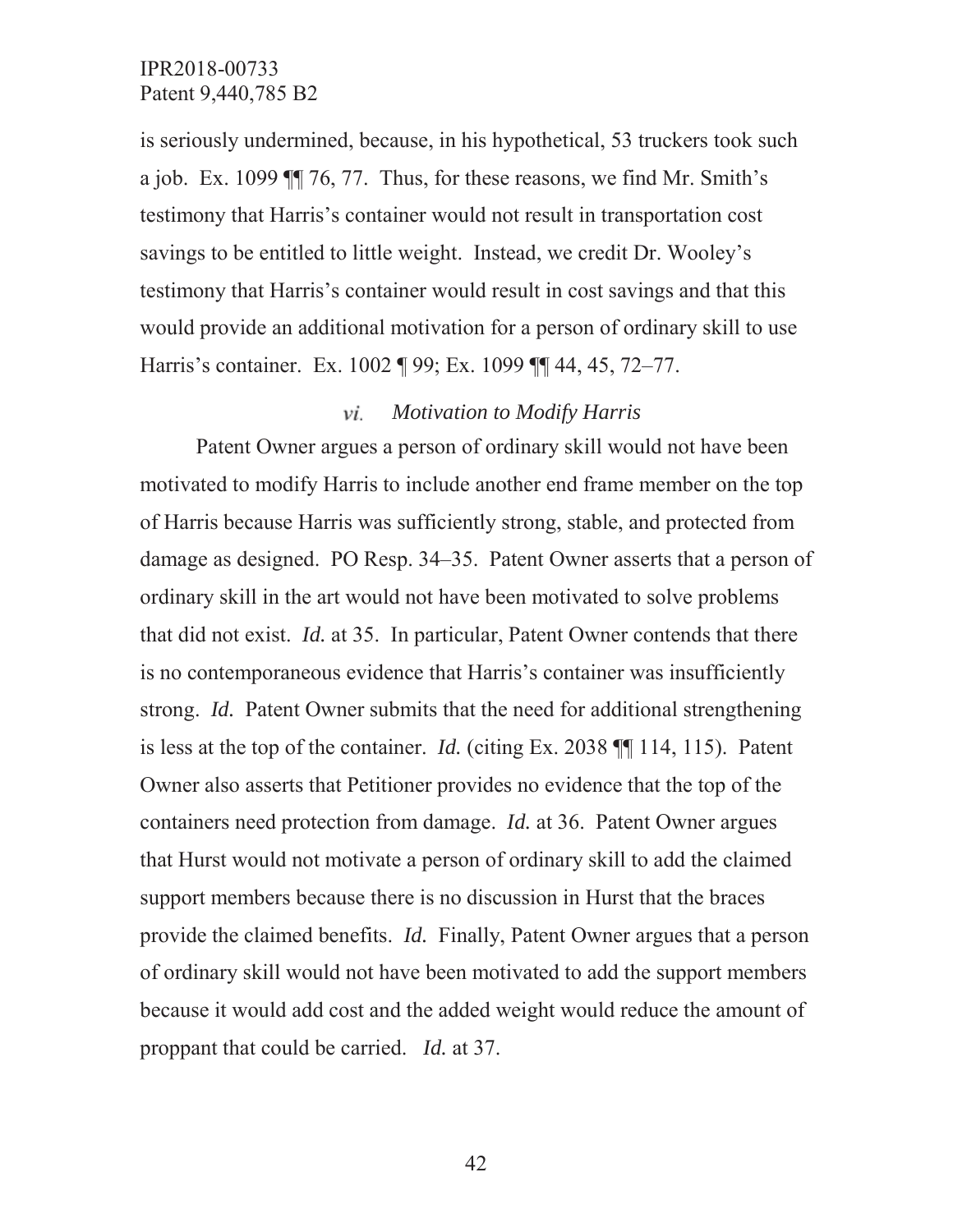is seriously undermined, because, in his hypothetical, 53 truckers took such a job. Ex. 1099 ¶¶ 76, 77. Thus, for these reasons, we find Mr. Smith's testimony that Harris's container would not result in transportation cost savings to be entitled to little weight. Instead, we credit Dr. Wooley's testimony that Harris's container would result in cost savings and that this would provide an additional motivation for a person of ordinary skill to use Harris's container. Ex. 1002 ¶ 99; Ex. 1099 ¶¶ 44, 45, 72–77.

#### *vi. Motivation to Modify Harris*

Patent Owner argues a person of ordinary skill would not have been motivated to modify Harris to include another end frame member on the top of Harris because Harris was sufficiently strong, stable, and protected from damage as designed. PO Resp. 34–35. Patent Owner asserts that a person of ordinary skill in the art would not have been motivated to solve problems that did not exist. *Id.* at 35. In particular, Patent Owner contends that there is no contemporaneous evidence that Harris's container was insufficiently strong. *Id.* Patent Owner submits that the need for additional strengthening is less at the top of the container. *Id.* (citing Ex. 2038 ¶¶ 114, 115). Patent Owner also asserts that Petitioner provides no evidence that the top of the containers need protection from damage. *Id.* at 36. Patent Owner argues that Hurst would not motivate a person of ordinary skill to add the claimed support members because there is no discussion in Hurst that the braces provide the claimed benefits. *Id.* Finally, Patent Owner argues that a person of ordinary skill would not have been motivated to add the support members because it would add cost and the added weight would reduce the amount of proppant that could be carried. *Id.* at 37.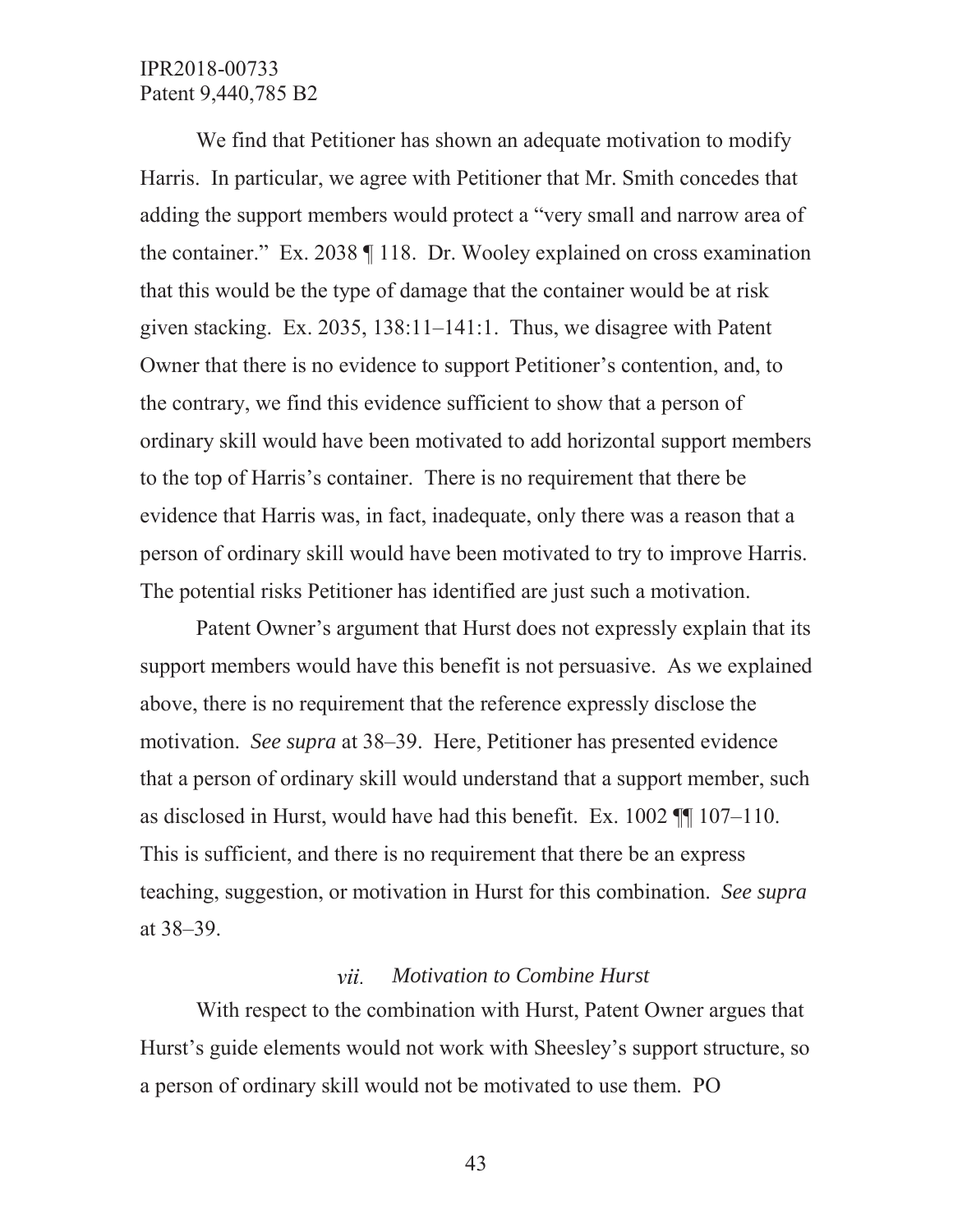We find that Petitioner has shown an adequate motivation to modify Harris. In particular, we agree with Petitioner that Mr. Smith concedes that adding the support members would protect a "very small and narrow area of the container." Ex. 2038 ¶ 118. Dr. Wooley explained on cross examination that this would be the type of damage that the container would be at risk given stacking. Ex. 2035, 138:11–141:1. Thus, we disagree with Patent Owner that there is no evidence to support Petitioner's contention, and, to the contrary, we find this evidence sufficient to show that a person of ordinary skill would have been motivated to add horizontal support members to the top of Harris's container. There is no requirement that there be evidence that Harris was, in fact, inadequate, only there was a reason that a person of ordinary skill would have been motivated to try to improve Harris. The potential risks Petitioner has identified are just such a motivation.

Patent Owner's argument that Hurst does not expressly explain that its support members would have this benefit is not persuasive. As we explained above, there is no requirement that the reference expressly disclose the motivation. *See supra* at 38–39. Here, Petitioner has presented evidence that a person of ordinary skill would understand that a support member, such as disclosed in Hurst, would have had this benefit. Ex. 1002 ¶¶ 107–110. This is sufficient, and there is no requirement that there be an express teaching, suggestion, or motivation in Hurst for this combination. *See supra* at 38–39.

*vii. Motivation to Combine Hurst*

With respect to the combination with Hurst, Patent Owner argues that Hurst's guide elements would not work with Sheesley's support structure, so a person of ordinary skill would not be motivated to use them. PO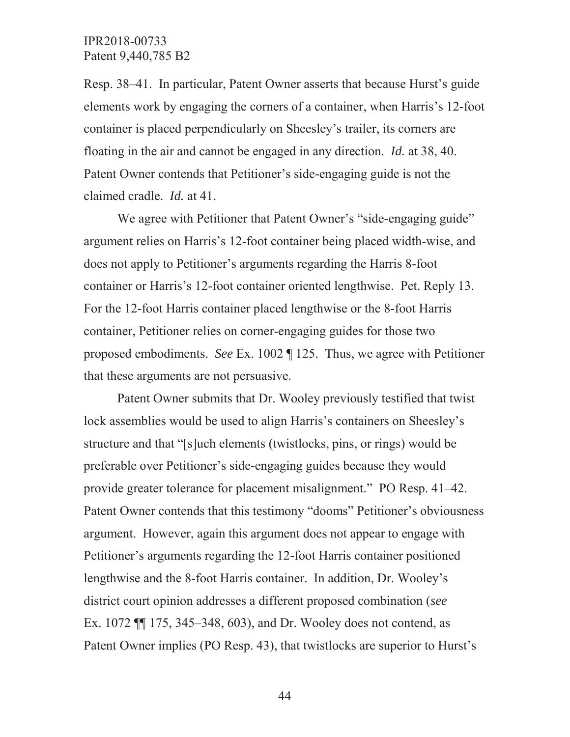Resp. 38–41. In particular, Patent Owner asserts that because Hurst's guide elements work by engaging the corners of a container, when Harris's 12-foot container is placed perpendicularly on Sheesley's trailer, its corners are floating in the air and cannot be engaged in any direction. *Id.* at 38, 40. Patent Owner contends that Petitioner's side-engaging guide is not the claimed cradle. *Id.* at 41.

We agree with Petitioner that Patent Owner's "side-engaging guide" argument relies on Harris's 12-foot container being placed width-wise, and does not apply to Petitioner's arguments regarding the Harris 8-foot container or Harris's 12-foot container oriented lengthwise. Pet. Reply 13. For the 12-foot Harris container placed lengthwise or the 8-foot Harris container, Petitioner relies on corner-engaging guides for those two proposed embodiments. *See* Ex. 1002 ¶ 125. Thus, we agree with Petitioner that these arguments are not persuasive.

Patent Owner submits that Dr. Wooley previously testified that twist lock assemblies would be used to align Harris's containers on Sheesley's structure and that "[s]uch elements (twistlocks, pins, or rings) would be preferable over Petitioner's side-engaging guides because they would provide greater tolerance for placement misalignment." PO Resp. 41–42. Patent Owner contends that this testimony "dooms" Petitioner's obviousness argument. However, again this argument does not appear to engage with Petitioner's arguments regarding the 12-foot Harris container positioned lengthwise and the 8-foot Harris container. In addition, Dr. Wooley's district court opinion addresses a different proposed combination (*see* Ex. 1072 ¶¶ 175, 345–348, 603), and Dr. Wooley does not contend, as Patent Owner implies (PO Resp. 43), that twistlocks are superior to Hurst's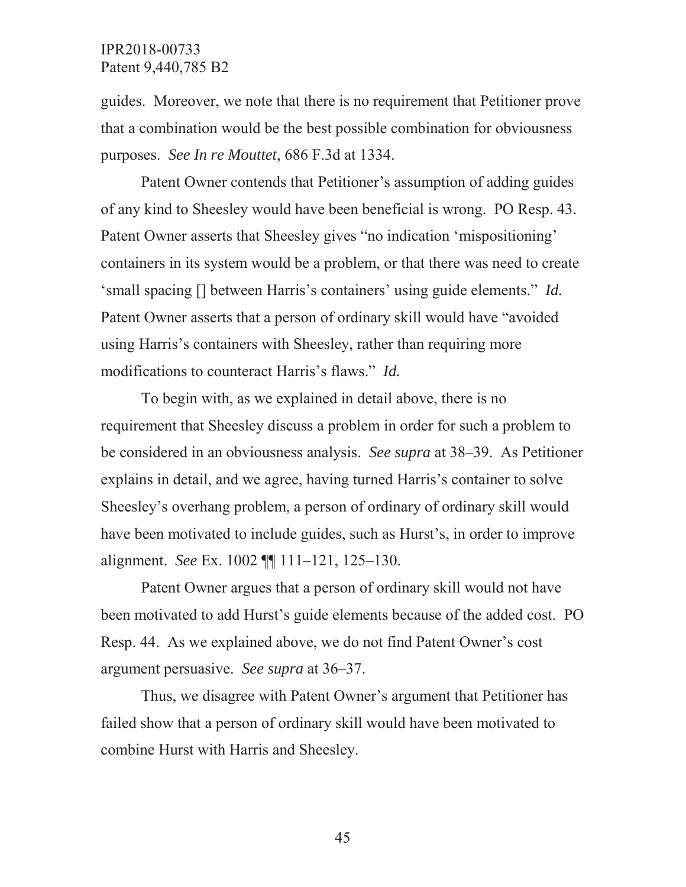guides. Moreover, we note that there is no requirement that Petitioner prove that a combination would be the best possible combination for obviousness purposes. *See In re Mouttet*, 686 F.3d at 1334.

Patent Owner contends that Petitioner's assumption of adding guides of any kind to Sheesley would have been beneficial is wrong. PO Resp. 43. Patent Owner asserts that Sheesley gives "no indication 'mispositioning' containers in its system would be a problem, or that there was need to create 'small spacing [] between Harris's containers' using guide elements." *Id.* Patent Owner asserts that a person of ordinary skill would have "avoided using Harris's containers with Sheesley, rather than requiring more modifications to counteract Harris's flaws." *Id.*

To begin with, as we explained in detail above, there is no requirement that Sheesley discuss a problem in order for such a problem to be considered in an obviousness analysis. *See supra* at 38–39. As Petitioner explains in detail, and we agree, having turned Harris's container to solve Sheesley's overhang problem, a person of ordinary of ordinary skill would have been motivated to include guides, such as Hurst's, in order to improve alignment. *See* Ex. 1002 ¶¶ 111–121, 125–130.

Patent Owner argues that a person of ordinary skill would not have been motivated to add Hurst's guide elements because of the added cost. PO Resp. 44. As we explained above, we do not find Patent Owner's cost argument persuasive. *See supra* at 36–37.

Thus, we disagree with Patent Owner's argument that Petitioner has failed show that a person of ordinary skill would have been motivated to combine Hurst with Harris and Sheesley.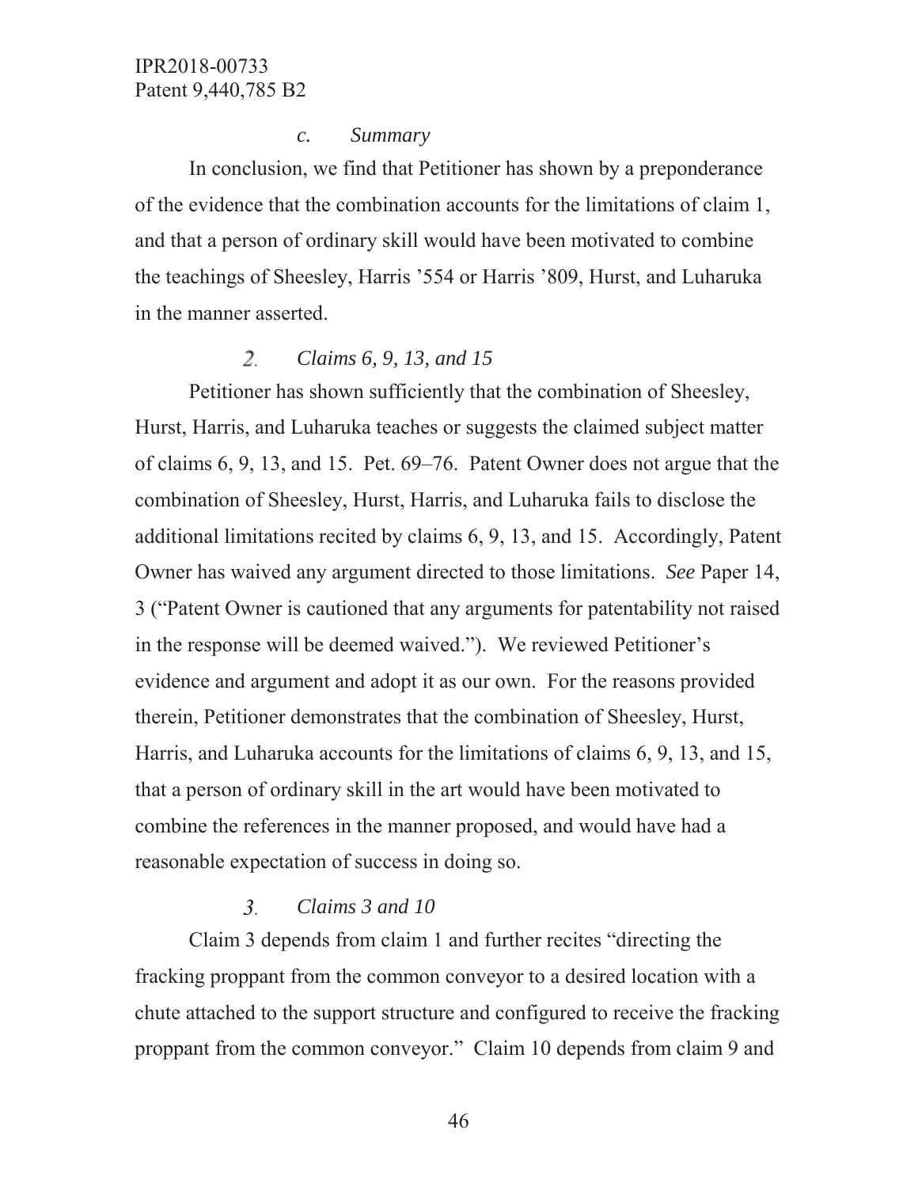#### *c. Summary*

In conclusion, we find that Petitioner has shown by a preponderance of the evidence that the combination accounts for the limitations of claim 1, and that a person of ordinary skill would have been motivated to combine the teachings of Sheesley, Harris ’554 or Harris ’809, Hurst, and Luharuka in the manner asserted.

### *2. Claims 6, 9, 13, and 15*

Petitioner has shown sufficiently that the combination of Sheesley, Hurst, Harris, and Luharuka teaches or suggests the claimed subject matter of claims 6, 9, 13, and 15. Pet. 69–76. Patent Owner does not argue that the combination of Sheesley, Hurst, Harris, and Luharuka fails to disclose the additional limitations recited by claims 6, 9, 13, and 15. Accordingly, Patent Owner has waived any argument directed to those limitations. *See* Paper 14, 3 (“Patent Owner is cautioned that any arguments for patentability not raised in the response will be deemed waived.”). We reviewed Petitioner’s evidence and argument and adopt it as our own. For the reasons provided therein, Petitioner demonstrates that the combination of Sheesley, Hurst, Harris, and Luharuka accounts for the limitations of claims 6, 9, 13, and 15, that a person of ordinary skill in the art would have been motivated to combine the references in the manner proposed, and would have had a reasonable expectation of success in doing so.

### *3. Claims 3 and 10*

Claim 3 depends from claim 1 and further recites “directing the fracking proppant from the common conveyor to a desired location with a chute attached to the support structure and configured to receive the fracking proppant from the common conveyor.” Claim 10 depends from claim 9 and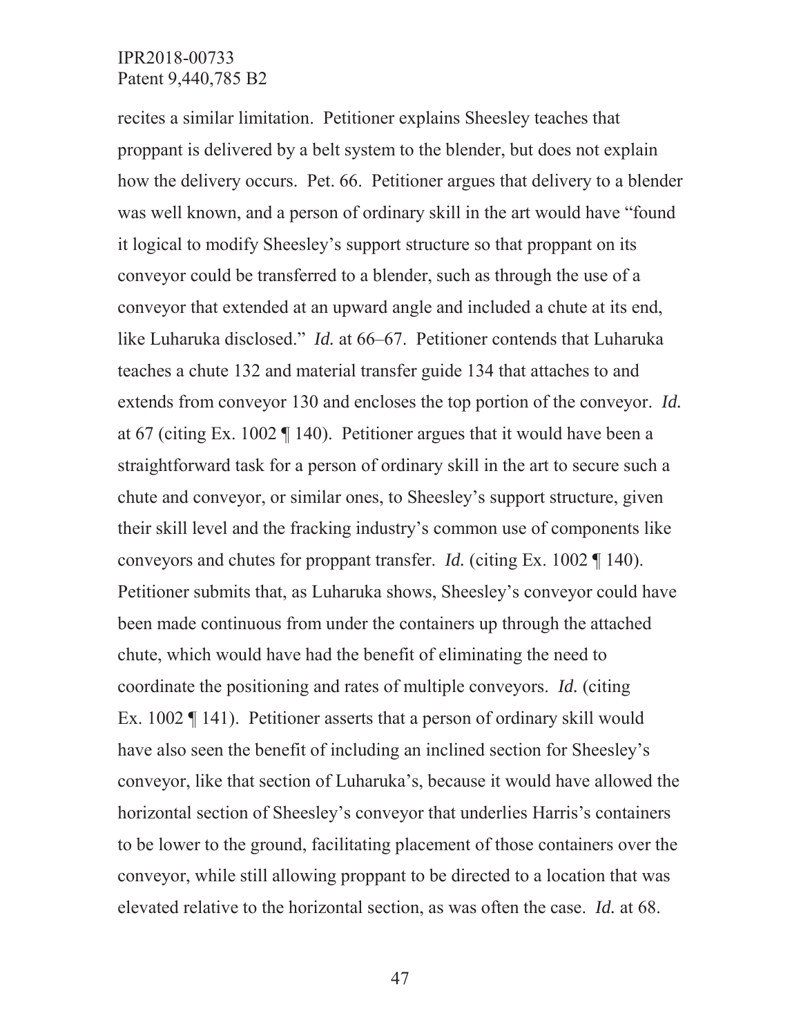recites a similar limitation. Petitioner explains Sheesley teaches that proppant is delivered by a belt system to the blender, but does not explain how the delivery occurs. Pet. 66. Petitioner argues that delivery to a blender was well known, and a person of ordinary skill in the art would have "found it logical to modify Sheesley's support structure so that proppant on its conveyor could be transferred to a blender, such as through the use of a conveyor that extended at an upward angle and included a chute at its end, like Luharuka disclosed." *Id.* at 66–67. Petitioner contends that Luharuka teaches a chute 132 and material transfer guide 134 that attaches to and extends from conveyor 130 and encloses the top portion of the conveyor. *Id.* at 67 (citing Ex. 1002 ¶ 140). Petitioner argues that it would have been a straightforward task for a person of ordinary skill in the art to secure such a chute and conveyor, or similar ones, to Sheesley's support structure, given their skill level and the fracking industry's common use of components like conveyors and chutes for proppant transfer. *Id.* (citing Ex. 1002 ¶ 140). Petitioner submits that, as Luharuka shows, Sheesley's conveyor could have been made continuous from under the containers up through the attached chute, which would have had the benefit of eliminating the need to coordinate the positioning and rates of multiple conveyors. *Id.* (citing Ex. 1002 ¶ 141). Petitioner asserts that a person of ordinary skill would have also seen the benefit of including an inclined section for Sheesley's conveyor, like that section of Luharuka's, because it would have allowed the horizontal section of Sheesley's conveyor that underlies Harris's containers to be lower to the ground, facilitating placement of those containers over the conveyor, while still allowing proppant to be directed to a location that was elevated relative to the horizontal section, as was often the case. *Id.* at 68.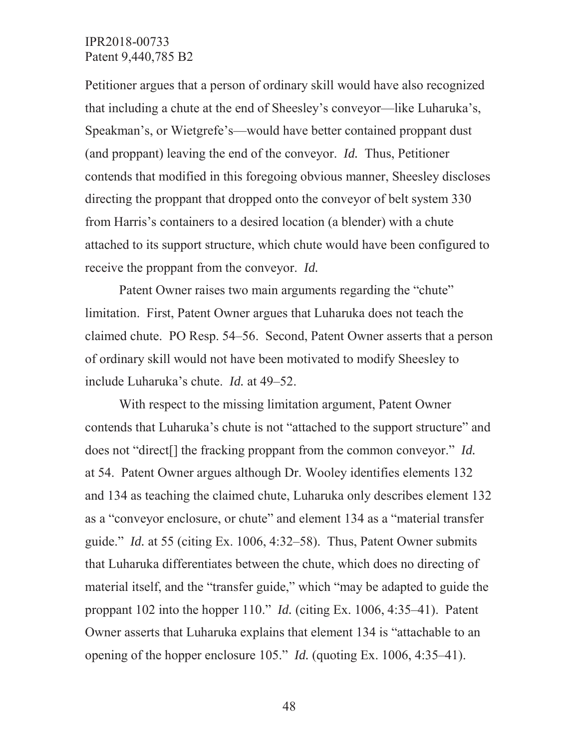Petitioner argues that a person of ordinary skill would have also recognized that including a chute at the end of Sheesley's conveyor—like Luharuka's, Speakman's, or Wietgrefe's—would have better contained proppant dust (and proppant) leaving the end of the conveyor. *Id.* Thus, Petitioner contends that modified in this foregoing obvious manner, Sheesley discloses directing the proppant that dropped onto the conveyor of belt system 330 from Harris's containers to a desired location (a blender) with a chute attached to its support structure, which chute would have been configured to receive the proppant from the conveyor. *Id.*

Patent Owner raises two main arguments regarding the "chute" limitation. First, Patent Owner argues that Luharuka does not teach the claimed chute. PO Resp. 54–56. Second, Patent Owner asserts that a person of ordinary skill would not have been motivated to modify Sheesley to include Luharuka's chute. *Id.* at 49–52.

With respect to the missing limitation argument, Patent Owner contends that Luharuka's chute is not "attached to the support structure" and does not "direct[] the fracking proppant from the common conveyor." *Id.* at 54. Patent Owner argues although Dr. Wooley identifies elements 132 and 134 as teaching the claimed chute, Luharuka only describes element 132 as a "conveyor enclosure, or chute" and element 134 as a "material transfer guide." *Id.* at 55 (citing Ex. 1006, 4:32–58). Thus, Patent Owner submits that Luharuka differentiates between the chute, which does no directing of material itself, and the "transfer guide," which "may be adapted to guide the proppant 102 into the hopper 110." *Id.* (citing Ex. 1006, 4:35–41). Patent Owner asserts that Luharuka explains that element 134 is "attachable to an opening of the hopper enclosure 105." *Id.* (quoting Ex. 1006, 4:35–41).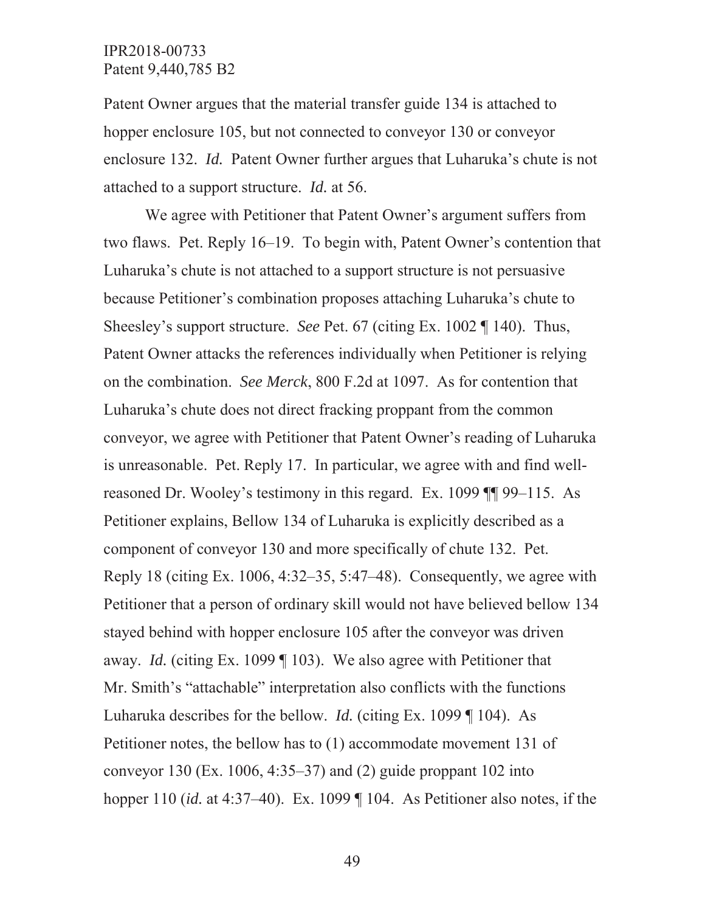Patent Owner argues that the material transfer guide 134 is attached to hopper enclosure 105, but not connected to conveyor 130 or conveyor enclosure 132. *Id.* Patent Owner further argues that Luharuka's chute is not attached to a support structure. *Id.* at 56.

We agree with Petitioner that Patent Owner's argument suffers from two flaws. Pet. Reply 16–19. To begin with, Patent Owner's contention that Luharuka's chute is not attached to a support structure is not persuasive because Petitioner's combination proposes attaching Luharuka's chute to Sheesley's support structure. *See* Pet. 67 (citing Ex. 1002 ¶ 140). Thus, Patent Owner attacks the references individually when Petitioner is relying on the combination. *See Merck*, 800 F.2d at 1097. As for contention that Luharuka's chute does not direct fracking proppant from the common conveyor, we agree with Petitioner that Patent Owner's reading of Luharuka is unreasonable. Pet. Reply 17. In particular, we agree with and find well-reasoned Dr. Wooley's testimony in this regard. Ex. 1099 ¶¶ 99–115. As Petitioner explains, Bellow 134 of Luharuka is explicitly described as a component of conveyor 130 and more specifically of chute 132. Pet. Reply 18 (citing Ex. 1006, 4:32–35, 5:47–48). Consequently, we agree with Petitioner that a person of ordinary skill would not have believed bellow 134 stayed behind with hopper enclosure 105 after the conveyor was driven away. *Id.* (citing Ex. 1099 ¶ 103). We also agree with Petitioner that Mr. Smith's "attachable" interpretation also conflicts with the functions Luharuka describes for the bellow. *Id.* (citing Ex. 1099 ¶ 104). As Petitioner notes, the bellow has to (1) accommodate movement 131 of conveyor 130 (Ex. 1006, 4:35–37) and (2) guide proppant 102 into hopper 110 (*id.* at 4:37–40). Ex. 1099 ¶ 104. As Petitioner also notes, if the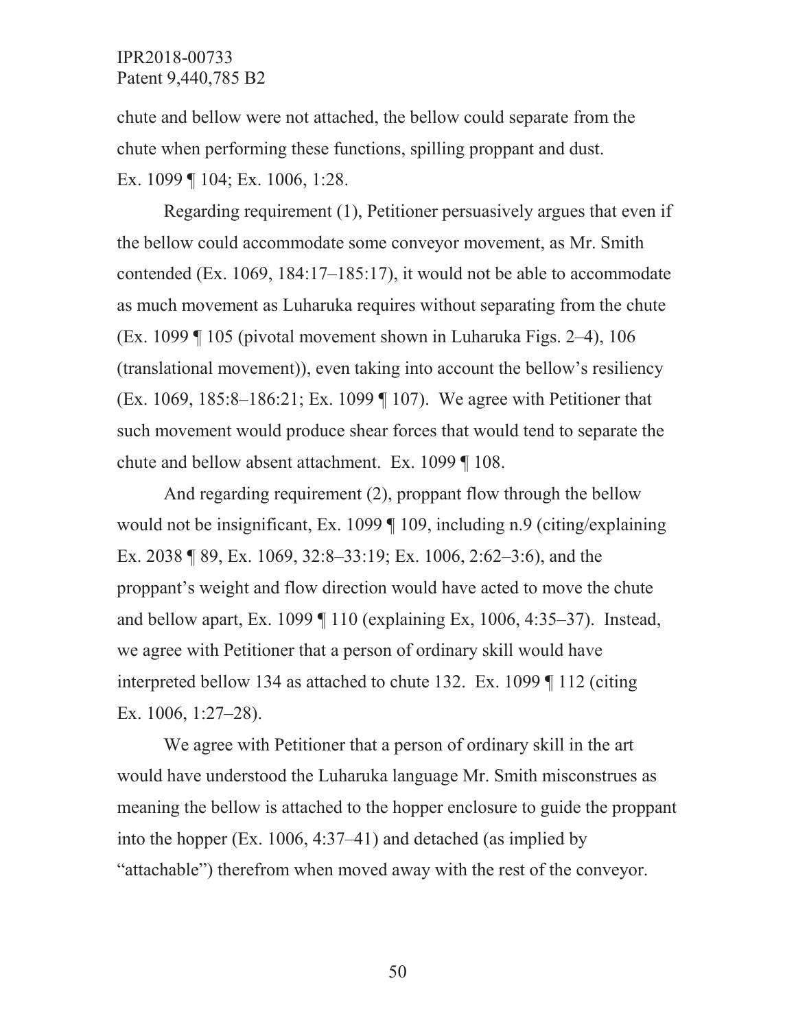chute and bellow were not attached, the bellow could separate from the chute when performing these functions, spilling proppant and dust. Ex. 1099 ¶ 104; Ex. 1006, 1:28.

Regarding requirement (1), Petitioner persuasively argues that even if the bellow could accommodate some conveyor movement, as Mr. Smith contended (Ex. 1069, 184:17–185:17), it would not be able to accommodate as much movement as Luharuka requires without separating from the chute (Ex. 1099 ¶ 105 (pivotal movement shown in Luharuka Figs. 2–4), 106 (translational movement)), even taking into account the bellow's resiliency (Ex. 1069, 185:8–186:21; Ex. 1099 ¶ 107). We agree with Petitioner that such movement would produce shear forces that would tend to separate the chute and bellow absent attachment. Ex. 1099 ¶ 108.

And regarding requirement (2), proppant flow through the bellow would not be insignificant, Ex. 1099 ¶ 109, including n.9 (citing/explaining Ex. 2038 ¶ 89, Ex. 1069, 32:8–33:19; Ex. 1006, 2:62–3:6), and the proppant's weight and flow direction would have acted to move the chute and bellow apart, Ex. 1099 ¶ 110 (explaining Ex, 1006, 4:35–37). Instead, we agree with Petitioner that a person of ordinary skill would have interpreted bellow 134 as attached to chute 132. Ex. 1099 ¶ 112 (citing Ex. 1006, 1:27–28).

We agree with Petitioner that a person of ordinary skill in the art would have understood the Luharuka language Mr. Smith misconstrues as meaning the bellow is attached to the hopper enclosure to guide the proppant into the hopper (Ex. 1006, 4:37–41) and detached (as implied by "attachable") therefrom when moved away with the rest of the conveyor.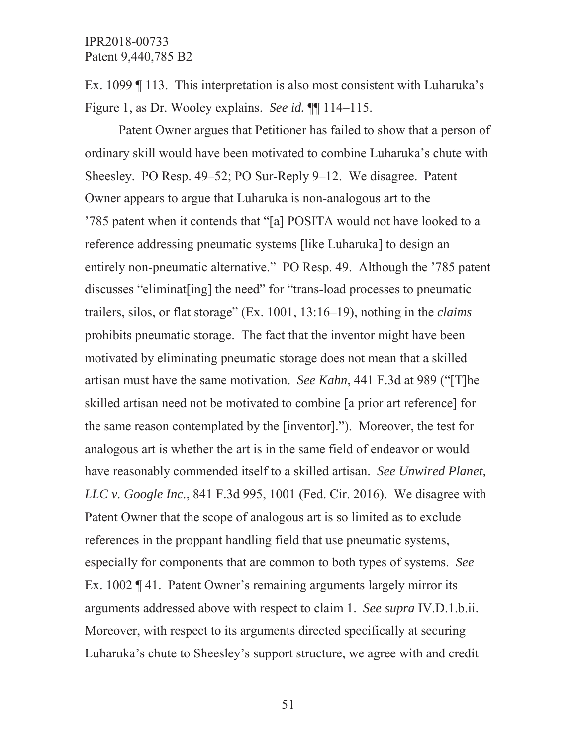Ex. 1099 ¶ 113. This interpretation is also most consistent with Luharuka's Figure 1, as Dr. Wooley explains. *See id.* ¶¶ 114–115.

Patent Owner argues that Petitioner has failed to show that a person of ordinary skill would have been motivated to combine Luharuka's chute with Sheesley. PO Resp. 49–52; PO Sur-Reply 9–12. We disagree. Patent Owner appears to argue that Luharuka is non-analogous art to the '785 patent when it contends that "[a] POSITA would not have looked to a reference addressing pneumatic systems [like Luharuka] to design an entirely non-pneumatic alternative." PO Resp. 49. Although the '785 patent discusses "eliminat[ing] the need" for "trans-load processes to pneumatic trailers, silos, or flat storage" (Ex. 1001, 13:16–19), nothing in the *claims* prohibits pneumatic storage. The fact that the inventor might have been motivated by eliminating pneumatic storage does not mean that a skilled artisan must have the same motivation. *See Kahn*, 441 F.3d at 989 ("[T]he skilled artisan need not be motivated to combine [a prior art reference] for the same reason contemplated by the [inventor]."). Moreover, the test for analogous art is whether the art is in the same field of endeavor or would have reasonably commended itself to a skilled artisan. *See Unwired Planet, LLC v. Google Inc.*, 841 F.3d 995, 1001 (Fed. Cir. 2016). We disagree with Patent Owner that the scope of analogous art is so limited as to exclude references in the proppant handling field that use pneumatic systems, especially for components that are common to both types of systems. *See* Ex. 1002 ¶ 41. Patent Owner's remaining arguments largely mirror its arguments addressed above with respect to claim 1. *See supra* IV.D.1.b.ii. Moreover, with respect to its arguments directed specifically at securing Luharuka's chute to Sheesley's support structure, we agree with and credit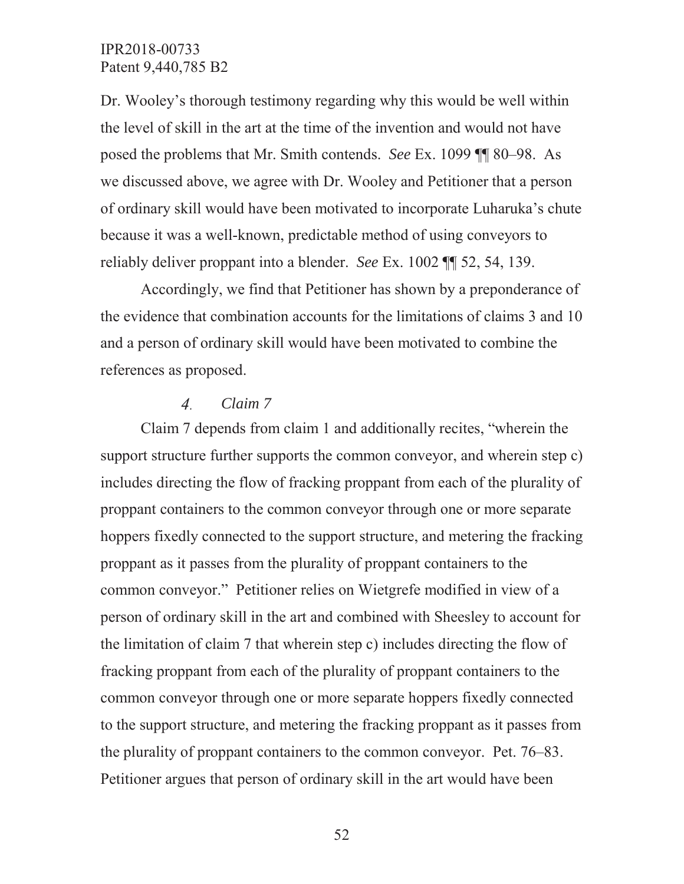Dr. Wooley's thorough testimony regarding why this would be well within the level of skill in the art at the time of the invention and would not have posed the problems that Mr. Smith contends. *See* Ex. 1099 ¶¶ 80–98. As we discussed above, we agree with Dr. Wooley and Petitioner that a person of ordinary skill would have been motivated to incorporate Luharuka's chute because it was a well-known, predictable method of using conveyors to reliably deliver proppant into a blender. *See* Ex. 1002 ¶¶ 52, 54, 139.

Accordingly, we find that Petitioner has shown by a preponderance of the evidence that combination accounts for the limitations of claims 3 and 10 and a person of ordinary skill would have been motivated to combine the references as proposed.

#### *4. Claim 7*

Claim 7 depends from claim 1 and additionally recites, "wherein the support structure further supports the common conveyor, and wherein step c) includes directing the flow of fracking proppant from each of the plurality of proppant containers to the common conveyor through one or more separate hoppers fixedly connected to the support structure, and metering the fracking proppant as it passes from the plurality of proppant containers to the common conveyor." Petitioner relies on Wietgrefe modified in view of a person of ordinary skill in the art and combined with Sheesley to account for the limitation of claim 7 that wherein step c) includes directing the flow of fracking proppant from each of the plurality of proppant containers to the common conveyor through one or more separate hoppers fixedly connected to the support structure, and metering the fracking proppant as it passes from the plurality of proppant containers to the common conveyor. Pet. 76–83. Petitioner argues that person of ordinary skill in the art would have been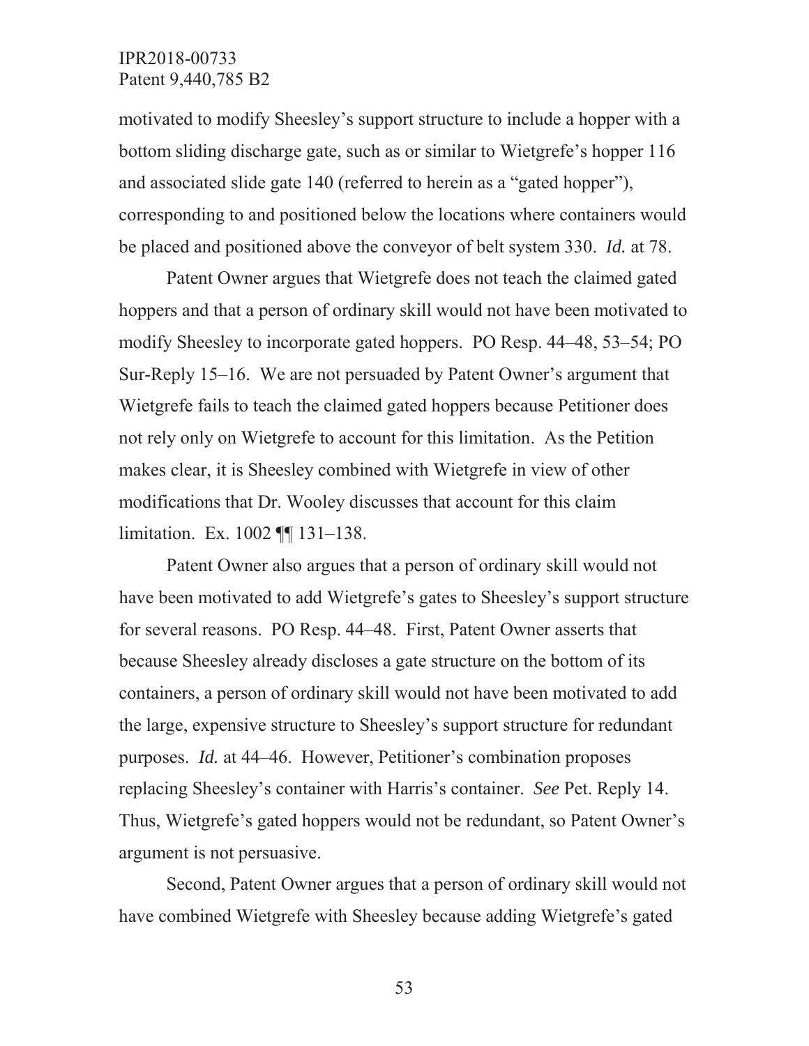motivated to modify Sheesley's support structure to include a hopper with a bottom sliding discharge gate, such as or similar to Wietgrefe's hopper 116 and associated slide gate 140 (referred to herein as a "gated hopper"), corresponding to and positioned below the locations where containers would be placed and positioned above the conveyor of belt system 330. *Id.* at 78.

Patent Owner argues that Wietgrefe does not teach the claimed gated hoppers and that a person of ordinary skill would not have been motivated to modify Sheesley to incorporate gated hoppers. PO Resp. 44–48, 53–54; PO Sur-Reply 15–16. We are not persuaded by Patent Owner's argument that Wietgrefe fails to teach the claimed gated hoppers because Petitioner does not rely only on Wietgrefe to account for this limitation. As the Petition makes clear, it is Sheesley combined with Wietgrefe in view of other modifications that Dr. Wooley discusses that account for this claim limitation. Ex. 1002 ¶¶ 131–138.

Patent Owner also argues that a person of ordinary skill would not have been motivated to add Wietgrefe's gates to Sheesley's support structure for several reasons. PO Resp. 44–48. First, Patent Owner asserts that because Sheesley already discloses a gate structure on the bottom of its containers, a person of ordinary skill would not have been motivated to add the large, expensive structure to Sheesley's support structure for redundant purposes. *Id.* at 44–46. However, Petitioner's combination proposes replacing Sheesley's container with Harris's container. *See* Pet. Reply 14. Thus, Wietgrefe's gated hoppers would not be redundant, so Patent Owner's argument is not persuasive.

Second, Patent Owner argues that a person of ordinary skill would not have combined Wietgrefe with Sheesley because adding Wietgrefe's gated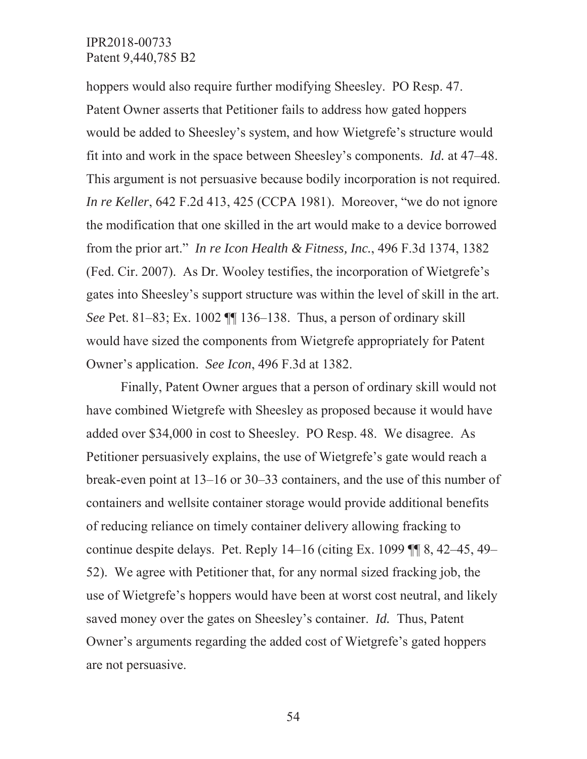hoppers would also require further modifying Sheesley. PO Resp. 47. Patent Owner asserts that Petitioner fails to address how gated hoppers would be added to Sheesley's system, and how Wietgrefe's structure would fit into and work in the space between Sheesley's components. *Id.* at 47–48. This argument is not persuasive because bodily incorporation is not required. *In re Keller*, 642 F.2d 413, 425 (CCPA 1981). Moreover, "we do not ignore the modification that one skilled in the art would make to a device borrowed from the prior art." *In re Icon Health & Fitness, Inc.*, 496 F.3d 1374, 1382 (Fed. Cir. 2007). As Dr. Wooley testifies, the incorporation of Wietgrefe's gates into Sheesley's support structure was within the level of skill in the art. *See* Pet. 81–83; Ex. 1002 ¶¶ 136–138. Thus, a person of ordinary skill would have sized the components from Wietgrefe appropriately for Patent Owner's application. *See Icon*, 496 F.3d at 1382.

Finally, Patent Owner argues that a person of ordinary skill would not have combined Wietgrefe with Sheesley as proposed because it would have added over $34,000 in cost to Sheesley. PO Resp. 48. We disagree. As Petitioner persuasively explains, the use of Wietgrefe's gate would reach a break-even point at 13–16 or 30–33 containers, and the use of this number of containers and wellsite container storage would provide additional benefits of reducing reliance on timely container delivery allowing fracking to continue despite delays. Pet. Reply 14–16 (citing Ex. 1099 ¶¶ 8, 42–45, 49–52). We agree with Petitioner that, for any normal sized fracking job, the use of Wietgrefe's hoppers would have been at worst cost neutral, and likely saved money over the gates on Sheesley's container. *Id.* Thus, Patent Owner's arguments regarding the added cost of Wietgrefe's gated hoppers are not persuasive.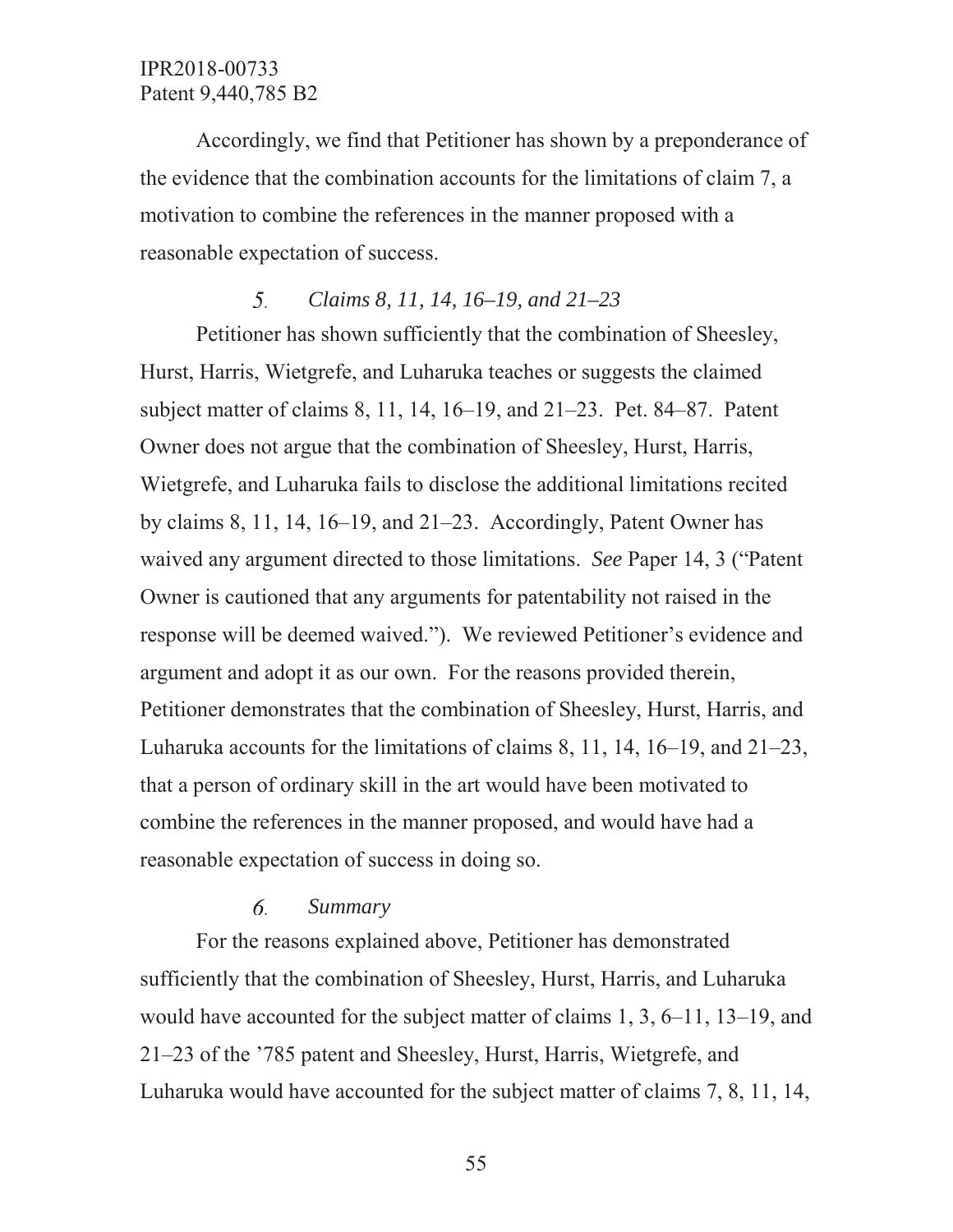Accordingly, we find that Petitioner has shown by a preponderance of the evidence that the combination accounts for the limitations of claim 7, a motivation to combine the references in the manner proposed with a reasonable expectation of success.

### 5. *Claims 8, 11, 14, 16–19, and 21–23*

Petitioner has shown sufficiently that the combination of Sheesley, Hurst, Harris, Wietgrefe, and Luharuka teaches or suggests the claimed subject matter of claims 8, 11, 14, 16–19, and 21–23. Pet. 84–87. Patent Owner does not argue that the combination of Sheesley, Hurst, Harris, Wietgrefe, and Luharuka fails to disclose the additional limitations recited by claims 8, 11, 14, 16–19, and 21–23. Accordingly, Patent Owner has waived any argument directed to those limitations. *See* Paper 14, 3 ("Patent Owner is cautioned that any arguments for patentability not raised in the response will be deemed waived."). We reviewed Petitioner's evidence and argument and adopt it as our own. For the reasons provided therein, Petitioner demonstrates that the combination of Sheesley, Hurst, Harris, and Luharuka accounts for the limitations of claims 8, 11, 14, 16–19, and 21–23, that a person of ordinary skill in the art would have been motivated to combine the references in the manner proposed, and would have had a reasonable expectation of success in doing so.

### 6. *Summary*

For the reasons explained above, Petitioner has demonstrated sufficiently that the combination of Sheesley, Hurst, Harris, and Luharuka would have accounted for the subject matter of claims 1, 3, 6–11, 13–19, and 21–23 of the '785 patent and Sheesley, Hurst, Harris, Wietgrefe, and Luharuka would have accounted for the subject matter of claims 7, 8, 11, 14,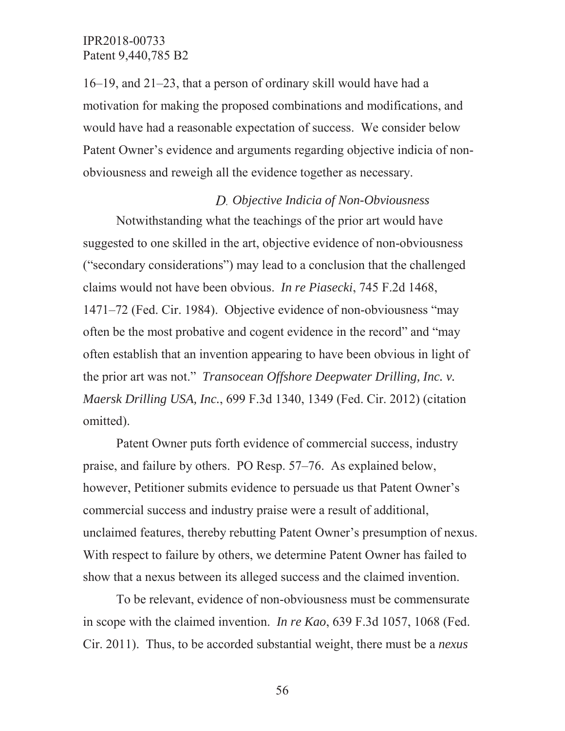16–19, and 21–23, that a person of ordinary skill would have had a motivation for making the proposed combinations and modifications, and would have had a reasonable expectation of success. We consider below Patent Owner's evidence and arguments regarding objective indicia of non-obviousness and reweigh all the evidence together as necessary.

### *D. Objective Indicia of Non-Obviousness*

Notwithstanding what the teachings of the prior art would have suggested to one skilled in the art, objective evidence of non-obviousness ("secondary considerations") may lead to a conclusion that the challenged claims would not have been obvious. *In re Piasecki*, 745 F.2d 1468, 1471–72 (Fed. Cir. 1984). Objective evidence of non-obviousness "may often be the most probative and cogent evidence in the record" and "may often establish that an invention appearing to have been obvious in light of the prior art was not." *Transocean Offshore Deepwater Drilling, Inc. v. Maersk Drilling USA, Inc.*, 699 F.3d 1340, 1349 (Fed. Cir. 2012) (citation omitted).

Patent Owner puts forth evidence of commercial success, industry praise, and failure by others. PO Resp. 57–76. As explained below, however, Petitioner submits evidence to persuade us that Patent Owner's commercial success and industry praise were a result of additional, unclaimed features, thereby rebutting Patent Owner's presumption of nexus. With respect to failure by others, we determine Patent Owner has failed to show that a nexus between its alleged success and the claimed invention.

To be relevant, evidence of non-obviousness must be commensurate in scope with the claimed invention. *In re Kao*, 639 F.3d 1057, 1068 (Fed. Cir. 2011). Thus, to be accorded substantial weight, there must be a *nexus*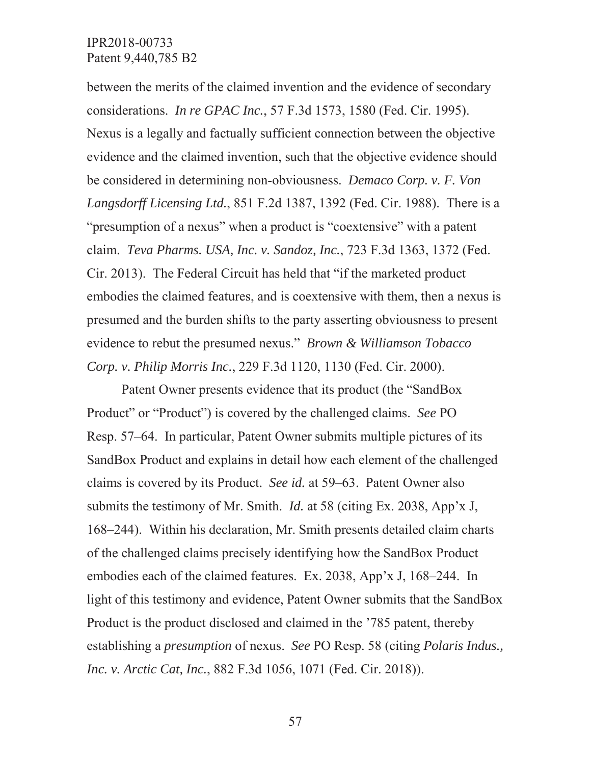between the merits of the claimed invention and the evidence of secondary considerations. *In re GPAC Inc.*, 57 F.3d 1573, 1580 (Fed. Cir. 1995). Nexus is a legally and factually sufficient connection between the objective evidence and the claimed invention, such that the objective evidence should be considered in determining non-obviousness. *Demaco Corp. v. F. Von Langsdorff Licensing Ltd.*, 851 F.2d 1387, 1392 (Fed. Cir. 1988). There is a "presumption of a nexus" when a product is "coextensive" with a patent claim. *Teva Pharms. USA, Inc. v. Sandoz, Inc.*, 723 F.3d 1363, 1372 (Fed. Cir. 2013). The Federal Circuit has held that "if the marketed product embodies the claimed features, and is coextensive with them, then a nexus is presumed and the burden shifts to the party asserting obviousness to present evidence to rebut the presumed nexus." *Brown & Williamson Tobacco Corp. v. Philip Morris Inc.*, 229 F.3d 1120, 1130 (Fed. Cir. 2000).

Patent Owner presents evidence that its product (the "SandBox Product" or "Product") is covered by the challenged claims. *See* PO Resp. 57–64. In particular, Patent Owner submits multiple pictures of its SandBox Product and explains in detail how each element of the challenged claims is covered by its Product. *See id.* at 59–63. Patent Owner also submits the testimony of Mr. Smith. *Id.* at 58 (citing Ex. 2038, App'x J, 168–244). Within his declaration, Mr. Smith presents detailed claim charts of the challenged claims precisely identifying how the SandBox Product embodies each of the claimed features. Ex. 2038, App'x J, 168–244. In light of this testimony and evidence, Patent Owner submits that the SandBox Product is the product disclosed and claimed in the '785 patent, thereby establishing a *presumption* of nexus. *See* PO Resp. 58 (citing *Polaris Indus., Inc. v. Arctic Cat, Inc.*, 882 F.3d 1056, 1071 (Fed. Cir. 2018)).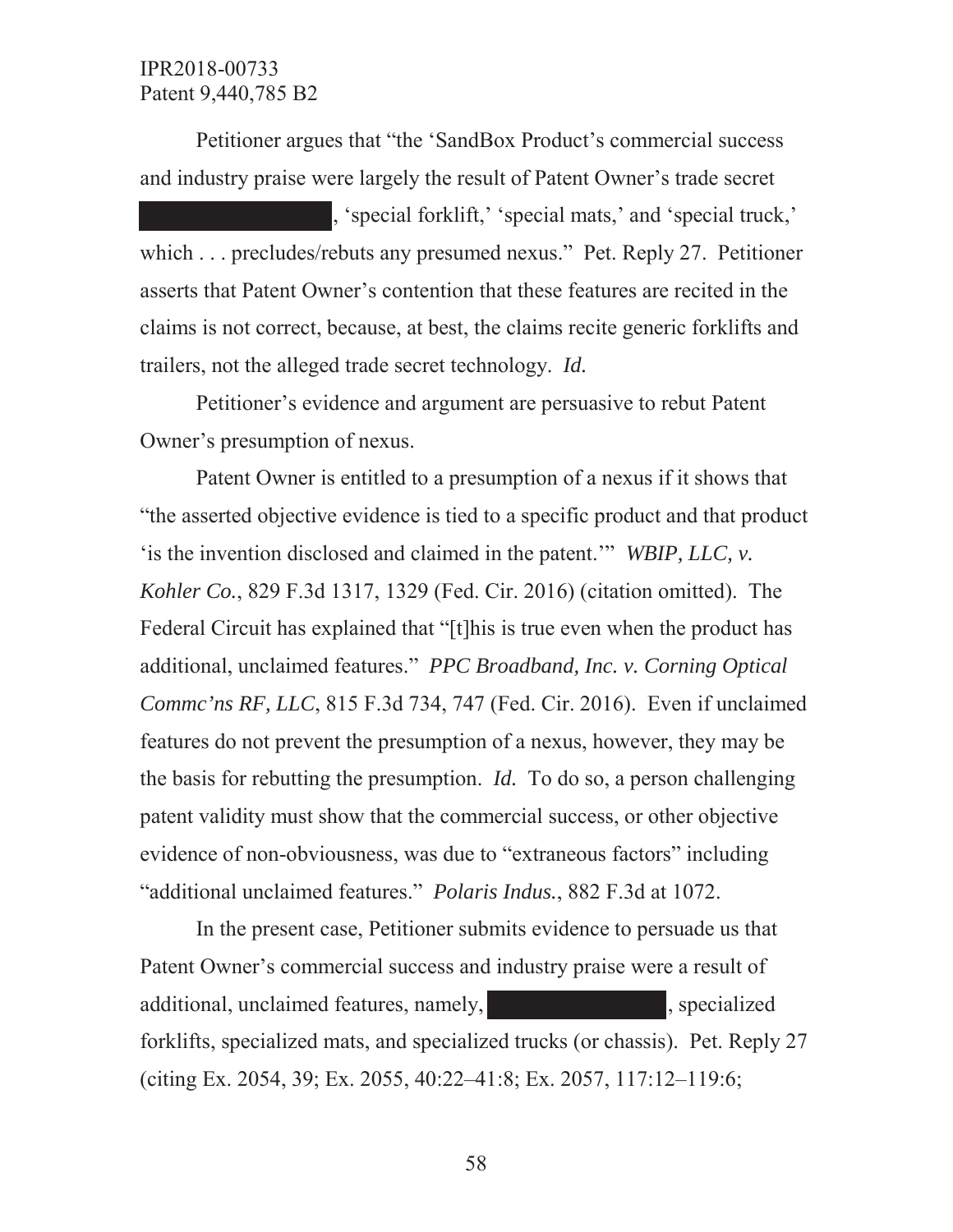Petitioner argues that "the 'SandBox Product's commercial success and industry praise were largely the result of Patent Owner's trade secret [REDACTED], 'special forklift,' 'special mats,' and 'special truck,' which . . . precludes/rebuts any presumed nexus." Pet. Reply 27. Petitioner asserts that Patent Owner's contention that these features are recited in the claims is not correct, because, at best, the claims recite generic forklifts and trailers, not the alleged trade secret technology. *Id.*

Petitioner's evidence and argument are persuasive to rebut Patent Owner's presumption of nexus.

Patent Owner is entitled to a presumption of a nexus if it shows that "the asserted objective evidence is tied to a specific product and that product 'is the invention disclosed and claimed in the patent.'" *WBIP, LLC, v. Kohler Co.*, 829 F.3d 1317, 1329 (Fed. Cir. 2016) (citation omitted). The Federal Circuit has explained that "[t]his is true even when the product has additional, unclaimed features." *PPC Broadband, Inc. v. Corning Optical Commc'ns RF, LLC*, 815 F.3d 734, 747 (Fed. Cir. 2016). Even if unclaimed features do not prevent the presumption of a nexus, however, they may be the basis for rebutting the presumption. *Id.* To do so, a person challenging patent validity must show that the commercial success, or other objective evidence of non-obviousness, was due to "extraneous factors" including "additional unclaimed features." *Polaris Indus.*, 882 F.3d at 1072.

In the present case, Petitioner submits evidence to persuade us that Patent Owner's commercial success and industry praise were a result of additional, unclaimed features, namely, [REDACTED], specialized forklifts, specialized mats, and specialized trucks (or chassis). Pet. Reply 27 (citing Ex. 2054, 39; Ex. 2055, 40:22–41:8; Ex. 2057, 117:12–119:6;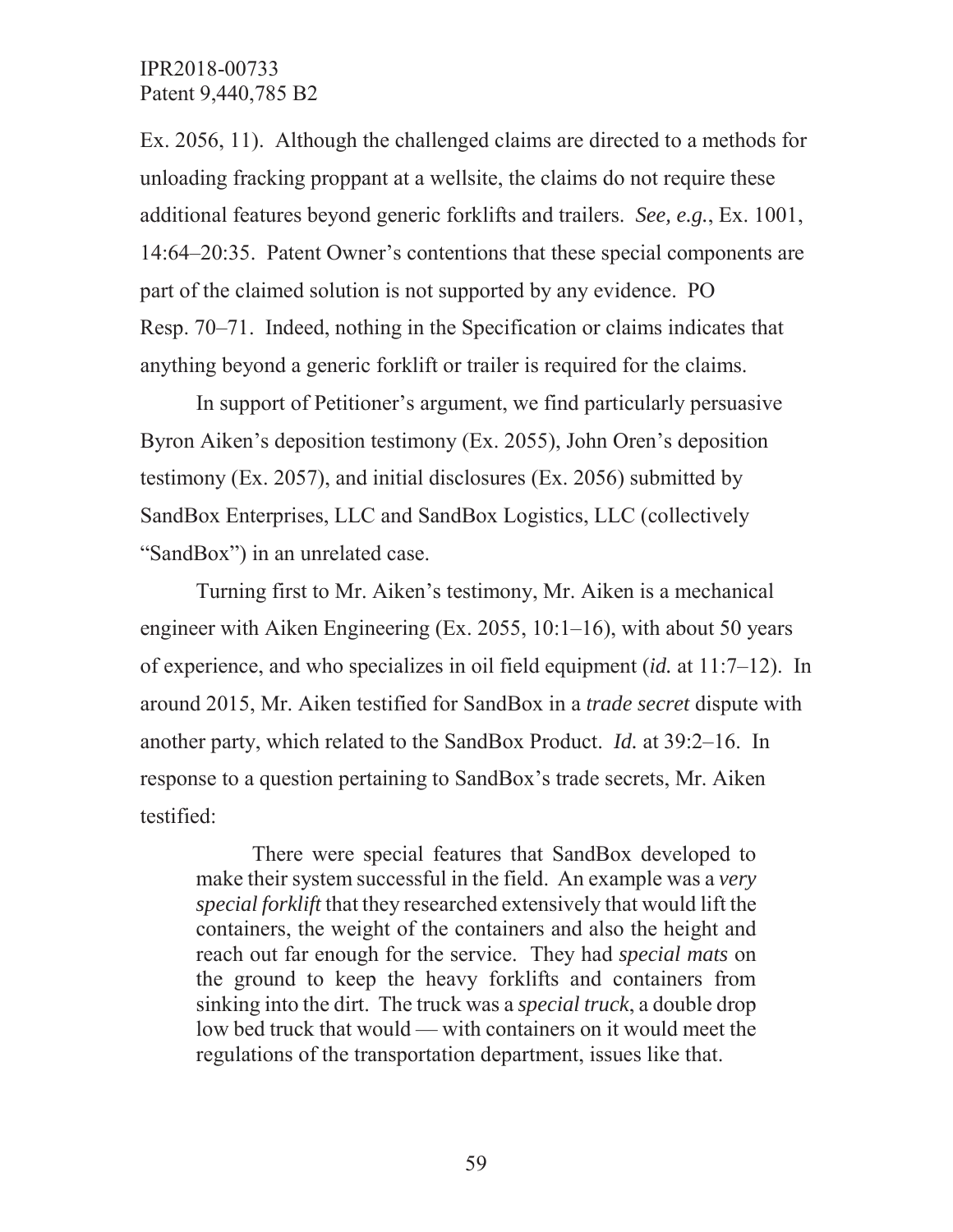Ex. 2056, 11). Although the challenged claims are directed to a methods for unloading fracking proppant at a wellsite, the claims do not require these additional features beyond generic forklifts and trailers. *See, e.g.*, Ex. 1001, 14:64–20:35. Patent Owner's contentions that these special components are part of the claimed solution is not supported by any evidence. PO Resp. 70–71. Indeed, nothing in the Specification or claims indicates that anything beyond a generic forklift or trailer is required for the claims.

In support of Petitioner's argument, we find particularly persuasive Byron Aiken's deposition testimony (Ex. 2055), John Oren's deposition testimony (Ex. 2057), and initial disclosures (Ex. 2056) submitted by SandBox Enterprises, LLC and SandBox Logistics, LLC (collectively "SandBox") in an unrelated case.

Turning first to Mr. Aiken's testimony, Mr. Aiken is a mechanical engineer with Aiken Engineering (Ex. 2055, 10:1–16), with about 50 years of experience, and who specializes in oil field equipment (*id.* at 11:7–12). In around 2015, Mr. Aiken testified for SandBox in a *trade secret* dispute with another party, which related to the SandBox Product. *Id.* at 39:2–16. In response to a question pertaining to SandBox's trade secrets, Mr. Aiken testified:

> There were special features that SandBox developed to make their system successful in the field. An example was a *very special forklift* that they researched extensively that would lift the containers, the weight of the containers and also the height and reach out far enough for the service. They had *special mats* on the ground to keep the heavy forklifts and containers from sinking into the dirt. The truck was a *special truck*, a double drop low bed truck that would — with containers on it would meet the regulations of the transportation department, issues like that.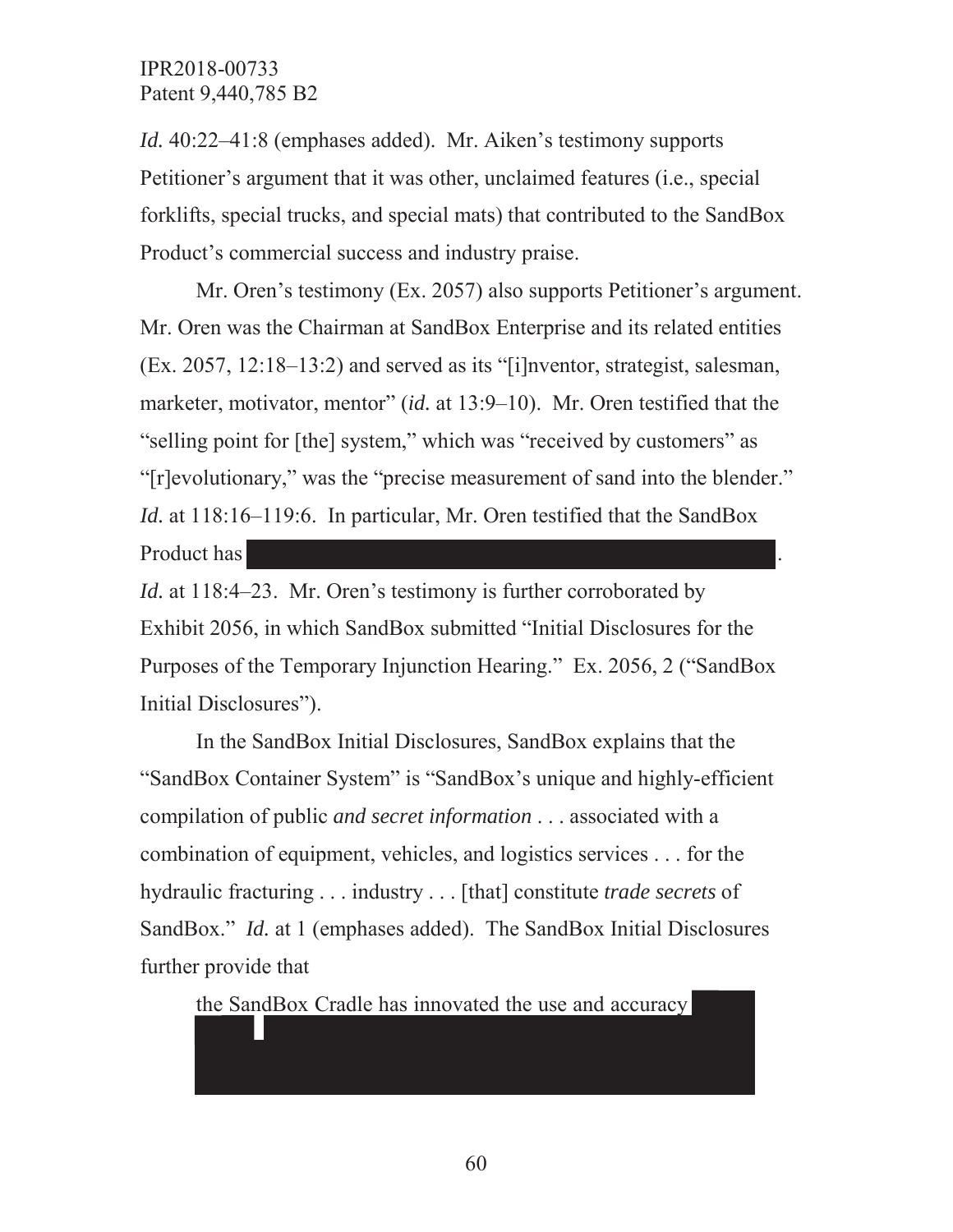*Id.* 40:22–41:8 (emphases added). Mr. Aiken's testimony supports Petitioner's argument that it was other, unclaimed features (i.e., special forklifts, special trucks, and special mats) that contributed to the SandBox Product's commercial success and industry praise.

Mr. Oren's testimony (Ex. 2057) also supports Petitioner's argument. Mr. Oren was the Chairman at SandBox Enterprise and its related entities (Ex. 2057, 12:18–13:2) and served as its "[i]nventor, strategist, salesman, marketer, motivator, mentor" (*id.* at 13:9–10). Mr. Oren testified that the "selling point for [the] system," which was "received by customers" as "[r]evolutionary," was the "precise measurement of sand into the blender." *Id.* at 118:16–119:6. In particular, Mr. Oren testified that the SandBox Product has [REDACTED]. *Id.* at 118:4–23. Mr. Oren's testimony is further corroborated by Exhibit 2056, in which SandBox submitted "Initial Disclosures for the Purposes of the Temporary Injunction Hearing." Ex. 2056, 2 ("SandBox Initial Disclosures").

In the SandBox Initial Disclosures, SandBox explains that the "SandBox Container System" is "SandBox's unique and highly-efficient compilation of public *and secret information* . . . associated with a combination of equipment, vehicles, and logistics services . . . for the hydraulic fracturing . . . industry . . . [that] constitute *trade secrets* of SandBox." *Id.* at 1 (emphases added). The SandBox Initial Disclosures further provide that

> the SandBox Cradle has innovated the use and accuracy [REDACTED]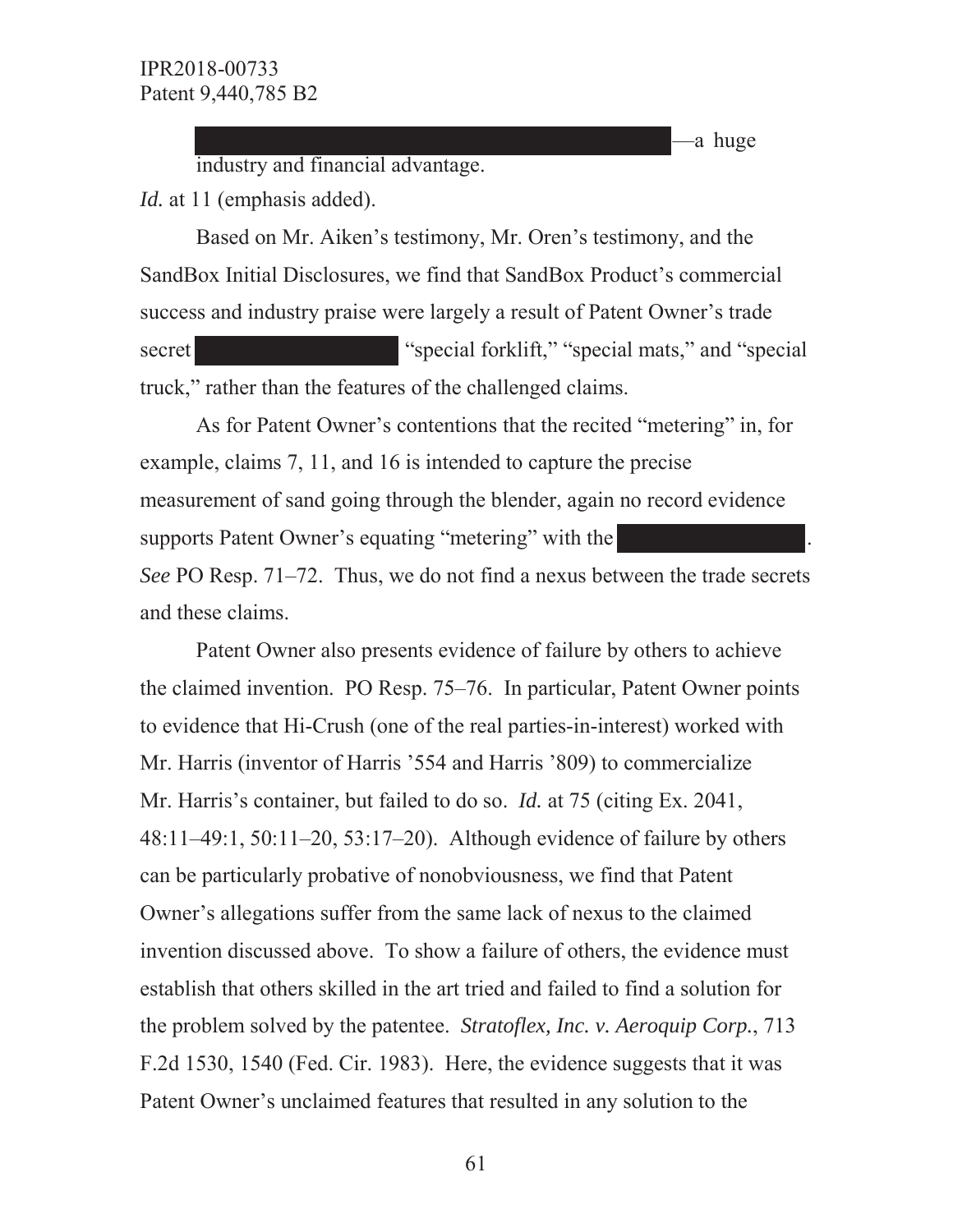—a huge industry and financial advantage.

*Id.* at 11 (emphasis added).

Based on Mr. Aiken's testimony, Mr. Oren's testimony, and the SandBox Initial Disclosures, we find that SandBox Product's commercial success and industry praise were largely a result of Patent Owner's trade secret "special forklift," "special mats," and "special truck," rather than the features of the challenged claims.

As for Patent Owner's contentions that the recited "metering" in, for example, claims 7, 11, and 16 is intended to capture the precise measurement of sand going through the blender, again no record evidence supports Patent Owner's equating "metering" with the . *See* PO Resp. 71–72. Thus, we do not find a nexus between the trade secrets and these claims.

Patent Owner also presents evidence of failure by others to achieve the claimed invention. PO Resp. 75–76. In particular, Patent Owner points to evidence that Hi-Crush (one of the real parties-in-interest) worked with Mr. Harris (inventor of Harris '554 and Harris '809) to commercialize Mr. Harris's container, but failed to do so. *Id.* at 75 (citing Ex. 2041, 48:11–49:1, 50:11–20, 53:17–20). Although evidence of failure by others can be particularly probative of nonobviousness, we find that Patent Owner's allegations suffer from the same lack of nexus to the claimed invention discussed above. To show a failure of others, the evidence must establish that others skilled in the art tried and failed to find a solution for the problem solved by the patentee. *Stratoflex, Inc. v. Aeroquip Corp.*, 713 F.2d 1530, 1540 (Fed. Cir. 1983). Here, the evidence suggests that it was Patent Owner's unclaimed features that resulted in any solution to the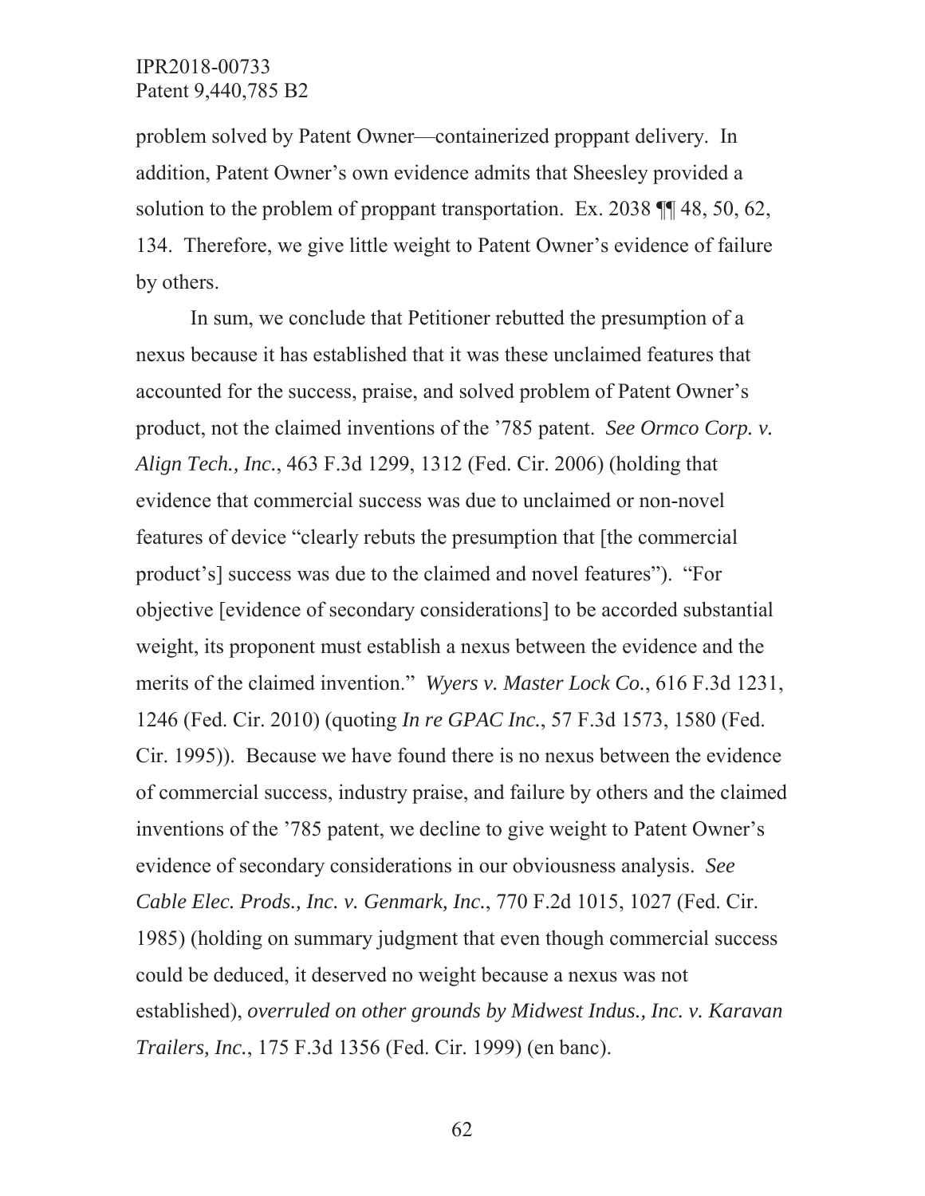problem solved by Patent Owner—containerized proppant delivery. In addition, Patent Owner's own evidence admits that Sheesley provided a solution to the problem of proppant transportation. Ex. 2038 ¶¶ 48, 50, 62, 134. Therefore, we give little weight to Patent Owner's evidence of failure by others.

In sum, we conclude that Petitioner rebutted the presumption of a nexus because it has established that it was these unclaimed features that accounted for the success, praise, and solved problem of Patent Owner's product, not the claimed inventions of the '785 patent. *See Ormco Corp. v. Align Tech., Inc.*, 463 F.3d 1299, 1312 (Fed. Cir. 2006) (holding that evidence that commercial success was due to unclaimed or non-novel features of device "clearly rebuts the presumption that [the commercial product's] success was due to the claimed and novel features"). "For objective [evidence of secondary considerations] to be accorded substantial weight, its proponent must establish a nexus between the evidence and the merits of the claimed invention." *Wyers v. Master Lock Co.*, 616 F.3d 1231, 1246 (Fed. Cir. 2010) (quoting *In re GPAC Inc.*, 57 F.3d 1573, 1580 (Fed. Cir. 1995)). Because we have found there is no nexus between the evidence of commercial success, industry praise, and failure by others and the claimed inventions of the '785 patent, we decline to give weight to Patent Owner's evidence of secondary considerations in our obviousness analysis. *See Cable Elec. Prods., Inc. v. Genmark, Inc.*, 770 F.2d 1015, 1027 (Fed. Cir. 1985) (holding on summary judgment that even though commercial success could be deduced, it deserved no weight because a nexus was not established), *overruled on other grounds by Midwest Indus., Inc. v. Karavan Trailers, Inc.*, 175 F.3d 1356 (Fed. Cir. 1999) (en banc).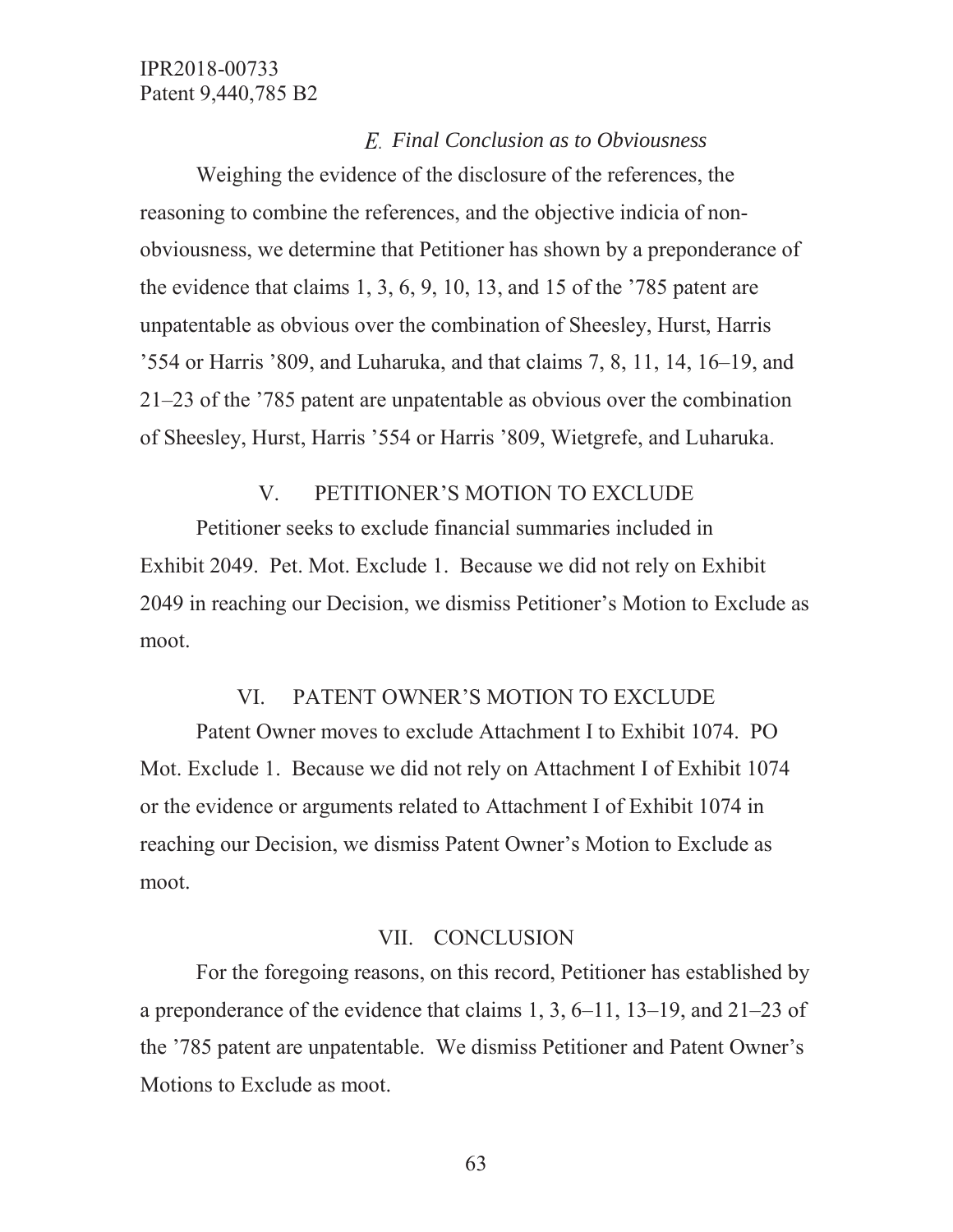### *E. Final Conclusion as to Obviousness*

Weighing the evidence of the disclosure of the references, the reasoning to combine the references, and the objective indicia of non-obviousness, we determine that Petitioner has shown by a preponderance of the evidence that claims 1, 3, 6, 9, 10, 13, and 15 of the ’785 patent are unpatentable as obvious over the combination of Sheesley, Hurst, Harris ’554 or Harris ’809, and Luharuka, and that claims 7, 8, 11, 14, 16–19, and 21–23 of the ’785 patent are unpatentable as obvious over the combination of Sheesley, Hurst, Harris ’554 or Harris ’809, Wietgrefe, and Luharuka.

## V. PETITIONER’S MOTION TO EXCLUDE

Petitioner seeks to exclude financial summaries included in Exhibit 2049. Pet. Mot. Exclude 1. Because we did not rely on Exhibit 2049 in reaching our Decision, we dismiss Petitioner’s Motion to Exclude as moot.

## VI. PATENT OWNER’S MOTION TO EXCLUDE

Patent Owner moves to exclude Attachment I to Exhibit 1074. PO Mot. Exclude 1. Because we did not rely on Attachment I of Exhibit 1074 or the evidence or arguments related to Attachment I of Exhibit 1074 in reaching our Decision, we dismiss Patent Owner’s Motion to Exclude as moot.

## VII. CONCLUSION

For the foregoing reasons, on this record, Petitioner has established by a preponderance of the evidence that claims 1, 3, 6–11, 13–19, and 21–23 of the ’785 patent are unpatentable. We dismiss Petitioner and Patent Owner’s Motions to Exclude as moot.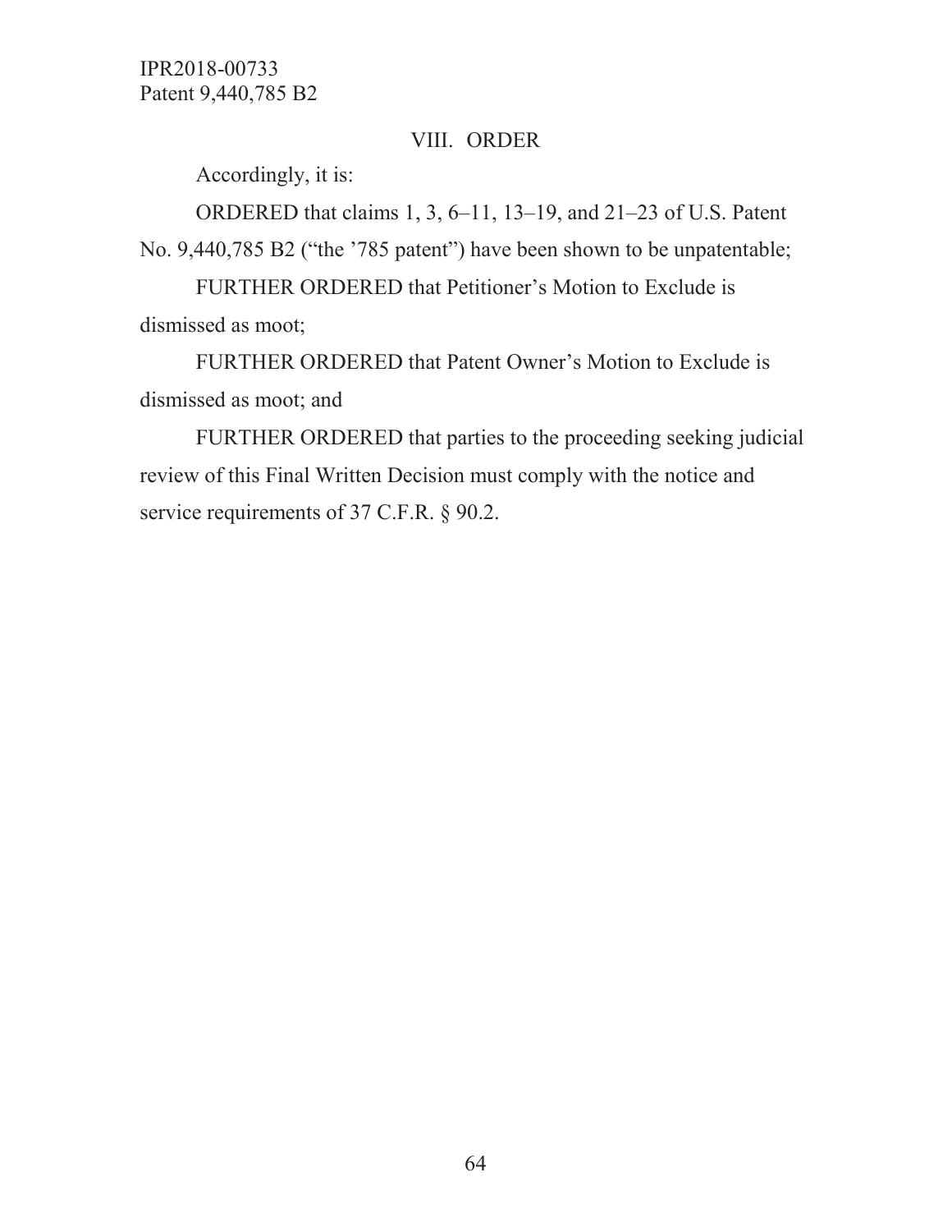## VIII. ORDER

Accordingly, it is:

ORDERED that claims 1, 3, 6–11, 13–19, and 21–23 of U.S. Patent No. 9,440,785 B2 ("the '785 patent") have been shown to be unpatentable;

FURTHER ORDERED that Petitioner's Motion to Exclude is dismissed as moot;

FURTHER ORDERED that Patent Owner's Motion to Exclude is dismissed as moot; and

FURTHER ORDERED that parties to the proceeding seeking judicial review of this Final Written Decision must comply with the notice and service requirements of 37 C.F.R. § 90.2.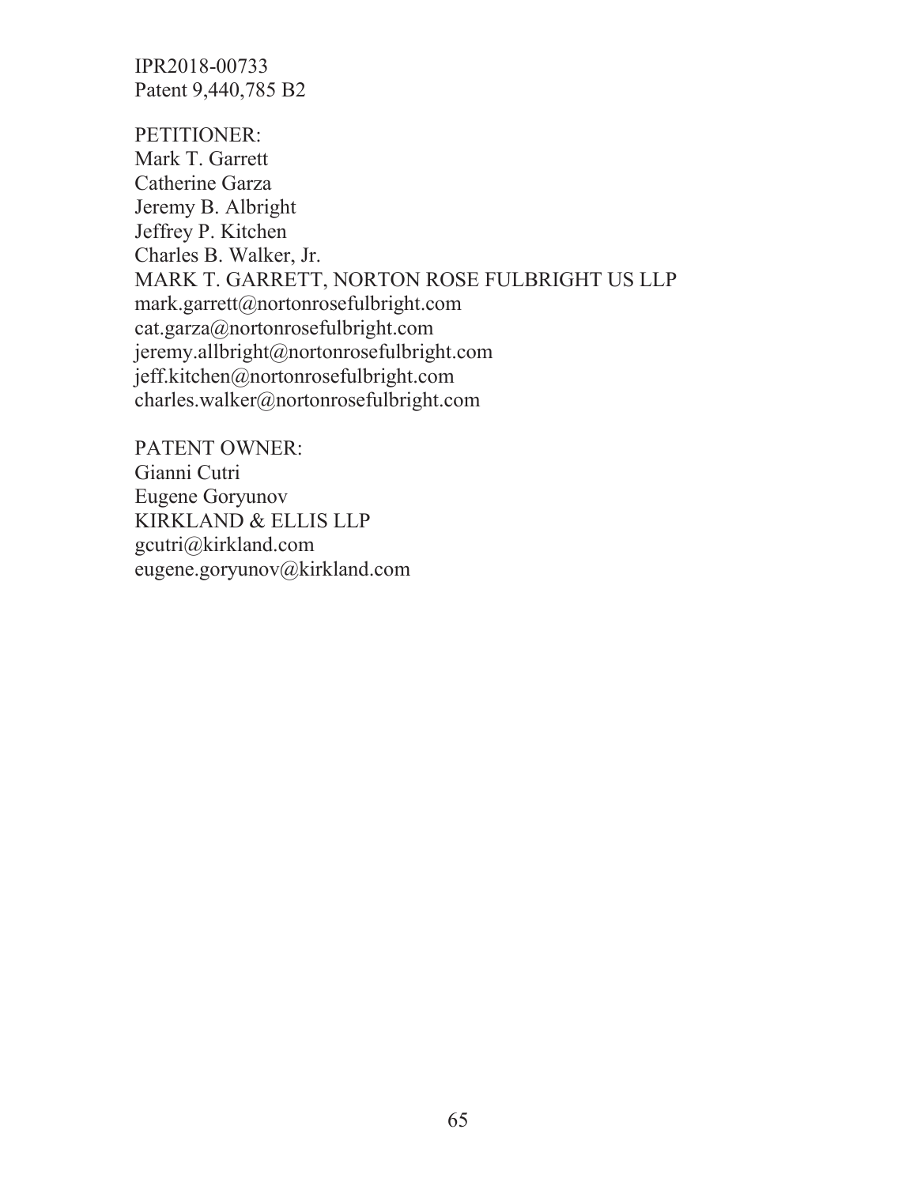IPR2018-00733
Patent 9,440,785 B2

PETITIONER:
Mark T. Garrett
Catherine Garza
Jeremy B. Albright
Jeffrey P. Kitchen
Charles B. Walker, Jr.
MARK T. GARRETT, NORTON ROSE FULBRIGHT US LLP
mark.garrett@nortonrosefulbright.com
cat.garza@nortonrosefulbright.com
jeremy.allbright@nortonrosefulbright.com
jeff.kitchen@nortonrosefulbright.com
charles.walker@nortonrosefulbright.com

PATENT OWNER:
Gianni Cutri
Eugene Goryunov
KIRKLAND & ELLIS LLP
gcutri@kirkland.com
eugene.goryunov@kirkland.com